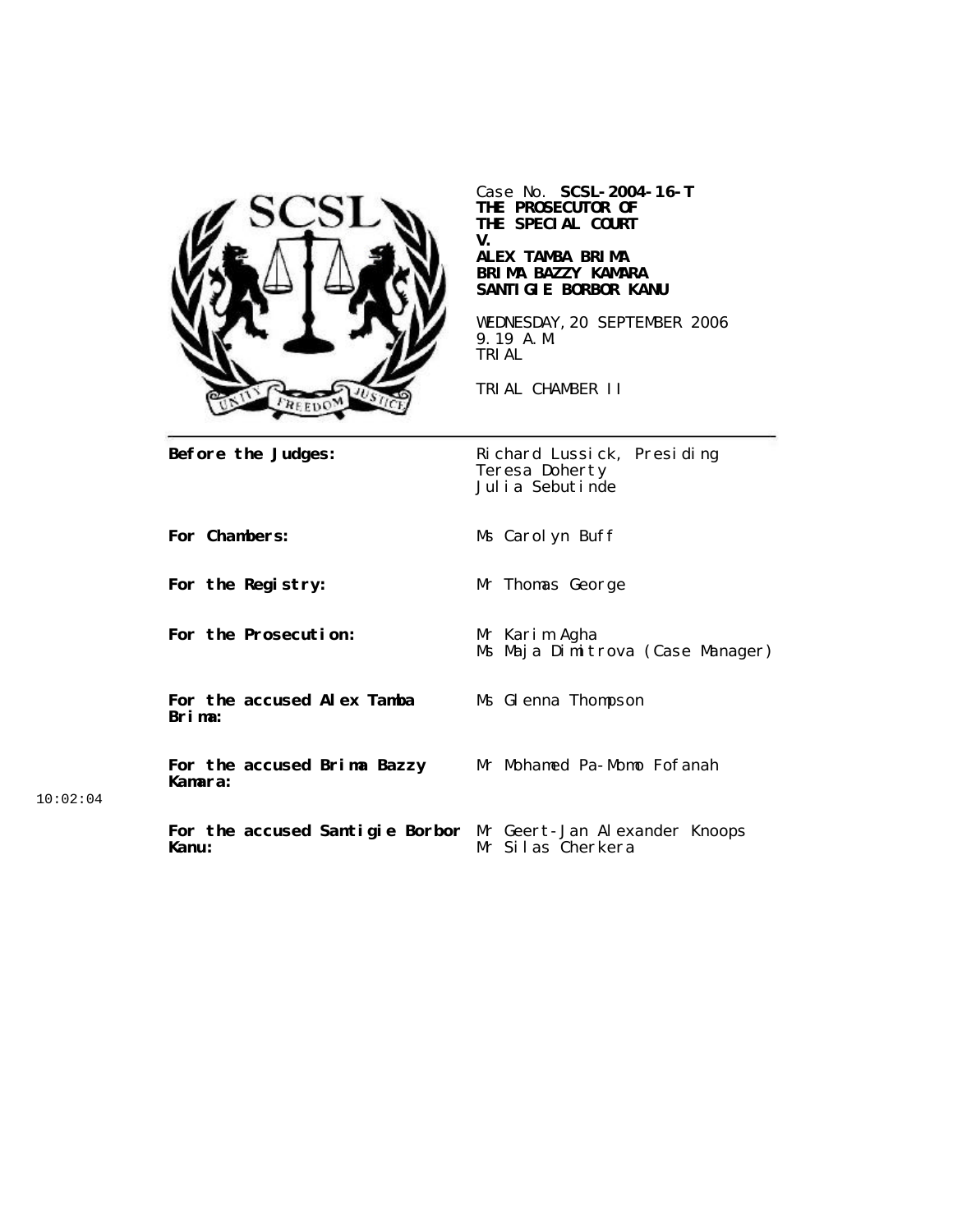Case No. **SCSL-2004-16-T**
**THE PROSECUTOR OF THE SPECIAL COURT**
**V.**
**ALEX TAMBA BRIMA**
**BRIMA BAZZY KAMARA**
**SANTIGIE BORBOR KANU**

WEDNESDAY, 20 SEPTEMBER 2006
9.19 A.M.
TRIAL

TRIAL CHAMBER II

| | |
|---|---|
| **Before the Judges:** | Richard Lussick, Presiding<br>Teresa Doherty<br>Julia Sebutinde |
| **For Chambers:** | Ms Carolyn Buff |
| **For the Registry:** | Mr Thomas George |
| **For the Prosecution:** | Mr Karim Agha<br>Ms Maja Dimitrova (Case Manager) |
| **For the accused Alex Tamba Brima:** | Ms Glenna Thompson |
| **For the accused Brima Bazzy Kamara:** | Mr Mohamed Pa-Momo Fofanah |
| **For the accused Santigie Borbor Kanu:** | Mr Geert-Jan Alexander Knoops<br>Mr Silas Cherkera |

10:02:04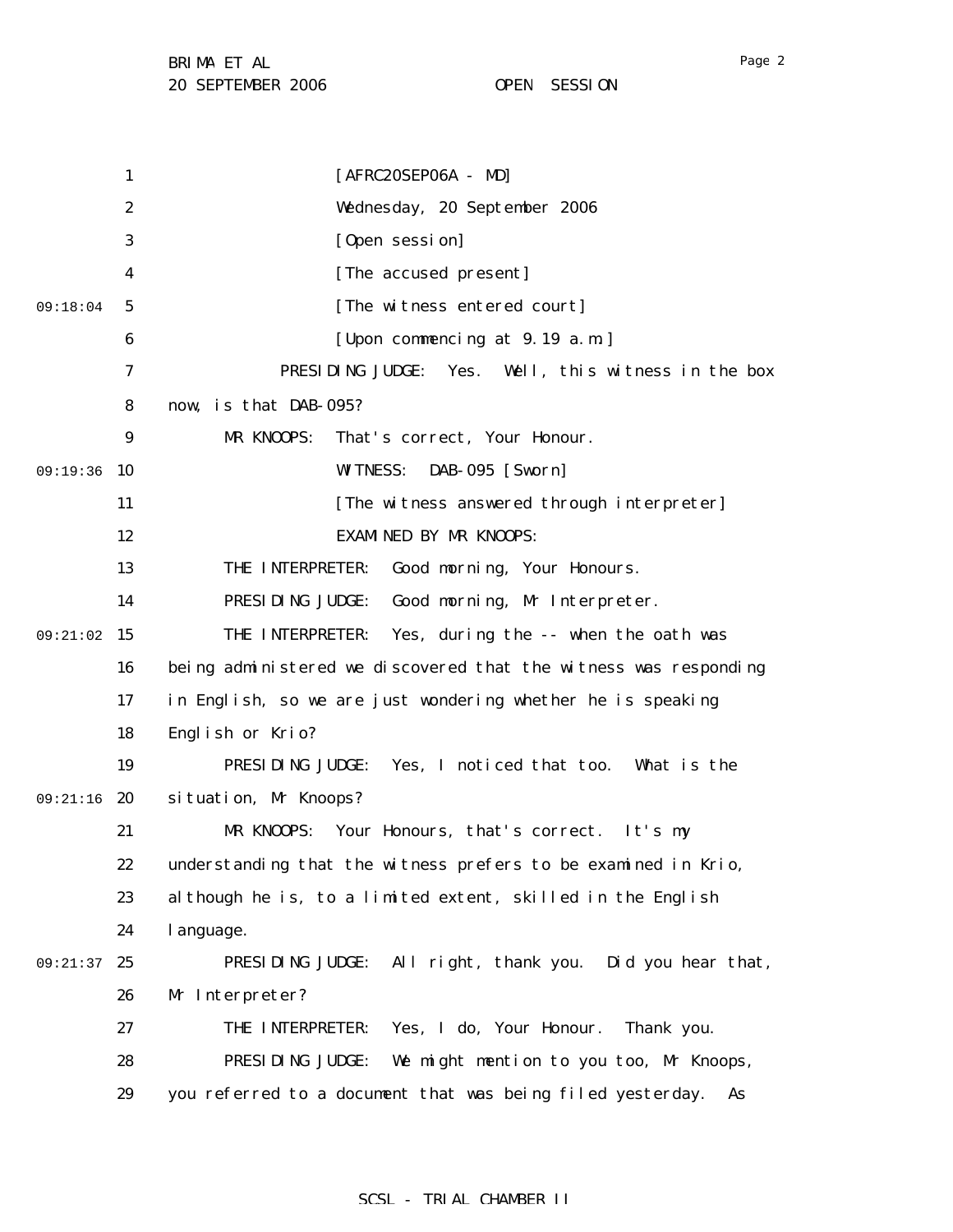[AFRC20SEP06A - MD]

Wednesday, 20 September 2006

[Open session]

[The accused present]

[The witness entered court]

[Upon commencing at 9.19 a.m.]

PRESIDING JUDGE: Yes. Well, this witness in the box now, is that DAB-095?

MR KNOOPS: That's correct, Your Honour.

WITNESS: DAB-095 [Sworn]

[The witness answered through interpreter]

EXAMINED BY MR KNOOPS:

THE INTERPRETER: Good morning, Your Honours.

PRESIDING JUDGE: Good morning, Mr Interpreter.

THE INTERPRETER: Yes, during the -- when the oath was being administered we discovered that the witness was responding in English, so we are just wondering whether he is speaking English or Krio?

PRESIDING JUDGE: Yes, I noticed that too. What is the situation, Mr Knoops?

MR KNOOPS: Your Honours, that's correct. It's my understanding that the witness prefers to be examined in Krio, although he is, to a limited extent, skilled in the English language.

PRESIDING JUDGE: All right, thank you. Did you hear that, Mr Interpreter?

THE INTERPRETER: Yes, I do, Your Honour. Thank you.

PRESIDING JUDGE: We might mention to you too, Mr Knoops, you referred to a document that was being filed yesterday. As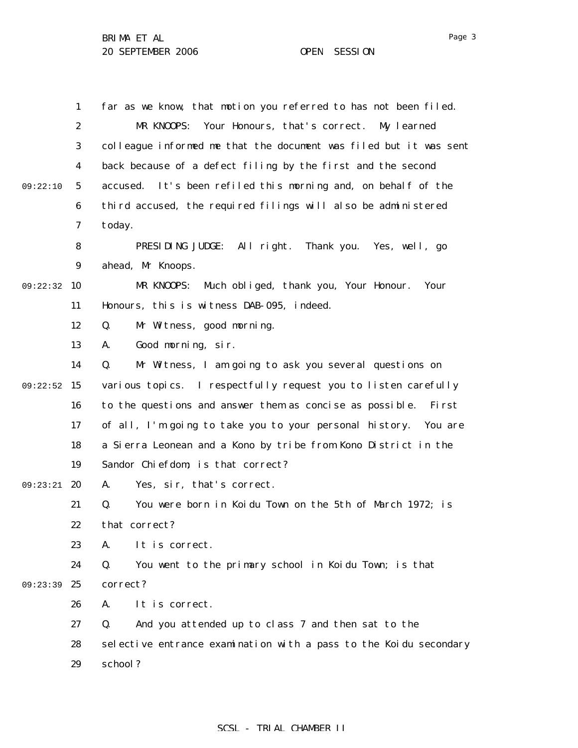far as we know, that motion you referred to has not been filed.

MR KNOOPS: Your Honours, that's correct. My learned colleague informed me that the document was filed but it was sent back because of a defect filing by the first and the second accused. It's been refiled this morning and, on behalf of the third accused, the required filings will also be administered today.

PRESIDING JUDGE: All right. Thank you. Yes, well, go ahead, Mr Knoops.

MR KNOOPS: Much obliged, thank you, Your Honour. Your Honours, this is witness DAB-095, indeed.

Q. Mr Witness, good morning.

A. Good morning, sir.

Q. Mr Witness, I am going to ask you several questions on various topics. I respectfully request you to listen carefully to the questions and answer them as concise as possible. First of all, I'm going to take you to your personal history. You are a Sierra Leonean and a Kono by tribe from Kono District in the Sandor Chiefdom; is that correct?

A. Yes, sir, that's correct.

Q. You were born in Koidu Town on the 5th of March 1972; is that correct?

A. It is correct.

Q. You went to the primary school in Koidu Town; is that correct?

A. It is correct.

Q. And you attended up to class 7 and then sat to the selective entrance examination with a pass to the Koidu secondary school?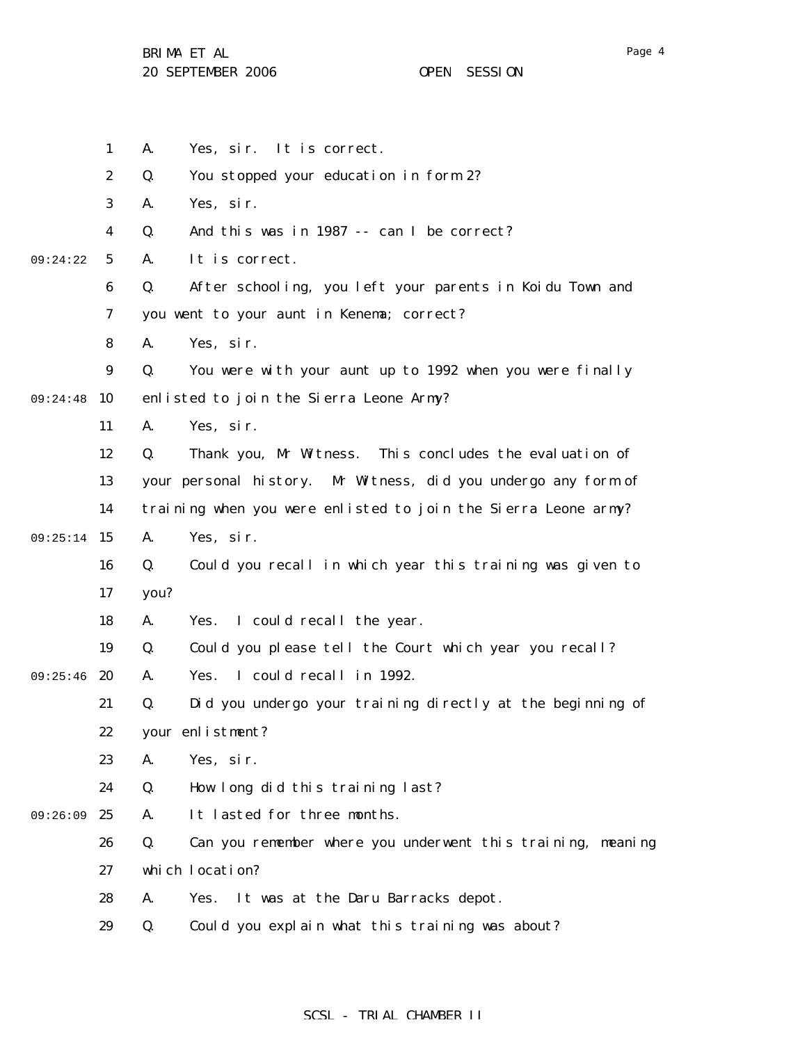A. Yes, sir. It is correct.

Q. You stopped your education in form 2?

A. Yes, sir.

Q. And this was in 1987 -- can I be correct?

A. It is correct.

Q. After schooling, you left your parents in Koidu Town and you went to your aunt in Kenema; correct?

A. Yes, sir.

Q. You were with your aunt up to 1992 when you were finally enlisted to join the Sierra Leone Army?

A. Yes, sir.

Q. Thank you, Mr Witness. This concludes the evaluation of your personal history. Mr Witness, did you undergo any form of training when you were enlisted to join the Sierra Leone army?

A. Yes, sir.

Q. Could you recall in which year this training was given to you?

A. Yes. I could recall the year.

Q. Could you please tell the Court which year you recall?

A. Yes. I could recall in 1992.

Q. Did you undergo your training directly at the beginning of your enlistment?

A. Yes, sir.

Q. How long did this training last?

A. It lasted for three months.

Q. Can you remember where you underwent this training, meaning which location?

A. Yes. It was at the Daru Barracks depot.

Q. Could you explain what this training was about?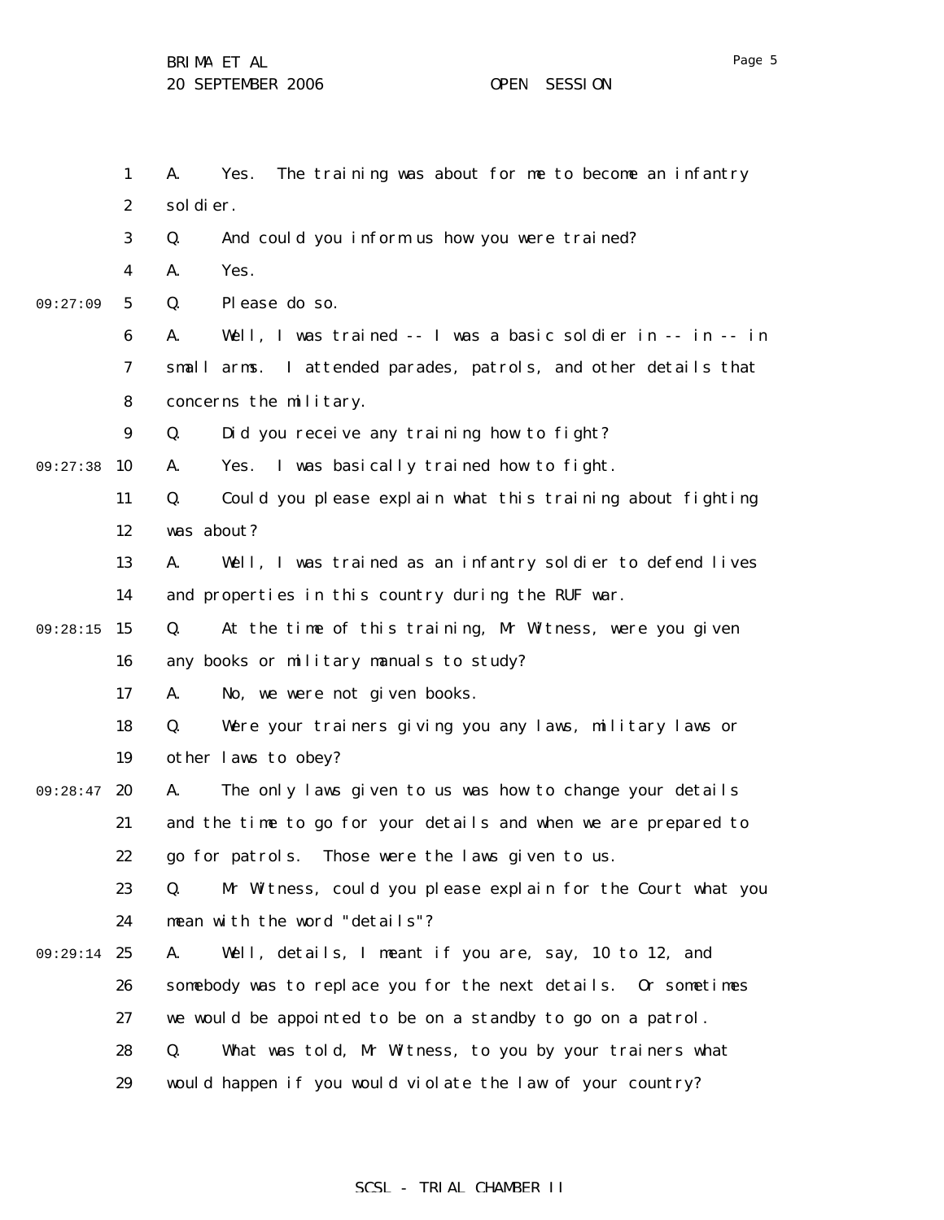A. Yes. The training was about for me to become an infantry soldier.

Q. And could you inform us how you were trained?

A. Yes.

Q. Please do so.

A. Well, I was trained -- I was a basic soldier in -- in -- in small arms. I attended parades, patrols, and other details that concerns the military.

Q. Did you receive any training how to fight?

A. Yes. I was basically trained how to fight.

Q. Could you please explain what this training about fighting was about?

A. Well, I was trained as an infantry soldier to defend lives and properties in this country during the RUF war.

Q. At the time of this training, Mr Witness, were you given any books or military manuals to study?

A. No, we were not given books.

Q. Were your trainers giving you any laws, military laws or other laws to obey?

A. The only laws given to us was how to change your details and the time to go for your details and when we are prepared to go for patrols. Those were the laws given to us.

Q. Mr Witness, could you please explain for the Court what you mean with the word "details"?

A. Well, details, I meant if you are, say, 10 to 12, and somebody was to replace you for the next details. Or sometimes we would be appointed to be on a standby to go on a patrol.

Q. What was told, Mr Witness, to you by your trainers what would happen if you would violate the law of your country?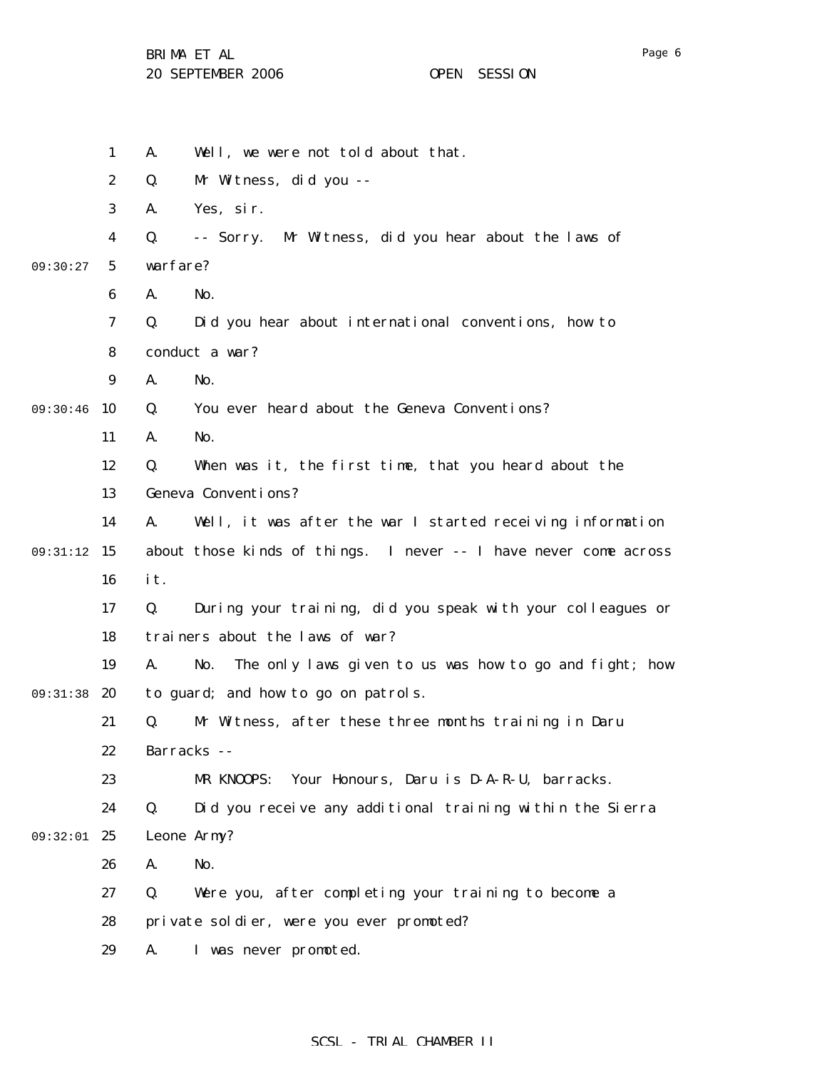A. Well, we were not told about that.

Q. Mr Witness, did you --

A. Yes, sir.

Q. -- Sorry. Mr Witness, did you hear about the laws of warfare?

A. No.

Q. Did you hear about international conventions, how to conduct a war?

A. No.

Q. You ever heard about the Geneva Conventions?

A. No.

Q. When was it, the first time, that you heard about the Geneva Conventions?

A. Well, it was after the war I started receiving information about those kinds of things. I never -- I have never come across it.

Q. During your training, did you speak with your colleagues or trainers about the laws of war?

A. No. The only laws given to us was how to go and fight; how to guard; and how to go on patrols.

Q. Mr Witness, after these three months training in Daru Barracks --

MR KNOOPS: Your Honours, Daru is D-A-R-U, barracks.

Q. Did you receive any additional training within the Sierra Leone Army?

A. No.

Q. Were you, after completing your training to become a private soldier, were you ever promoted?

A. I was never promoted.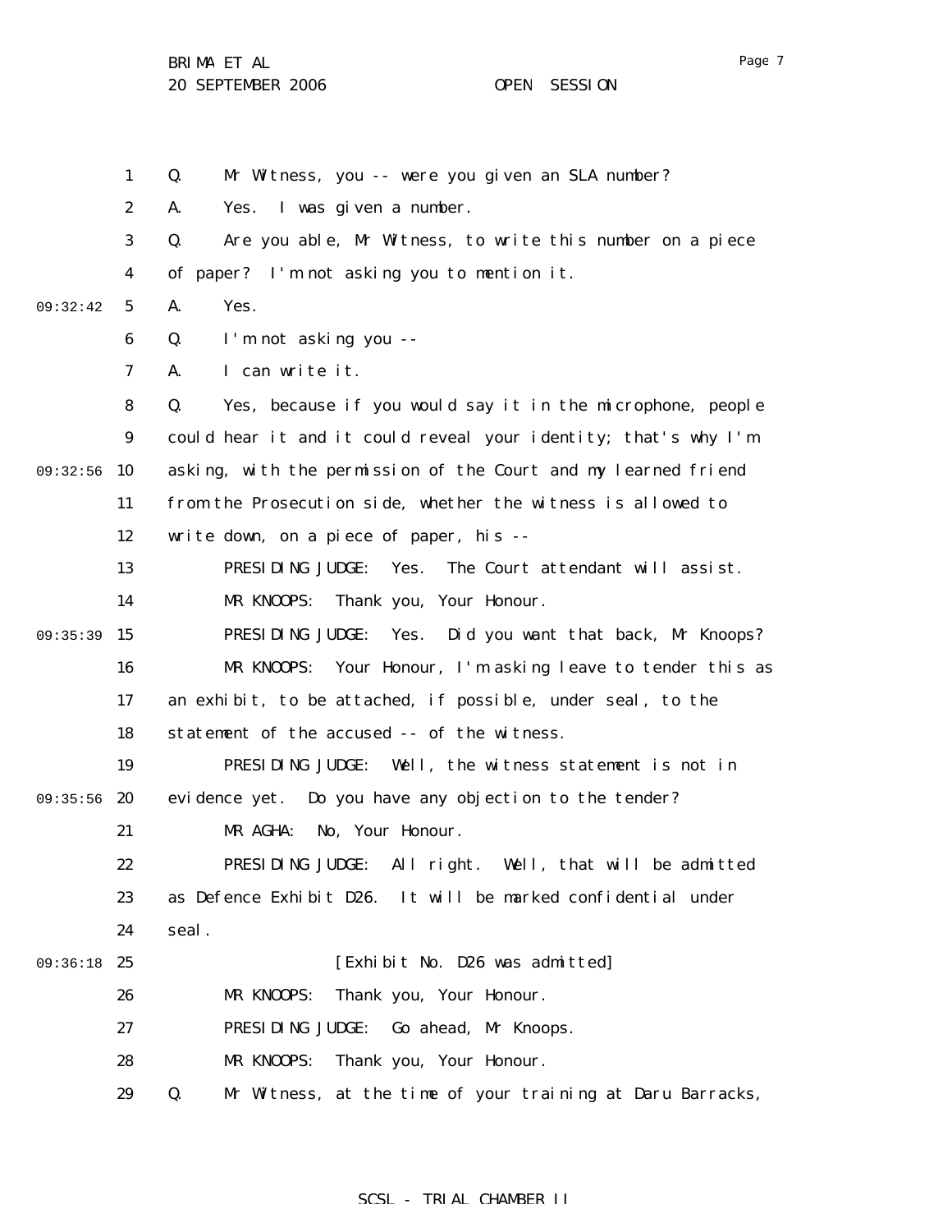Q. Mr Witness, you -- were you given an SLA number?

A. Yes. I was given a number.

Q. Are you able, Mr Witness, to write this number on a piece of paper? I'm not asking you to mention it.

A. Yes.

Q. I'm not asking you --

A. I can write it.

Q. Yes, because if you would say it in the microphone, people could hear it and it could reveal your identity; that's why I'm asking, with the permission of the Court and my learned friend from the Prosecution side, whether the witness is allowed to write down, on a piece of paper, his --

PRESIDING JUDGE: Yes. The Court attendant will assist.

MR KNOOPS: Thank you, Your Honour.

PRESIDING JUDGE: Yes. Did you want that back, Mr Knoops?

MR KNOOPS: Your Honour, I'm asking leave to tender this as an exhibit, to be attached, if possible, under seal, to the statement of the accused -- of the witness.

PRESIDING JUDGE: Well, the witness statement is not in evidence yet. Do you have any objection to the tender?

MR AGHA: No, Your Honour.

PRESIDING JUDGE: All right. Well, that will be admitted as Defence Exhibit D26. It will be marked confidential under seal.

[Exhibit No. D26 was admitted]

MR KNOOPS: Thank you, Your Honour.

PRESIDING JUDGE: Go ahead, Mr Knoops.

MR KNOOPS: Thank you, Your Honour.

Q. Mr Witness, at the time of your training at Daru Barracks,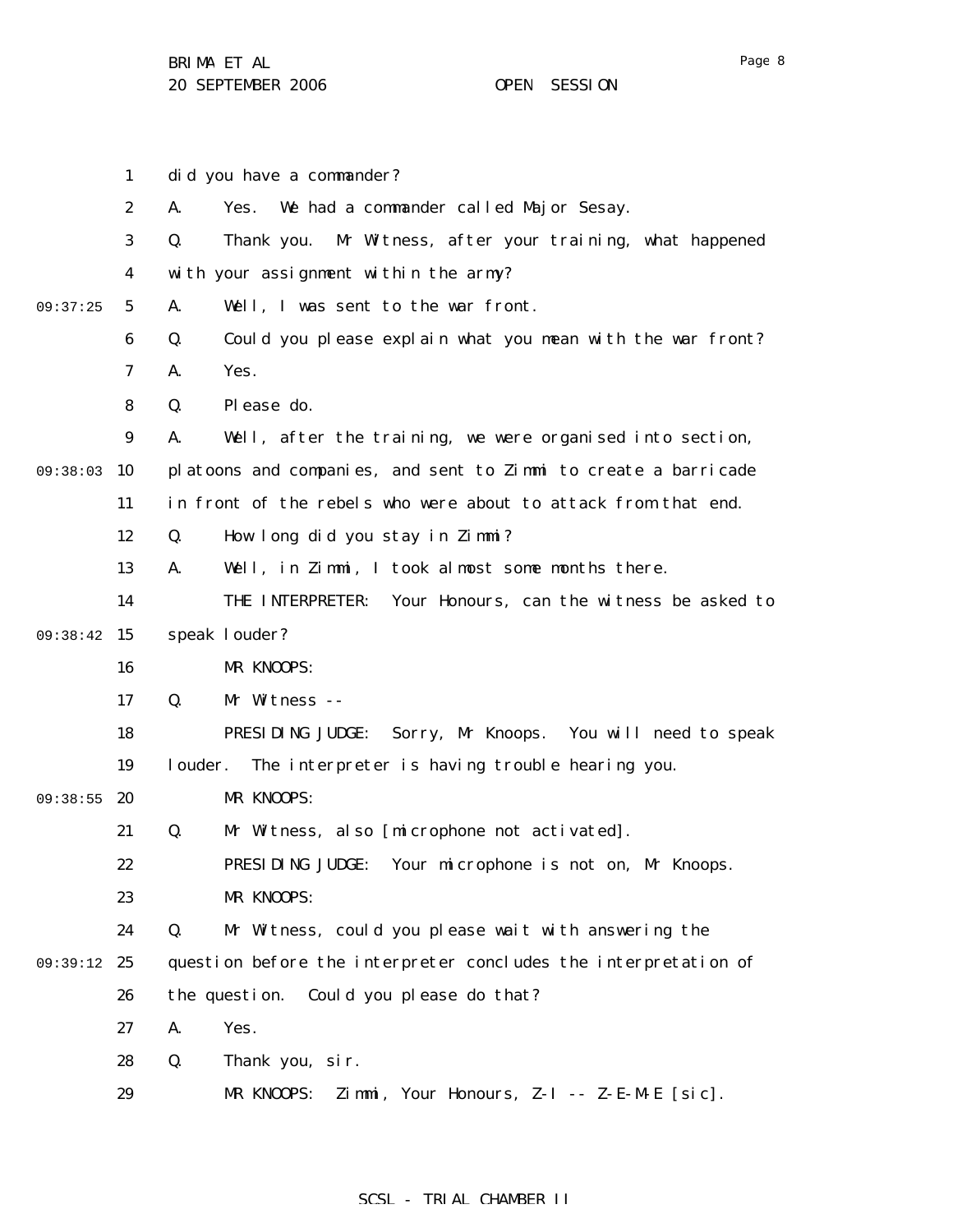did you have a commander?

A. Yes. We had a commander called Major Sesay.

Q. Thank you. Mr Witness, after your training, what happened with your assignment within the army?

A. Well, I was sent to the war front.

Q. Could you please explain what you mean with the war front?

A. Yes.

Q. Please do.

A. Well, after the training, we were organised into section, platoons and companies, and sent to Zimmi to create a barricade in front of the rebels who were about to attack from that end.

Q. How long did you stay in Zimmi?

A. Well, in Zimmi, I took almost some months there.

THE INTERPRETER: Your Honours, can the witness be asked to speak louder?

MR KNOOPS:

Q. Mr Witness --

PRESIDING JUDGE: Sorry, Mr Knoops. You will need to speak louder. The interpreter is having trouble hearing you.

MR KNOOPS:

Q. Mr Witness, also [microphone not activated].

PRESIDING JUDGE: Your microphone is not on, Mr Knoops.

MR KNOOPS:

Q. Mr Witness, could you please wait with answering the question before the interpreter concludes the interpretation of the question. Could you please do that?

A. Yes.

Q. Thank you, sir.

MR KNOOPS: Zimmi, Your Honours, Z-I -- Z-E-M-E [sic].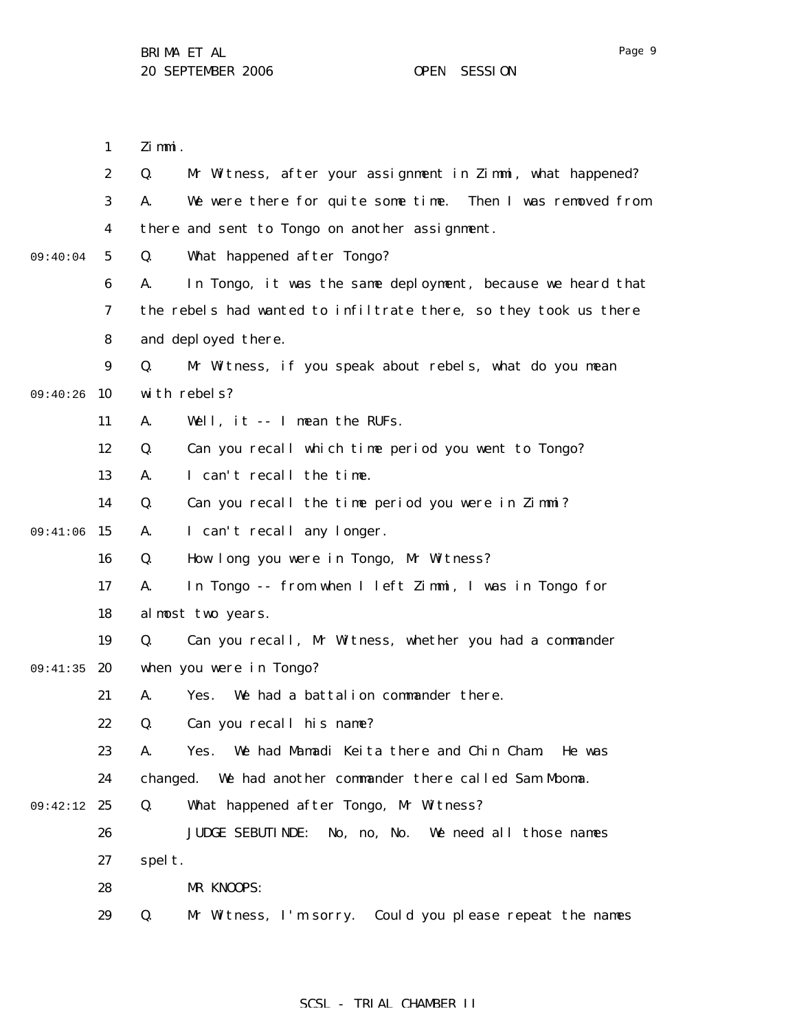Zimmi.

Q. Mr Witness, after your assignment in Zimmi, what happened?

A. We were there for quite some time. Then I was removed from there and sent to Tongo on another assignment.

Q. What happened after Tongo?

A. In Tongo, it was the same deployment, because we heard that the rebels had wanted to infiltrate there, so they took us there and deployed there.

Q. Mr Witness, if you speak about rebels, what do you mean with rebels?

A. Well, it -- I mean the RUFs.

Q. Can you recall which time period you went to Tongo?

A. I can't recall the time.

Q. Can you recall the time period you were in Zimmi?

A. I can't recall any longer.

Q. How long you were in Tongo, Mr Witness?

A. In Tongo -- from when I left Zimmi, I was in Tongo for almost two years.

Q. Can you recall, Mr Witness, whether you had a commander when you were in Tongo?

A. Yes. We had a battalion commander there.

Q. Can you recall his name?

A. Yes. We had Mamadi Keita there and Chin Cham. He was changed. We had another commander there called Sam Mboma.

Q. What happened after Tongo, Mr Witness?

JUDGE SEBUTINDE: No, no, No. We need all those names spelt.

MR KNOOPS:

Q. Mr Witness, I'm sorry. Could you please repeat the names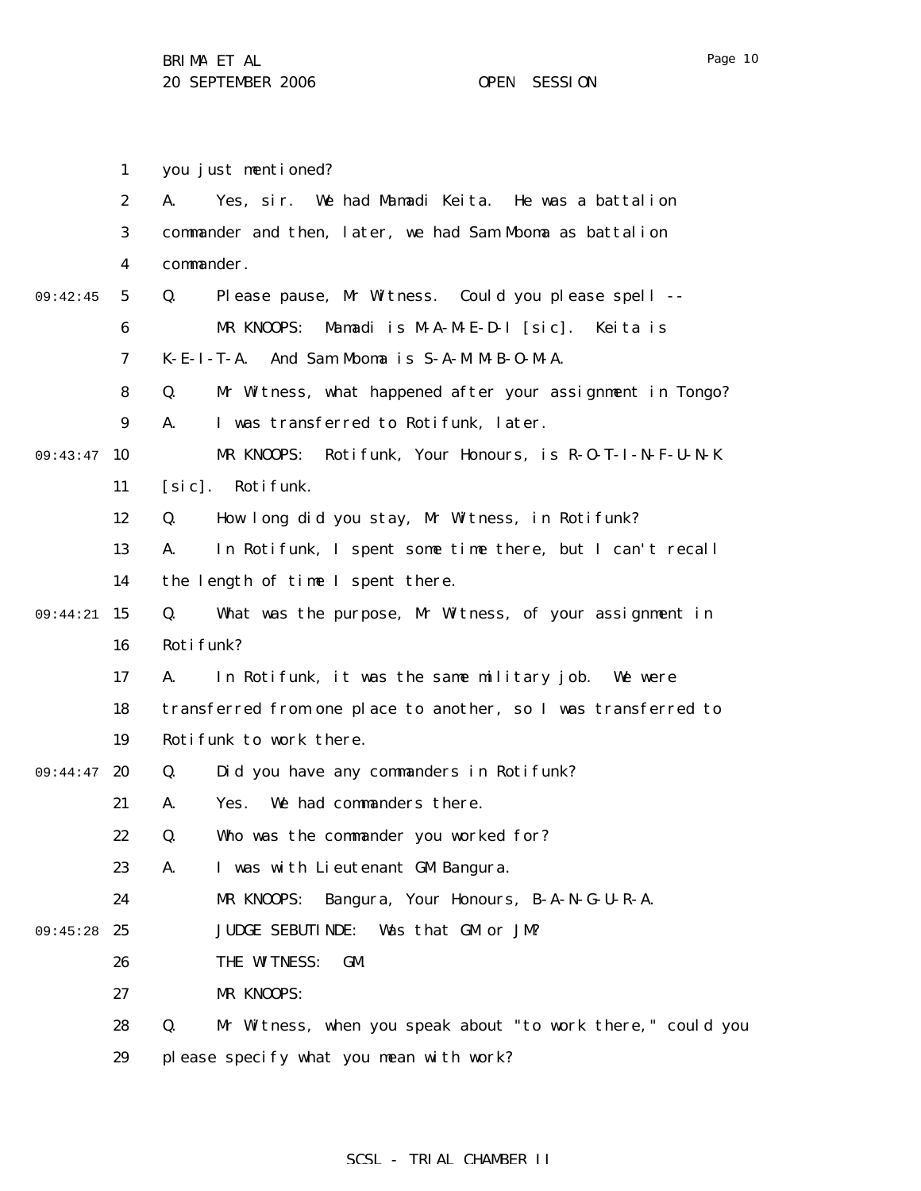1 you just mentioned?

2 A. Yes, sir. We had Mamadi Keita. He was a battalion

3 commander and then, later, we had Sam Mboma as battalion

4 commander.

09:42:45 5 Q. Please pause, Mr Witness. Could you please spell --

6 MR KNOOPS: Mamadi is M-A-M-E-D-I [sic]. Keita is

7 K-E-I-T-A. And Sam Mboma is S-A-M M-B-O-M-A.

8 Q. Mr Witness, what happened after your assignment in Tongo?

9 A. I was transferred to Rotifunk, later.

09:43:47 10 MR KNOOPS: Rotifunk, Your Honours, is R-O-T-I-N-F-U-N-K

11 [sic]. Rotifunk.

12 Q. How long did you stay, Mr Witness, in Rotifunk?

13 A. In Rotifunk, I spent some time there, but I can't recall

14 the length of time I spent there.

09:44:21 15 Q. What was the purpose, Mr Witness, of your assignment in

16 Rotifunk?

17 A. In Rotifunk, it was the same military job. We were

18 transferred from one place to another, so I was transferred to

19 Rotifunk to work there.

09:44:47 20 Q. Did you have any commanders in Rotifunk?

21 A. Yes. We had commanders there.

22 Q. Who was the commander you worked for?

23 A. I was with Lieutenant GM Bangura.

24 MR KNOOPS: Bangura, Your Honours, B-A-N-G-U-R-A.

09:45:28 25 JUDGE SEBUTINDE: Was that GM or JM?

26 THE WITNESS: GM.

27 MR KNOOPS:

28 Q. Mr Witness, when you speak about "to work there," could you

29 please specify what you mean with work?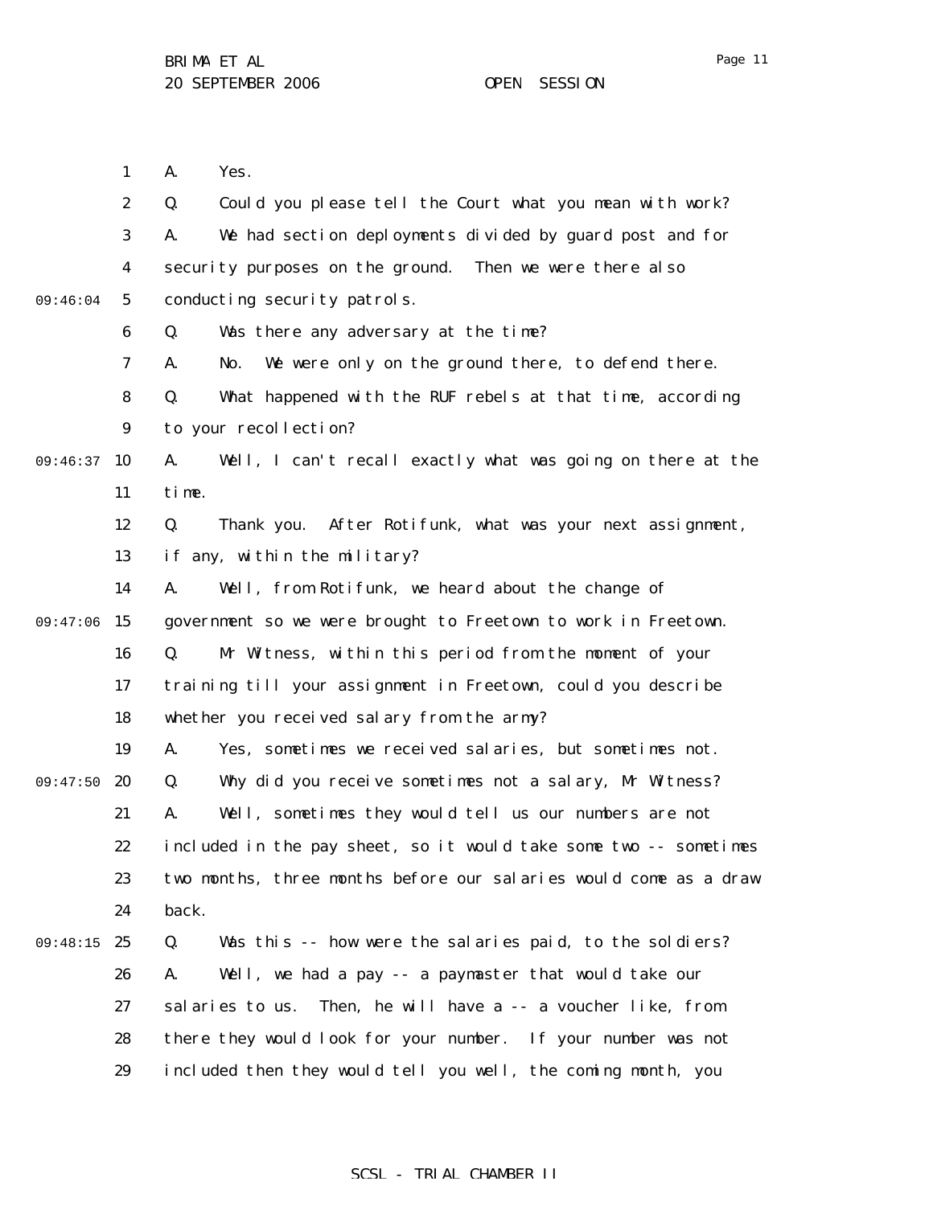A. Yes.

Q. Could you please tell the Court what you mean with work?

A. We had section deployments divided by guard post and for security purposes on the ground. Then we were there also conducting security patrols.

Q. Was there any adversary at the time?

A. No. We were only on the ground there, to defend there.

Q. What happened with the RUF rebels at that time, according to your recollection?

A. Well, I can't recall exactly what was going on there at the time.

Q. Thank you. After Rotifunk, what was your next assignment, if any, within the military?

A. Well, from Rotifunk, we heard about the change of government so we were brought to Freetown to work in Freetown.

Q. Mr Witness, within this period from the moment of your training till your assignment in Freetown, could you describe whether you received salary from the army?

A. Yes, sometimes we received salaries, but sometimes not.

Q. Why did you receive sometimes not a salary, Mr Witness?

A. Well, sometimes they would tell us our numbers are not included in the pay sheet, so it would take some two -- sometimes two months, three months before our salaries would come as a draw back.

Q. Was this -- how were the salaries paid, to the soldiers?

A. Well, we had a pay -- a paymaster that would take our salaries to us. Then, he will have a -- a voucher like, from there they would look for your number. If your number was not included then they would tell you well, the coming month, you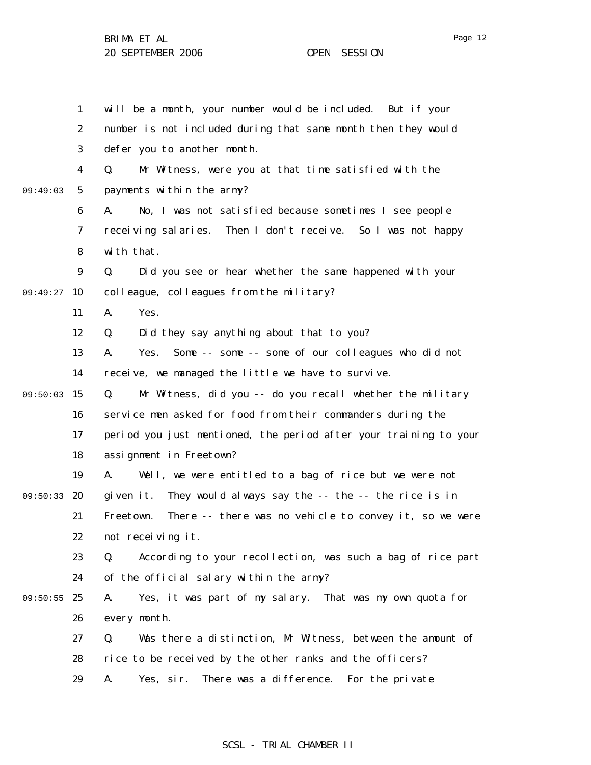will be a month, your number would be included. But if your number is not included during that same month then they would defer you to another month.

Q. Mr Witness, were you at that time satisfied with the payments within the army?

A. No, I was not satisfied because sometimes I see people receiving salaries. Then I don't receive. So I was not happy with that.

Q. Did you see or hear whether the same happened with your colleague, colleagues from the military?

A. Yes.

Q. Did they say anything about that to you?

A. Yes. Some -- some -- some of our colleagues who did not receive, we managed the little we have to survive.

Q. Mr Witness, did you -- do you recall whether the military service men asked for food from their commanders during the period you just mentioned, the period after your training to your assignment in Freetown?

A. Well, we were entitled to a bag of rice but we were not given it. They would always say the -- the -- the rice is in Freetown. There -- there was no vehicle to convey it, so we were not receiving it.

Q. According to your recollection, was such a bag of rice part of the official salary within the army?

A. Yes, it was part of my salary. That was my own quota for every month.

Q. Was there a distinction, Mr Witness, between the amount of rice to be received by the other ranks and the officers?

A. Yes, sir. There was a difference. For the private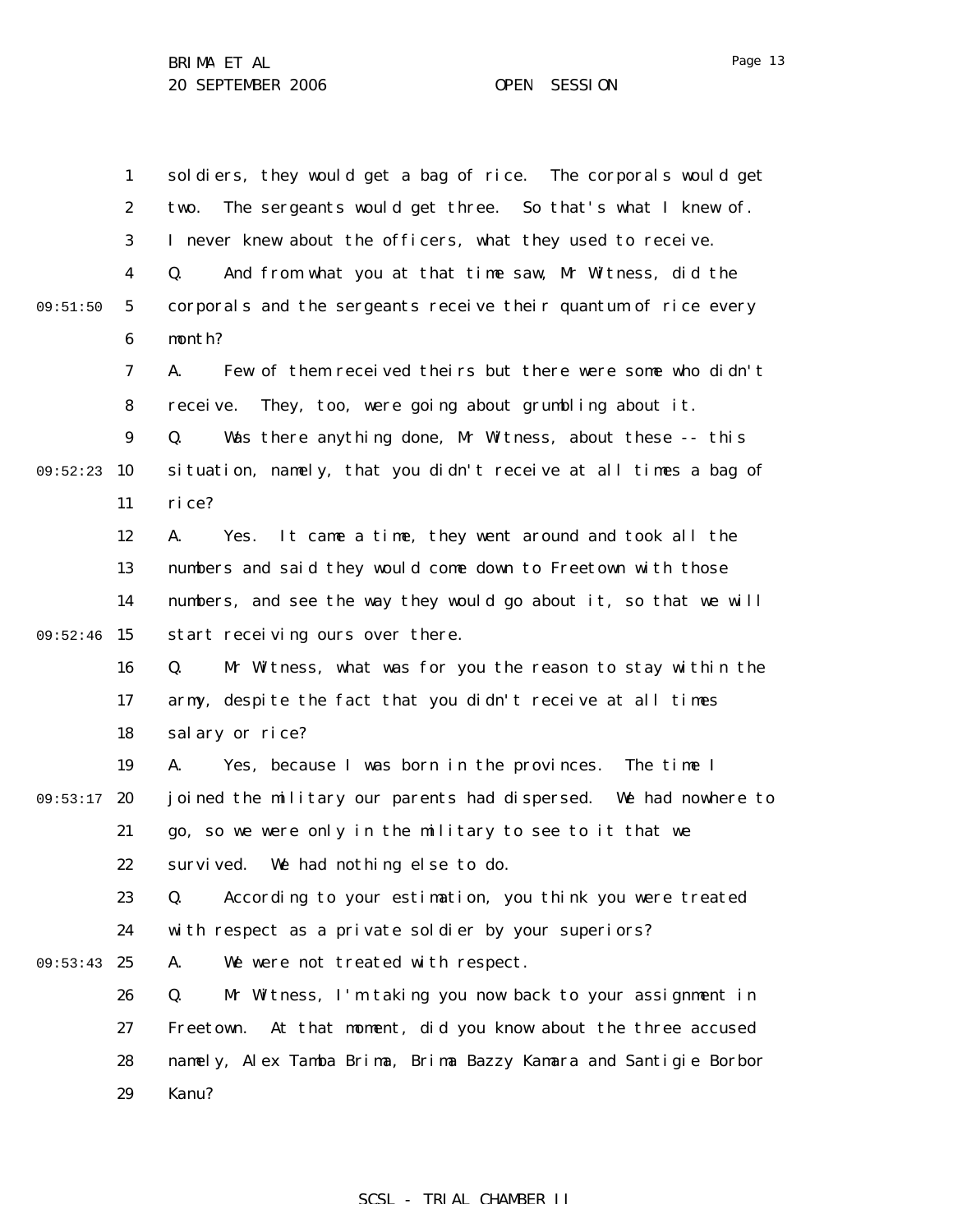soldiers, they would get a bag of rice. The corporals would get two. The sergeants would get three. So that's what I knew of. I never knew about the officers, what they used to receive.

Q. And from what you at that time saw, Mr Witness, did the corporals and the sergeants receive their quantum of rice every month?

A. Few of them received theirs but there were some who didn't receive. They, too, were going about grumbling about it.

Q. Was there anything done, Mr Witness, about these -- this situation, namely, that you didn't receive at all times a bag of rice?

A. Yes. It came a time, they went around and took all the numbers and said they would come down to Freetown with those numbers, and see the way they would go about it, so that we will start receiving ours over there.

Q. Mr Witness, what was for you the reason to stay within the army, despite the fact that you didn't receive at all times salary or rice?

A. Yes, because I was born in the provinces. The time I joined the military our parents had dispersed. We had nowhere to go, so we were only in the military to see to it that we survived. We had nothing else to do.

Q. According to your estimation, you think you were treated with respect as a private soldier by your superiors?

A. We were not treated with respect.

Q. Mr Witness, I'm taking you now back to your assignment in Freetown. At that moment, did you know about the three accused namely, Alex Tamba Brima, Brima Bazzy Kamara and Santigie Borbor Kanu?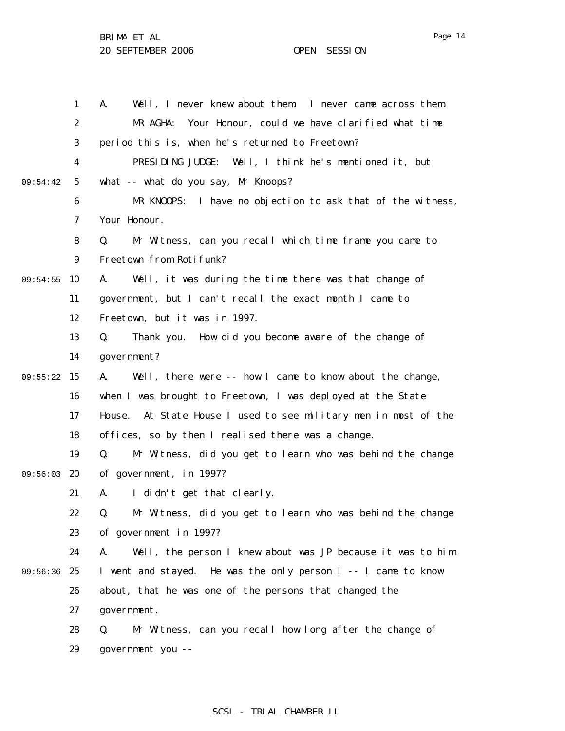A. Well, I never knew about them. I never came across them.

MR AGHA: Your Honour, could we have clarified what time period this is, when he's returned to Freetown?

PRESIDING JUDGE: Well, I think he's mentioned it, but what -- what do you say, Mr Knoops?

MR KNOOPS: I have no objection to ask that of the witness, Your Honour.

Q. Mr Witness, can you recall which time frame you came to Freetown from Rotifunk?

A. Well, it was during the time there was that change of government, but I can't recall the exact month I came to Freetown, but it was in 1997.

Q. Thank you. How did you become aware of the change of government?

A. Well, there were -- how I came to know about the change, when I was brought to Freetown, I was deployed at the State House. At State House I used to see military men in most of the offices, so by then I realised there was a change.

Q. Mr Witness, did you get to learn who was behind the change of government, in 1997?

A. I didn't get that clearly.

Q. Mr Witness, did you get to learn who was behind the change of government in 1997?

A. Well, the person I knew about was JP because it was to him I went and stayed. He was the only person I -- I came to know about, that he was one of the persons that changed the government.

Q. Mr Witness, can you recall how long after the change of government you --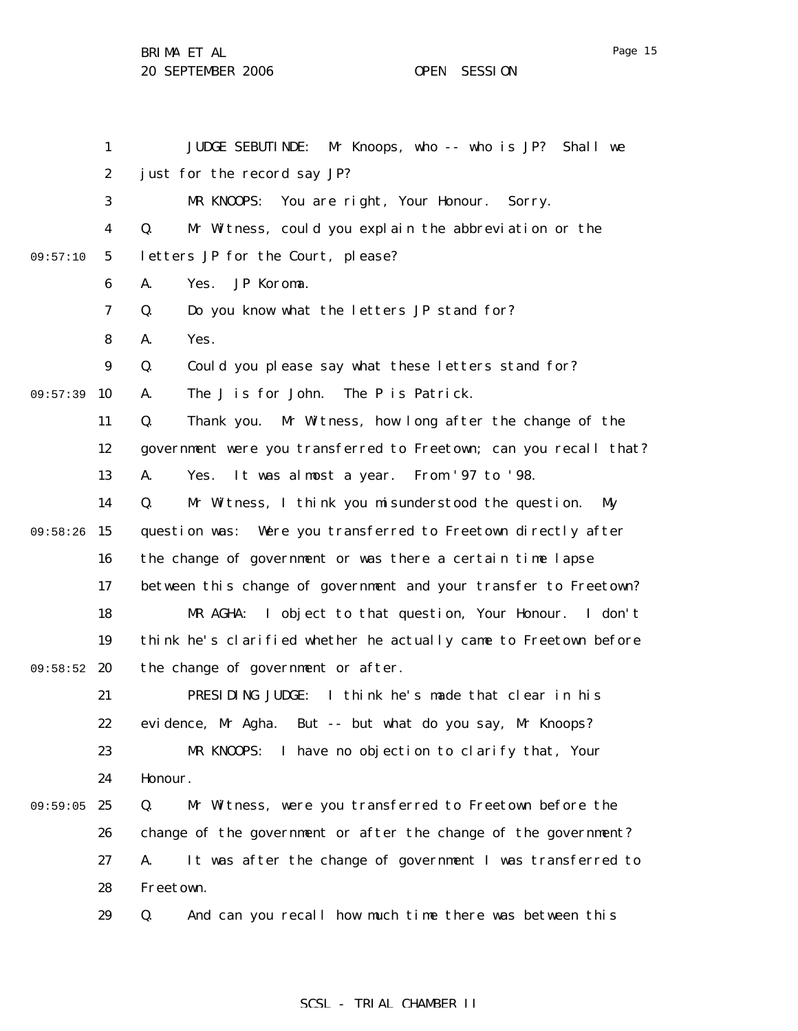JUDGE SEBUTINDE: Mr Knoops, who -- who is JP? Shall we just for the record say JP?

MR KNOOPS: You are right, Your Honour. Sorry.

Q. Mr Witness, could you explain the abbreviation or the letters JP for the Court, please?

A. Yes. JP Koroma.

Q. Do you know what the letters JP stand for?

A. Yes.

Q. Could you please say what these letters stand for?

A. The J is for John. The P is Patrick.

Q. Thank you. Mr Witness, how long after the change of the government were you transferred to Freetown; can you recall that?

A. Yes. It was almost a year. From '97 to '98.

Q. Mr Witness, I think you misunderstood the question. My question was: Were you transferred to Freetown directly after the change of government or was there a certain time lapse between this change of government and your transfer to Freetown?

MR AGHA: I object to that question, Your Honour. I don't think he's clarified whether he actually came to Freetown before the change of government or after.

PRESIDING JUDGE: I think he's made that clear in his evidence, Mr Agha. But -- but what do you say, Mr Knoops?

MR KNOOPS: I have no objection to clarify that, Your Honour.

Q. Mr Witness, were you transferred to Freetown before the change of the government or after the change of the government?

A. It was after the change of government I was transferred to Freetown.

Q. And can you recall how much time there was between this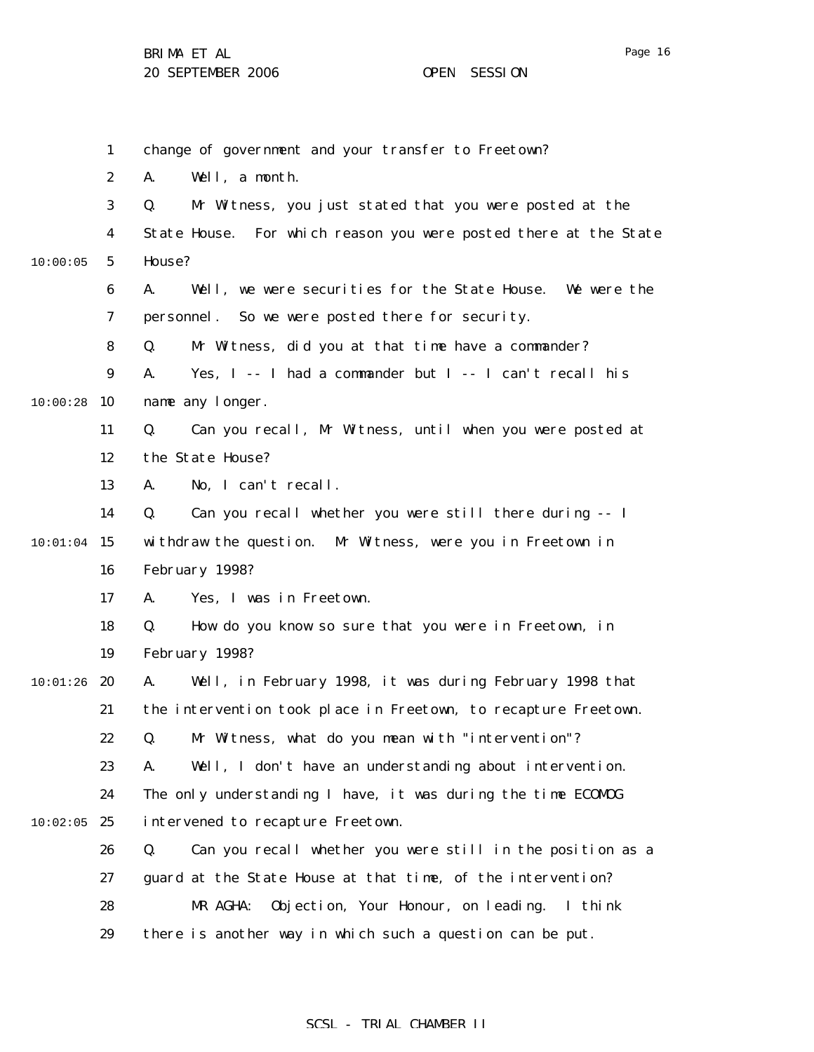change of government and your transfer to Freetown?

A. Well, a month.

Q. Mr Witness, you just stated that you were posted at the State House. For which reason you were posted there at the State House?

A. Well, we were securities for the State House. We were the personnel. So we were posted there for security.

Q. Mr Witness, did you at that time have a commander?

A. Yes, I -- I had a commander but I -- I can't recall his name any longer.

Q. Can you recall, Mr Witness, until when you were posted at the State House?

A. No, I can't recall.

Q. Can you recall whether you were still there during -- I withdraw the question. Mr Witness, were you in Freetown in February 1998?

A. Yes, I was in Freetown.

Q. How do you know so sure that you were in Freetown, in February 1998?

A. Well, in February 1998, it was during February 1998 that the intervention took place in Freetown, to recapture Freetown.

Q. Mr Witness, what do you mean with "intervention"?

A. Well, I don't have an understanding about intervention. The only understanding I have, it was during the time ECOMOG intervened to recapture Freetown.

Q. Can you recall whether you were still in the position as a guard at the State House at that time, of the intervention?

MR AGHA: Objection, Your Honour, on leading. I think there is another way in which such a question can be put.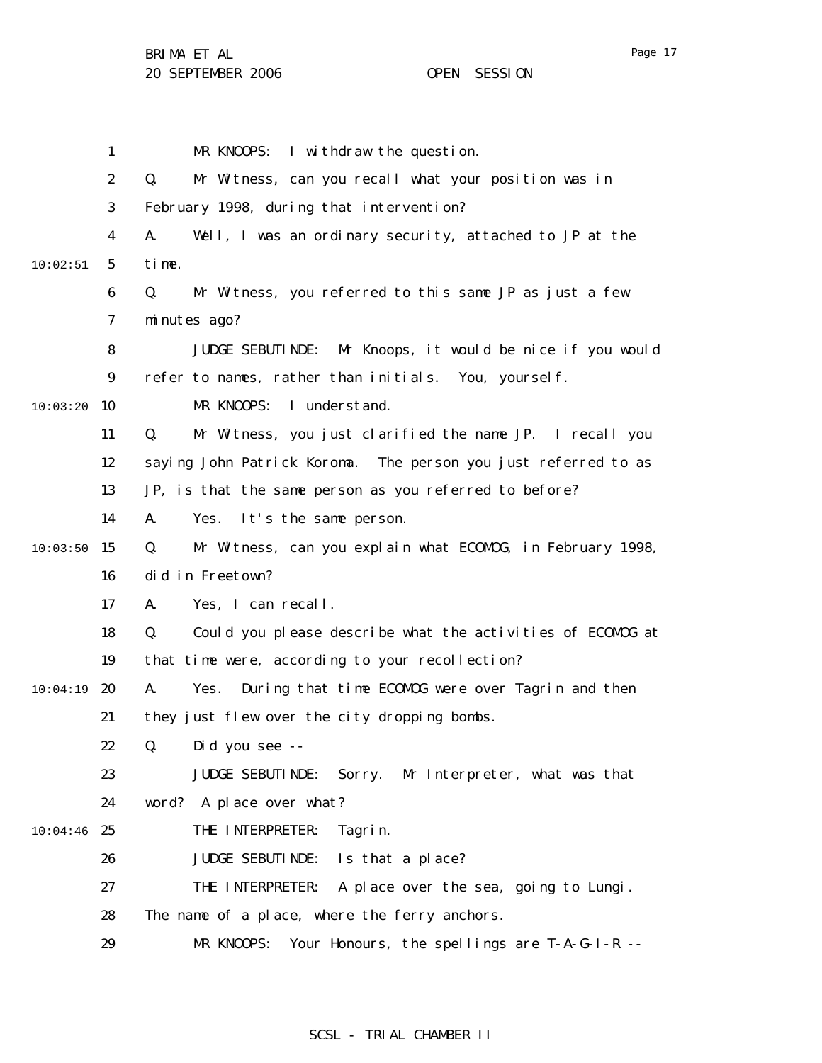MR KNOOPS: I withdraw the question.

Q. Mr Witness, can you recall what your position was in February 1998, during that intervention?

A. Well, I was an ordinary security, attached to JP at the time.

Q. Mr Witness, you referred to this same JP as just a few minutes ago?

JUDGE SEBUTINDE: Mr Knoops, it would be nice if you would refer to names, rather than initials. You, yourself.

MR KNOOPS: I understand.

Q. Mr Witness, you just clarified the name JP. I recall you saying John Patrick Koroma. The person you just referred to as JP, is that the same person as you referred to before?

A. Yes. It's the same person.

Q. Mr Witness, can you explain what ECOMOG, in February 1998, did in Freetown?

A. Yes, I can recall.

Q. Could you please describe what the activities of ECOMOG at that time were, according to your recollection?

A. Yes. During that time ECOMOG were over Tagrin and then they just flew over the city dropping bombs.

Q. Did you see --

JUDGE SEBUTINDE: Sorry. Mr Interpreter, what was that word? A place over what?

THE INTERPRETER: Tagrin.

JUDGE SEBUTINDE: Is that a place?

THE INTERPRETER: A place over the sea, going to Lungi. The name of a place, where the ferry anchors.

MR KNOOPS: Your Honours, the spellings are T-A-G-I-R --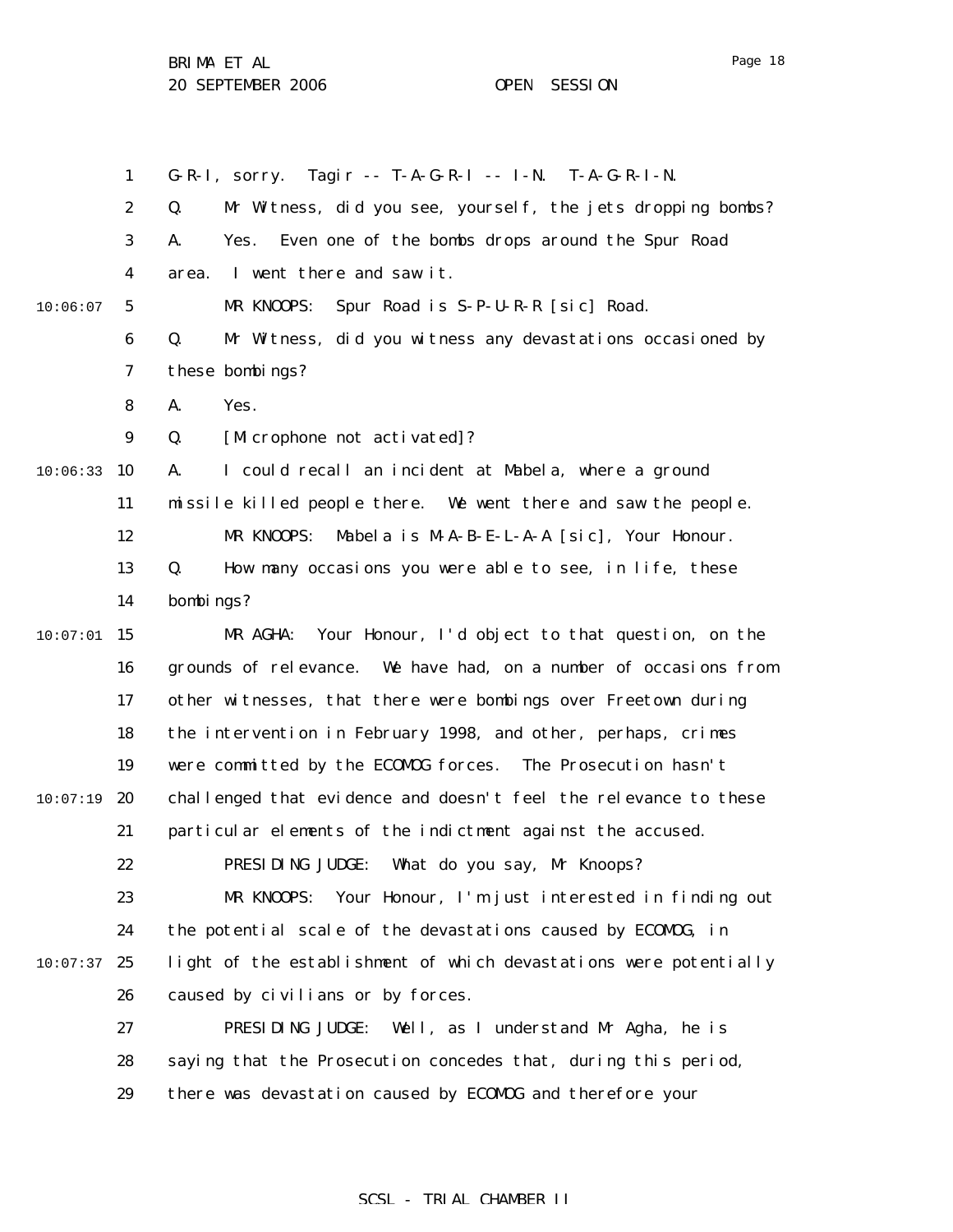G-R-I, sorry. Tagir -- T-A-G-R-I -- I-N. T-A-G-R-I-N.

Q. Mr Witness, did you see, yourself, the jets dropping bombs?

A. Yes. Even one of the bombs drops around the Spur Road area. I went there and saw it.

MR KNOOPS: Spur Road is S-P-U-R-R [sic] Road.

Q. Mr Witness, did you witness any devastations occasioned by these bombings?

A. Yes.

Q. [Microphone not activated]?

A. I could recall an incident at Mabela, where a ground missile killed people there. We went there and saw the people.

MR KNOOPS: Mabela is M-A-B-E-L-A-A [sic], Your Honour.

Q. How many occasions you were able to see, in life, these bombings?

MR AGHA: Your Honour, I'd object to that question, on the grounds of relevance. We have had, on a number of occasions from other witnesses, that there were bombings over Freetown during the intervention in February 1998, and other, perhaps, crimes were committed by the ECOMOG forces. The Prosecution hasn't challenged that evidence and doesn't feel the relevance to these particular elements of the indictment against the accused.

PRESIDING JUDGE: What do you say, Mr Knoops?

MR KNOOPS: Your Honour, I'm just interested in finding out the potential scale of the devastations caused by ECOMOG, in light of the establishment of which devastations were potentially caused by civilians or by forces.

PRESIDING JUDGE: Well, as I understand Mr Agha, he is saying that the Prosecution concedes that, during this period, there was devastation caused by ECOMOG and therefore your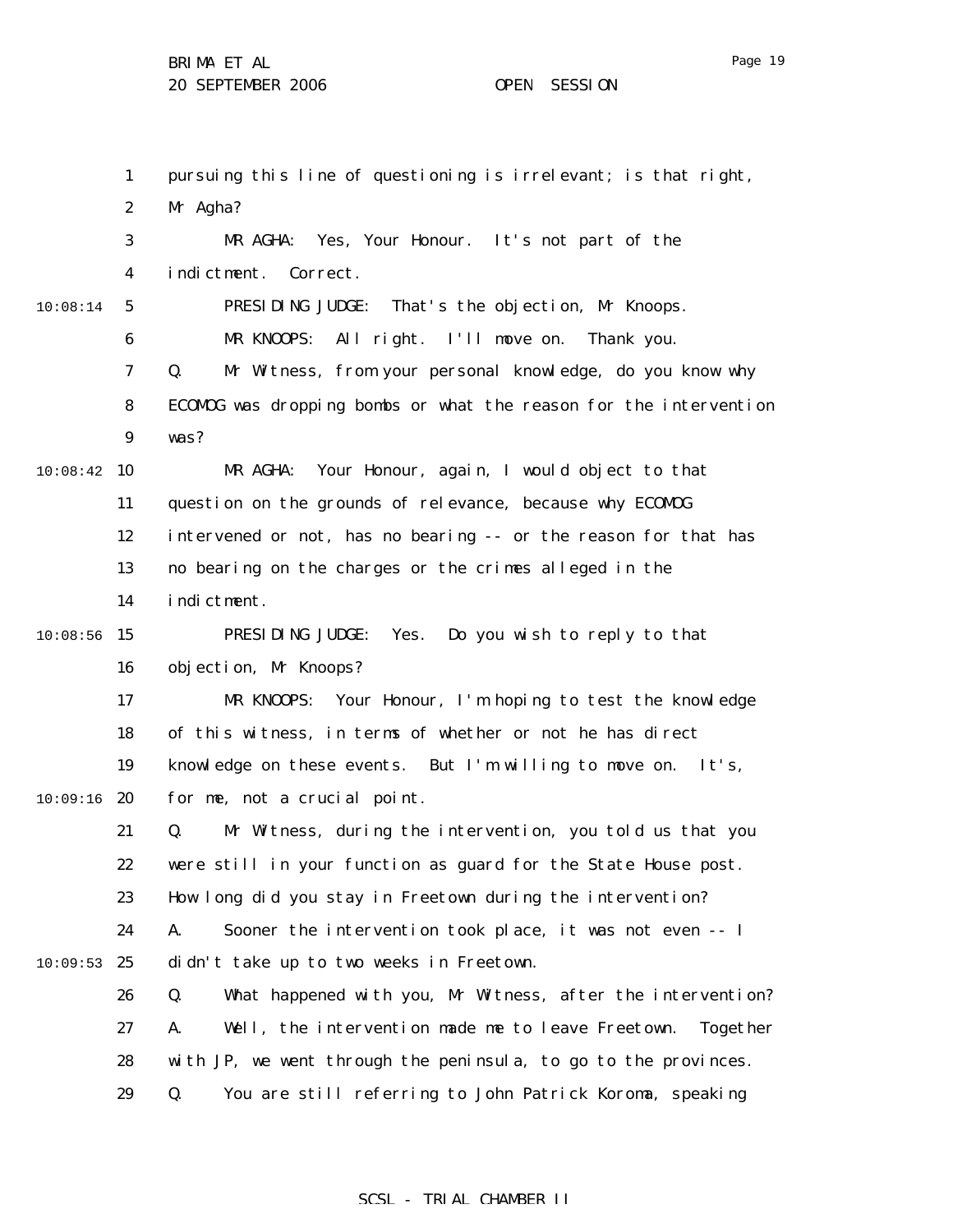pursuing this line of questioning is irrelevant; is that right, Mr Agha?

MR AGHA: Yes, Your Honour. It's not part of the indictment. Correct.

PRESIDING JUDGE: That's the objection, Mr Knoops.

MR KNOOPS: All right. I'll move on. Thank you.

Q. Mr Witness, from your personal knowledge, do you know why ECOMOG was dropping bombs or what the reason for the intervention was?

MR AGHA: Your Honour, again, I would object to that question on the grounds of relevance, because why ECOMOG intervened or not, has no bearing -- or the reason for that has no bearing on the charges or the crimes alleged in the indictment.

PRESIDING JUDGE: Yes. Do you wish to reply to that objection, Mr Knoops?

MR KNOOPS: Your Honour, I'm hoping to test the knowledge of this witness, in terms of whether or not he has direct knowledge on these events. But I'm willing to move on. It's, for me, not a crucial point.

Q. Mr Witness, during the intervention, you told us that you were still in your function as guard for the State House post. How long did you stay in Freetown during the intervention?

A. Sooner the intervention took place, it was not even -- I didn't take up to two weeks in Freetown.

Q. What happened with you, Mr Witness, after the intervention?

A. Well, the intervention made me to leave Freetown. Together with JP, we went through the peninsula, to go to the provinces.

Q. You are still referring to John Patrick Koroma, speaking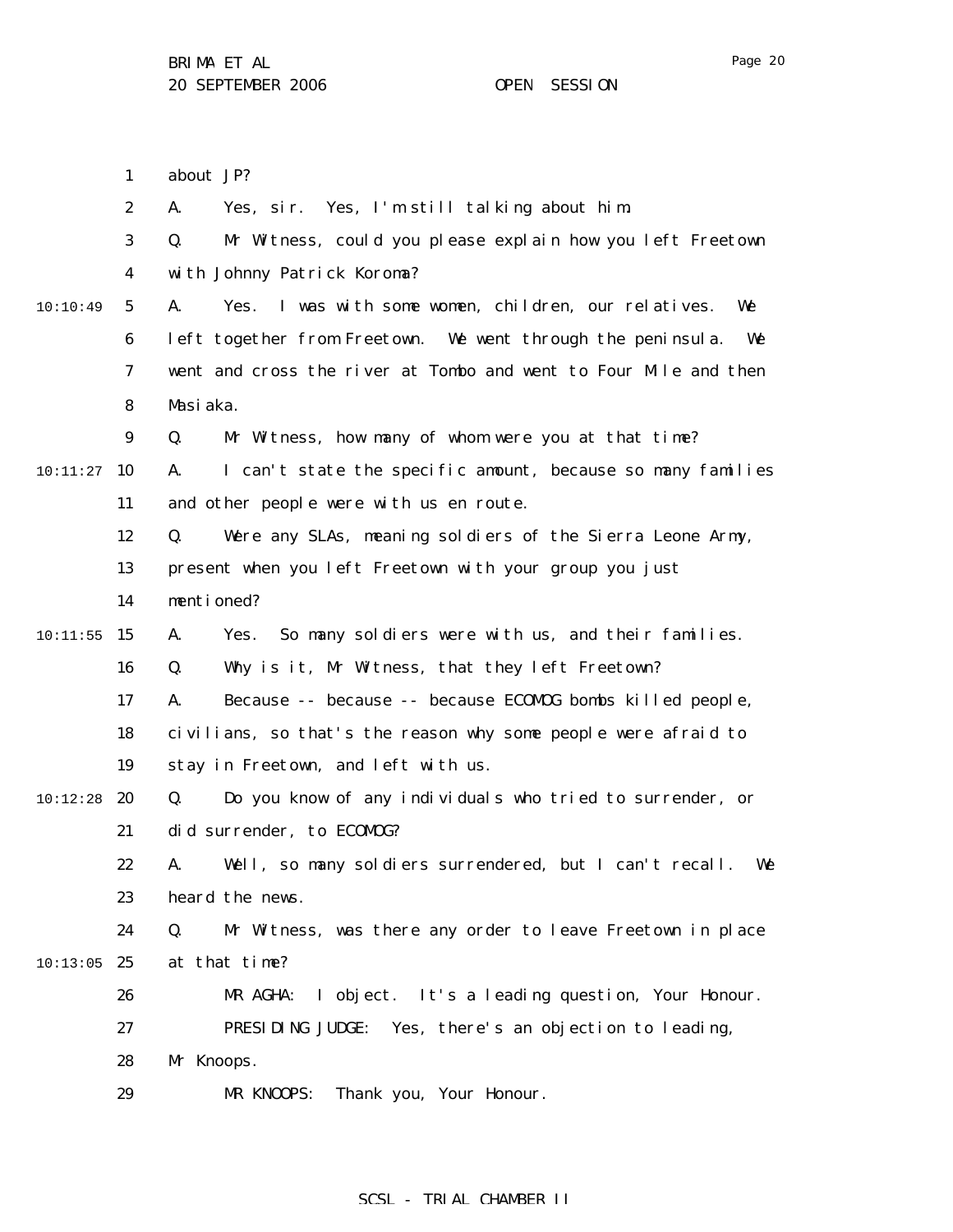about JP?

A. Yes, sir. Yes, I'm still talking about him.

Q. Mr Witness, could you please explain how you left Freetown with Johnny Patrick Koroma?

A. Yes. I was with some women, children, our relatives. We left together from Freetown. We went through the peninsula. We went and cross the river at Tombo and went to Four Mile and then Masiaka.

Q. Mr Witness, how many of whom were you at that time?

A. I can't state the specific amount, because so many families and other people were with us en route.

Q. Were any SLAs, meaning soldiers of the Sierra Leone Army, present when you left Freetown with your group you just mentioned?

A. Yes. So many soldiers were with us, and their families.

Q. Why is it, Mr Witness, that they left Freetown?

A. Because -- because -- because ECOMOG bombs killed people, civilians, so that's the reason why some people were afraid to stay in Freetown, and left with us.

Q. Do you know of any individuals who tried to surrender, or did surrender, to ECOMOG?

A. Well, so many soldiers surrendered, but I can't recall. We heard the news.

Q. Mr Witness, was there any order to leave Freetown in place at that time?

MR AGHA: I object. It's a leading question, Your Honour.

PRESIDING JUDGE: Yes, there's an objection to leading, Mr Knoops.

MR KNOOPS: Thank you, Your Honour.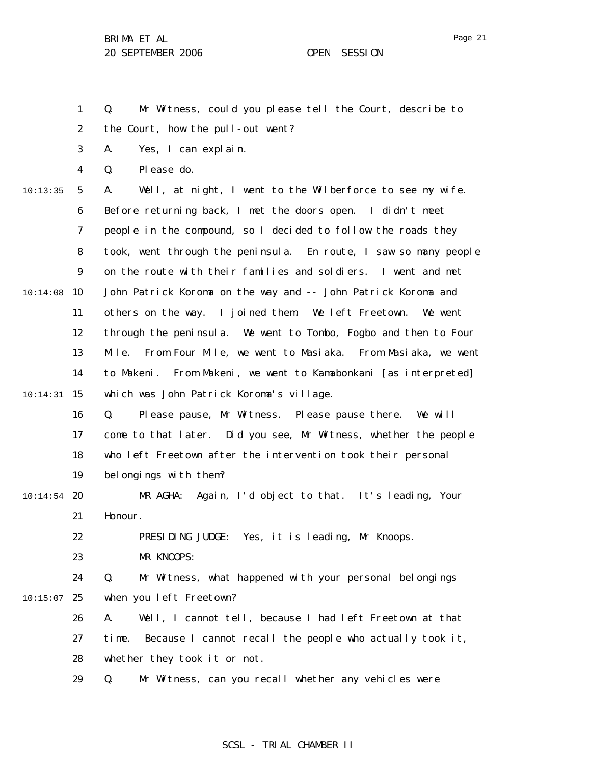Q. Mr Witness, could you please tell the Court, describe to the Court, how the pull-out went?

A. Yes, I can explain.

Q. Please do.

A. Well, at night, I went to the Wilberforce to see my wife. Before returning back, I met the doors open. I didn't meet people in the compound, so I decided to follow the roads they took, went through the peninsula. En route, I saw so many people on the route with their families and soldiers. I went and met John Patrick Koroma on the way and -- John Patrick Koroma and others on the way. I joined them. We left Freetown. We went through the peninsula. We went to Tombo, Fogbo and then to Four Mile. From Four Mile, we went to Masiaka. From Masiaka, we went to Makeni. From Makeni, we went to Kamabonkani [as interpreted] which was John Patrick Koroma's village.

Q. Please pause, Mr Witness. Please pause there. We will come to that later. Did you see, Mr Witness, whether the people who left Freetown after the intervention took their personal belongings with them?

MR AGHA: Again, I'd object to that. It's leading, Your Honour.

PRESIDING JUDGE: Yes, it is leading, Mr Knoops.

MR KNOOPS:

Q. Mr Witness, what happened with your personal belongings when you left Freetown?

A. Well, I cannot tell, because I had left Freetown at that time. Because I cannot recall the people who actually took it, whether they took it or not.

Q. Mr Witness, can you recall whether any vehicles were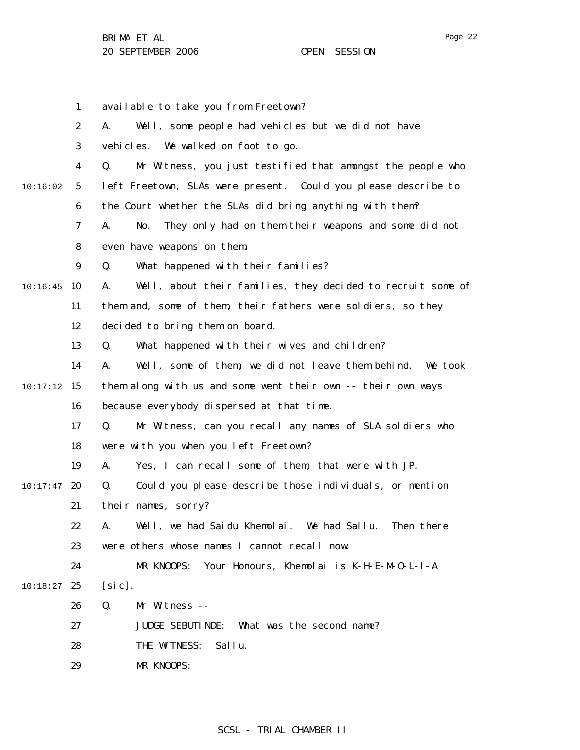available to take you from Freetown?

A. Well, some people had vehicles but we did not have vehicles. We walked on foot to go.

Q. Mr Witness, you just testified that amongst the people who left Freetown, SLAs were present. Could you please describe to the Court whether the SLAs did bring anything with them?

A. No. They only had on them their weapons and some did not even have weapons on them.

Q. What happened with their families?

A. Well, about their families, they decided to recruit some of them and, some of them, their fathers were soldiers, so they decided to bring them on board.

Q. What happened with their wives and children?

A. Well, some of them, we did not leave them behind. We took them along with us and some went their own -- their own ways because everybody dispersed at that time.

Q. Mr Witness, can you recall any names of SLA soldiers who were with you when you left Freetown?

A. Yes, I can recall some of them, that were with JP.

Q. Could you please describe those individuals, or mention their names, sorry?

A. Well, we had Saidu Khemolai. We had Sallu. Then there were others whose names I cannot recall now.

MR KNOOPS: Your Honours, Khemolai is K-H-E-M-O-L-I-A [sic].

Q. Mr Witness --

JUDGE SEBUTINDE: What was the second name?

THE WITNESS: Sallu.

MR KNOOPS: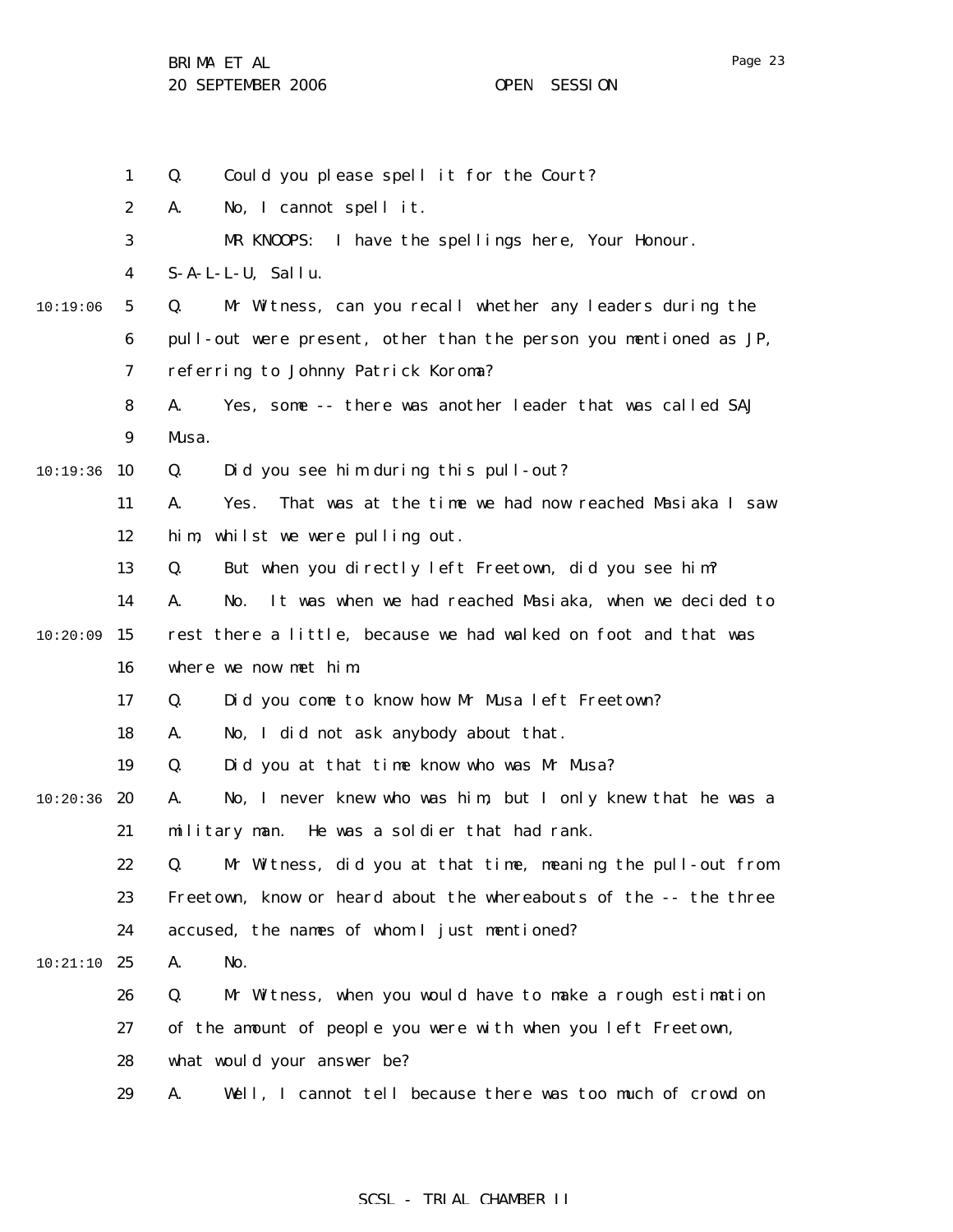Q. Could you please spell it for the Court?

A. No, I cannot spell it.

MR KNOOPS: I have the spellings here, Your Honour. S-A-L-L-U, Sallu.

Q. Mr Witness, can you recall whether any leaders during the pull-out were present, other than the person you mentioned as JP, referring to Johnny Patrick Koroma?

A. Yes, some -- there was another leader that was called SAJ Musa.

Q. Did you see him during this pull-out?

A. Yes. That was at the time we had now reached Masiaka I saw him, whilst we were pulling out.

Q. But when you directly left Freetown, did you see him?

A. No. It was when we had reached Masiaka, when we decided to rest there a little, because we had walked on foot and that was where we now met him.

Q. Did you come to know how Mr Musa left Freetown?

A. No, I did not ask anybody about that.

Q. Did you at that time know who was Mr Musa?

A. No, I never knew who was him, but I only knew that he was a military man. He was a soldier that had rank.

Q. Mr Witness, did you at that time, meaning the pull-out from Freetown, know or heard about the whereabouts of the -- the three accused, the names of whom I just mentioned?

A. No.

Q. Mr Witness, when you would have to make a rough estimation of the amount of people you were with when you left Freetown, what would your answer be?

A. Well, I cannot tell because there was too much of crowd on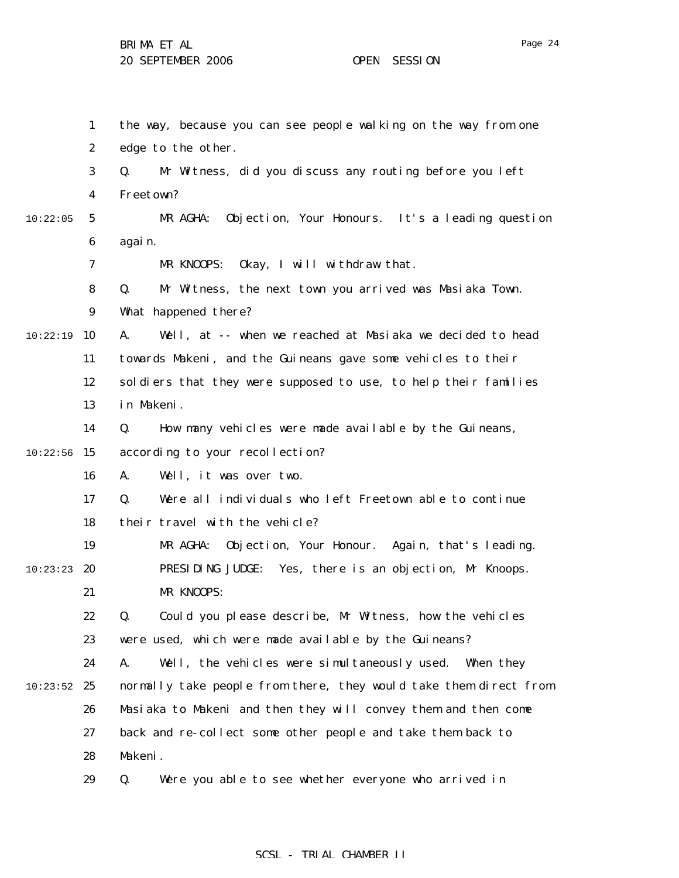the way, because you can see people walking on the way from one edge to the other.

Q. Mr Witness, did you discuss any routing before you left Freetown?

MR AGHA: Objection, Your Honours. It's a leading question again.

MR KNOOPS: Okay, I will withdraw that.

Q. Mr Witness, the next town you arrived was Masiaka Town. What happened there?

A. Well, at -- when we reached at Masiaka we decided to head towards Makeni, and the Guineans gave some vehicles to their soldiers that they were supposed to use, to help their families in Makeni.

Q. How many vehicles were made available by the Guineans, according to your recollection?

A. Well, it was over two.

Q. Were all individuals who left Freetown able to continue their travel with the vehicle?

MR AGHA: Objection, Your Honour. Again, that's leading.

PRESIDING JUDGE: Yes, there is an objection, Mr Knoops.

MR KNOOPS:

Q. Could you please describe, Mr Witness, how the vehicles were used, which were made available by the Guineans?

A. Well, the vehicles were simultaneously used. When they normally take people from there, they would take them direct from Masiaka to Makeni and then they will convey them and then come back and re-collect some other people and take them back to Makeni.

Q. Were you able to see whether everyone who arrived in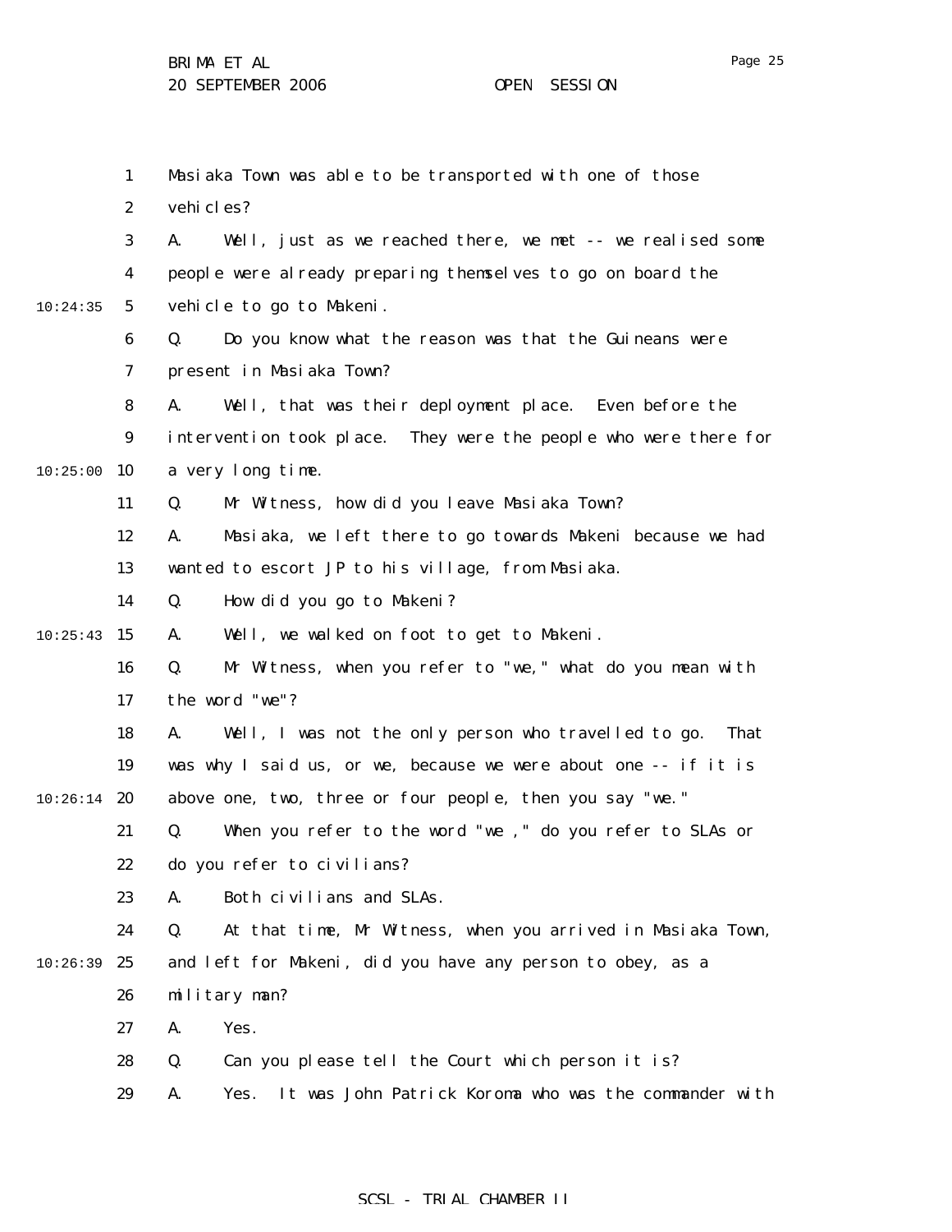Masiaka Town was able to be transported with one of those vehicles?

A. Well, just as we reached there, we met -- we realised some people were already preparing themselves to go on board the vehicle to go to Makeni.

Q. Do you know what the reason was that the Guineans were present in Masiaka Town?

A. Well, that was their deployment place. Even before the intervention took place. They were the people who were there for a very long time.

Q. Mr Witness, how did you leave Masiaka Town?

A. Masiaka, we left there to go towards Makeni because we had wanted to escort JP to his village, from Masiaka.

Q. How did you go to Makeni?

A. Well, we walked on foot to get to Makeni.

Q. Mr Witness, when you refer to "we," what do you mean with the word "we"?

A. Well, I was not the only person who travelled to go. That was why I said us, or we, because we were about one -- if it is above one, two, three or four people, then you say "we."

Q. When you refer to the word "we ," do you refer to SLAs or do you refer to civilians?

A. Both civilians and SLAs.

Q. At that time, Mr Witness, when you arrived in Masiaka Town, and left for Makeni, did you have any person to obey, as a military man?

A. Yes.

Q. Can you please tell the Court which person it is?

A. Yes. It was John Patrick Koroma who was the commander with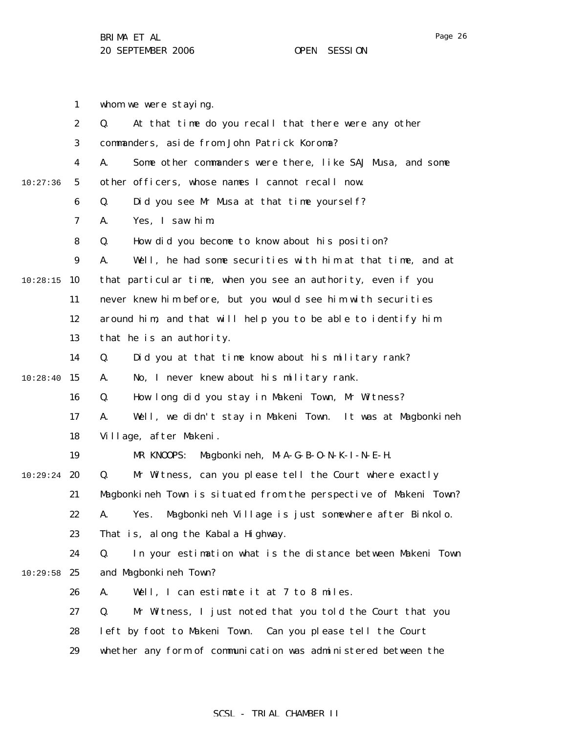whom we were staying.

Q. At that time do you recall that there were any other commanders, aside from John Patrick Koroma?

A. Some other commanders were there, like SAJ Musa, and some other officers, whose names I cannot recall now.

Q. Did you see Mr Musa at that time yourself?

A. Yes, I saw him.

Q. How did you become to know about his position?

A. Well, he had some securities with him at that time, and at that particular time, when you see an authority, even if you never knew him before, but you would see him with securities around him, and that will help you to be able to identify him that he is an authority.

Q. Did you at that time know about his military rank?

A. No, I never knew about his military rank.

Q. How long did you stay in Makeni Town, Mr Witness?

A. Well, we didn't stay in Makeni Town. It was at Magbonkineh Village, after Makeni.

MR KNOOPS: Magbonkineh, M-A-G-B-O-N-K-I-N-E-H.

Q. Mr Witness, can you please tell the Court where exactly Magbonkineh Town is situated from the perspective of Makeni Town?

A. Yes. Magbonkineh Village is just somewhere after Binkolo. That is, along the Kabala Highway.

Q. In your estimation what is the distance between Makeni Town and Magbonkineh Town?

A. Well, I can estimate it at 7 to 8 miles.

Q. Mr Witness, I just noted that you told the Court that you left by foot to Makeni Town. Can you please tell the Court whether any form of communication was administered between the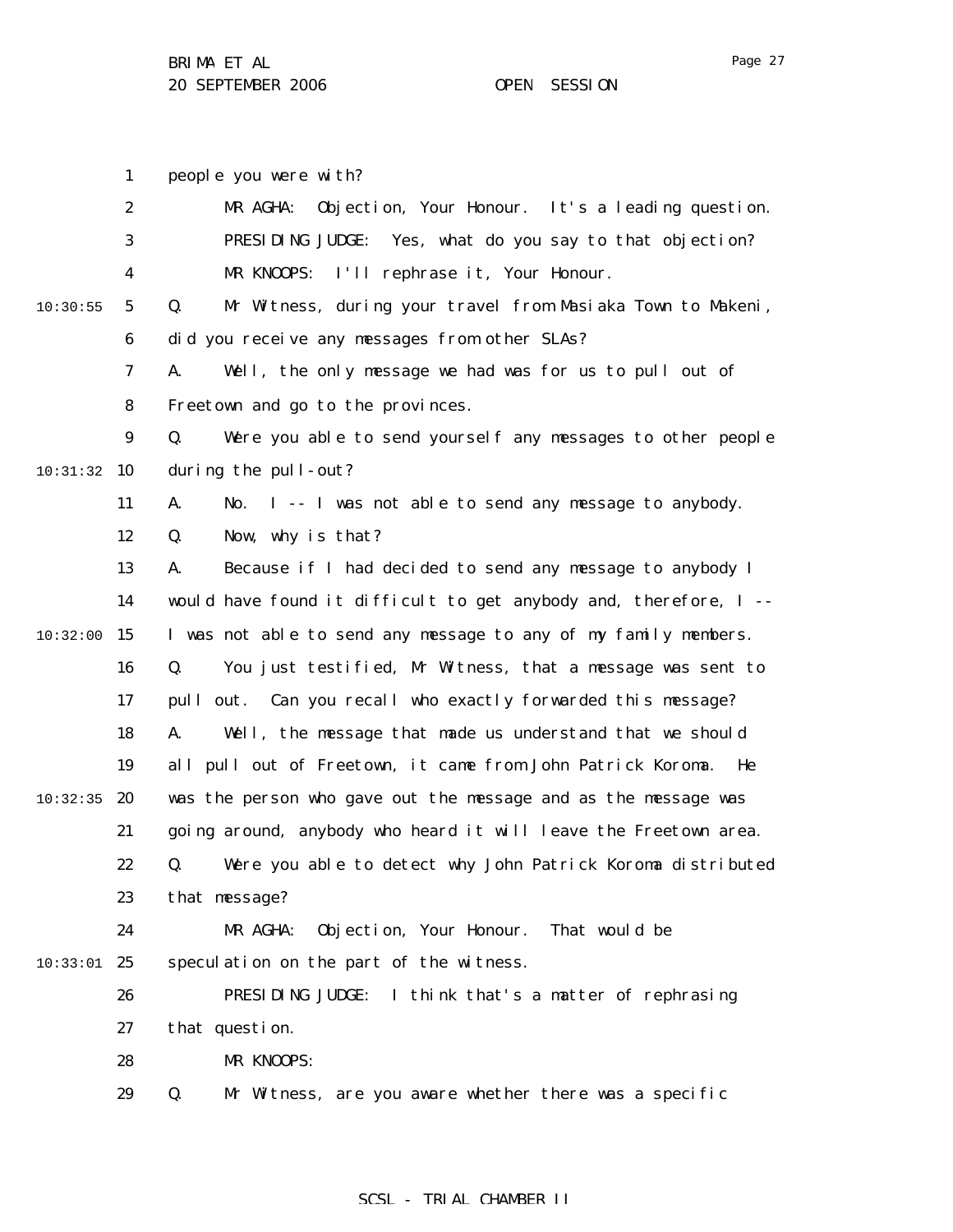people you were with?

MR AGHA: Objection, Your Honour. It's a leading question.

PRESIDING JUDGE: Yes, what do you say to that objection?

MR KNOOPS: I'll rephrase it, Your Honour.

Q. Mr Witness, during your travel from Masiaka Town to Makeni, did you receive any messages from other SLAs?

A. Well, the only message we had was for us to pull out of Freetown and go to the provinces.

Q. Were you able to send yourself any messages to other people during the pull-out?

A. No. I -- I was not able to send any message to anybody.

Q. Now, why is that?

A. Because if I had decided to send any message to anybody I would have found it difficult to get anybody and, therefore, I -- I was not able to send any message to any of my family members.

Q. You just testified, Mr Witness, that a message was sent to pull out. Can you recall who exactly forwarded this message?

A. Well, the message that made us understand that we should all pull out of Freetown, it came from John Patrick Koroma. He was the person who gave out the message and as the message was going around, anybody who heard it will leave the Freetown area.

Q. Were you able to detect why John Patrick Koroma distributed that message?

MR AGHA: Objection, Your Honour. That would be speculation on the part of the witness.

PRESIDING JUDGE: I think that's a matter of rephrasing that question.

MR KNOOPS:

Q. Mr Witness, are you aware whether there was a specific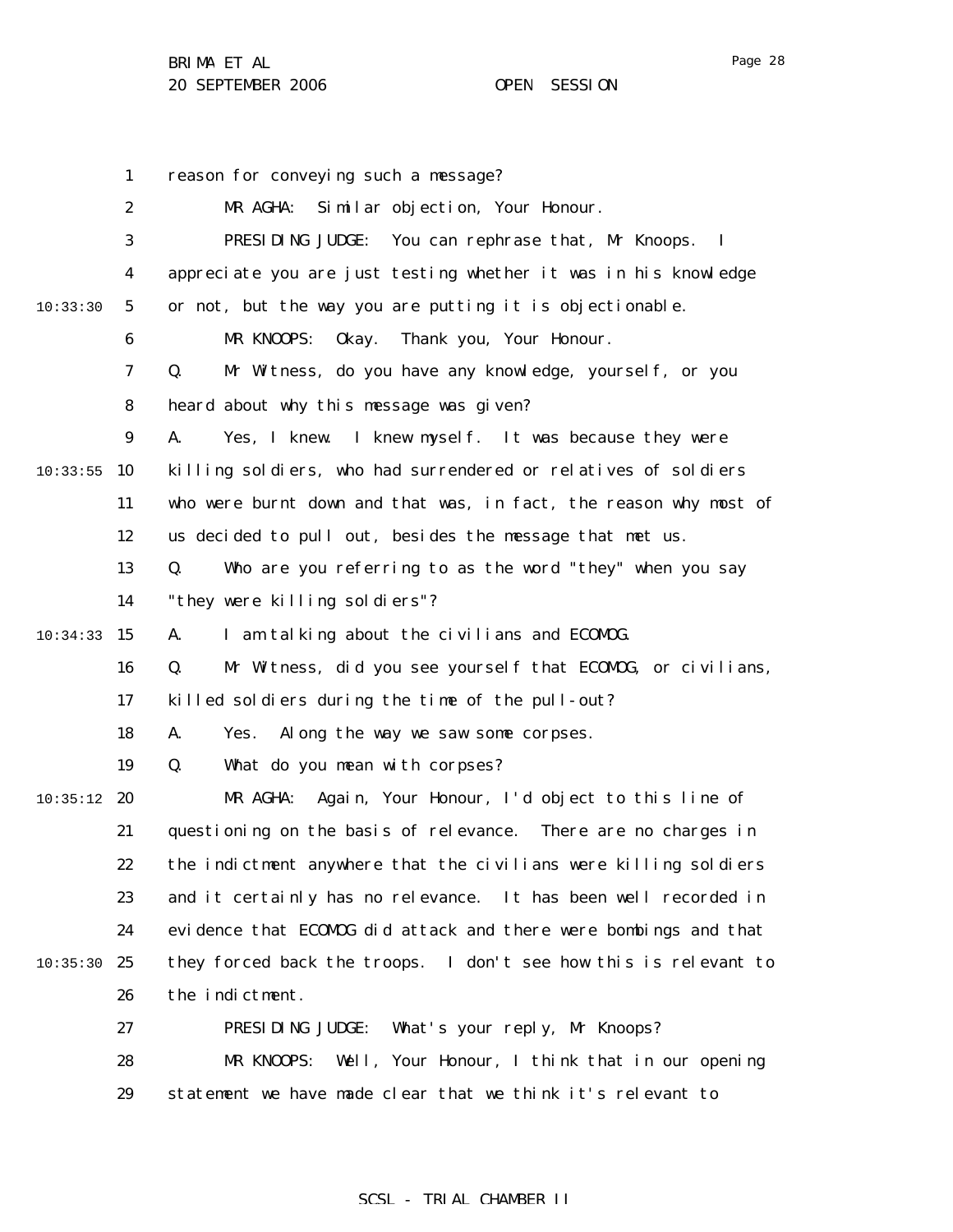reason for conveying such a message?

MR AGHA: Similar objection, Your Honour.

PRESIDING JUDGE: You can rephrase that, Mr Knoops. I appreciate you are just testing whether it was in his knowledge or not, but the way you are putting it is objectionable.

MR KNOOPS: Okay. Thank you, Your Honour.

Q. Mr Witness, do you have any knowledge, yourself, or you heard about why this message was given?

A. Yes, I knew. I knew myself. It was because they were killing soldiers, who had surrendered or relatives of soldiers who were burnt down and that was, in fact, the reason why most of us decided to pull out, besides the message that met us.

Q. Who are you referring to as the word "they" when you say "they were killing soldiers"?

A. I am talking about the civilians and ECOMOG.

Q. Mr Witness, did you see yourself that ECOMOG, or civilians, killed soldiers during the time of the pull-out?

A. Yes. Along the way we saw some corpses.

Q. What do you mean with corpses?

MR AGHA: Again, Your Honour, I'd object to this line of questioning on the basis of relevance. There are no charges in the indictment anywhere that the civilians were killing soldiers and it certainly has no relevance. It has been well recorded in evidence that ECOMOG did attack and there were bombings and that they forced back the troops. I don't see how this is relevant to the indictment.

PRESIDING JUDGE: What's your reply, Mr Knoops?

MR KNOOPS: Well, Your Honour, I think that in our opening statement we have made clear that we think it's relevant to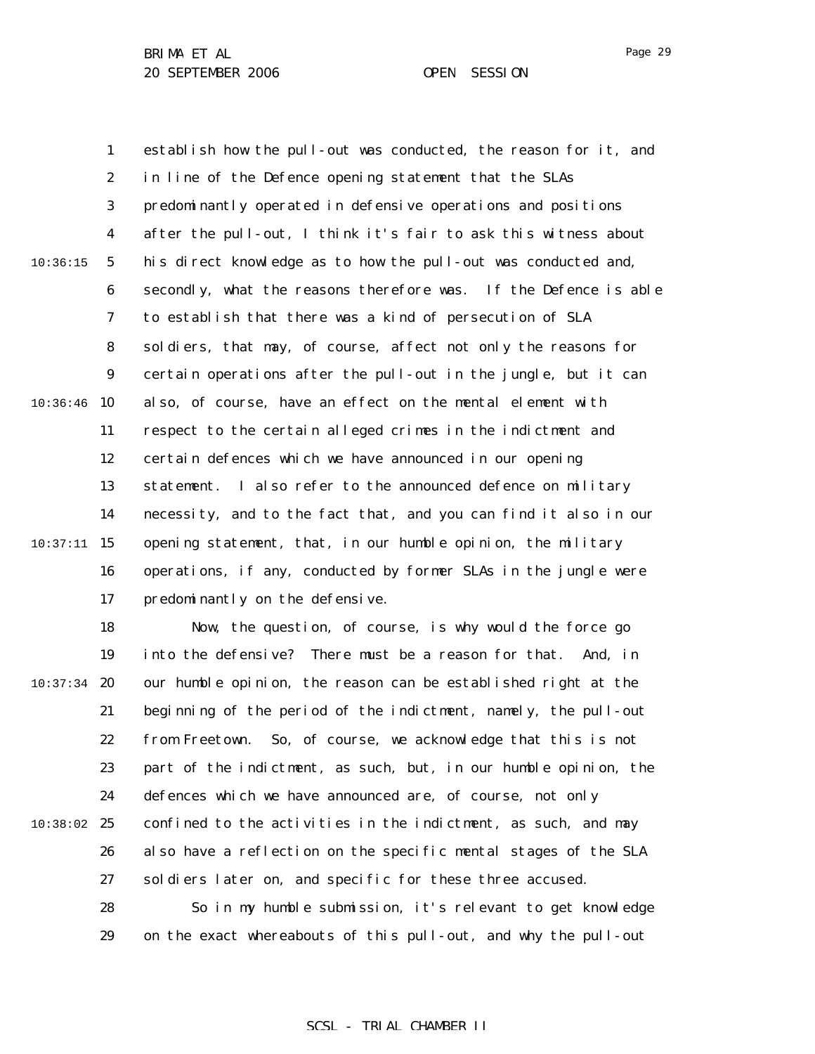establish how the pull-out was conducted, the reason for it, and in line of the Defence opening statement that the SLAs predominantly operated in defensive operations and positions after the pull-out, I think it's fair to ask this witness about his direct knowledge as to how the pull-out was conducted and, secondly, what the reasons therefore was. If the Defence is able to establish that there was a kind of persecution of SLA soldiers, that may, of course, affect not only the reasons for certain operations after the pull-out in the jungle, but it can also, of course, have an effect on the mental element with respect to the certain alleged crimes in the indictment and certain defences which we have announced in our opening statement. I also refer to the announced defence on military necessity, and to the fact that, and you can find it also in our opening statement, that, in our humble opinion, the military operations, if any, conducted by former SLAs in the jungle were predominantly on the defensive.

Now, the question, of course, is why would the force go into the defensive? There must be a reason for that. And, in our humble opinion, the reason can be established right at the beginning of the period of the indictment, namely, the pull-out from Freetown. So, of course, we acknowledge that this is not part of the indictment, as such, but, in our humble opinion, the defences which we have announced are, of course, not only confined to the activities in the indictment, as such, and may also have a reflection on the specific mental stages of the SLA soldiers later on, and specific for these three accused.

So in my humble submission, it's relevant to get knowledge on the exact whereabouts of this pull-out, and why the pull-out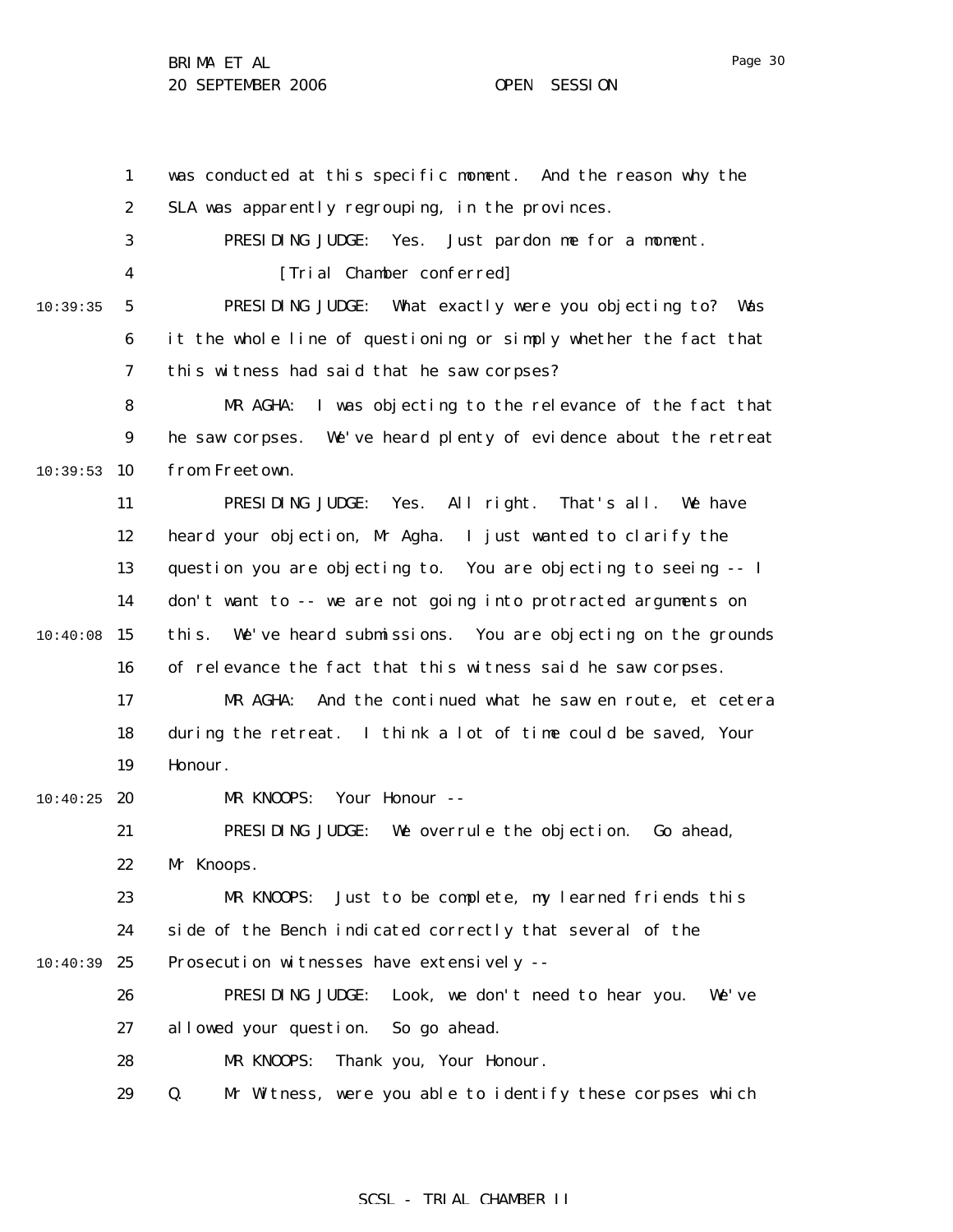was conducted at this specific moment. And the reason why the SLA was apparently regrouping, in the provinces.

PRESIDING JUDGE: Yes. Just pardon me for a moment.

[Trial Chamber conferred]

PRESIDING JUDGE: What exactly were you objecting to? Was it the whole line of questioning or simply whether the fact that this witness had said that he saw corpses?

MR AGHA: I was objecting to the relevance of the fact that he saw corpses. We've heard plenty of evidence about the retreat from Freetown.

PRESIDING JUDGE: Yes. All right. That's all. We have heard your objection, Mr Agha. I just wanted to clarify the question you are objecting to. You are objecting to seeing -- I don't want to -- we are not going into protracted arguments on this. We've heard submissions. You are objecting on the grounds of relevance the fact that this witness said he saw corpses.

MR AGHA: And the continued what he saw en route, et cetera during the retreat. I think a lot of time could be saved, Your Honour.

MR KNOOPS: Your Honour --

PRESIDING JUDGE: We overrule the objection. Go ahead, Mr Knoops.

MR KNOOPS: Just to be complete, my learned friends this side of the Bench indicated correctly that several of the Prosecution witnesses have extensively --

PRESIDING JUDGE: Look, we don't need to hear you. We've allowed your question. So go ahead.

MR KNOOPS: Thank you, Your Honour.

Q. Mr Witness, were you able to identify these corpses which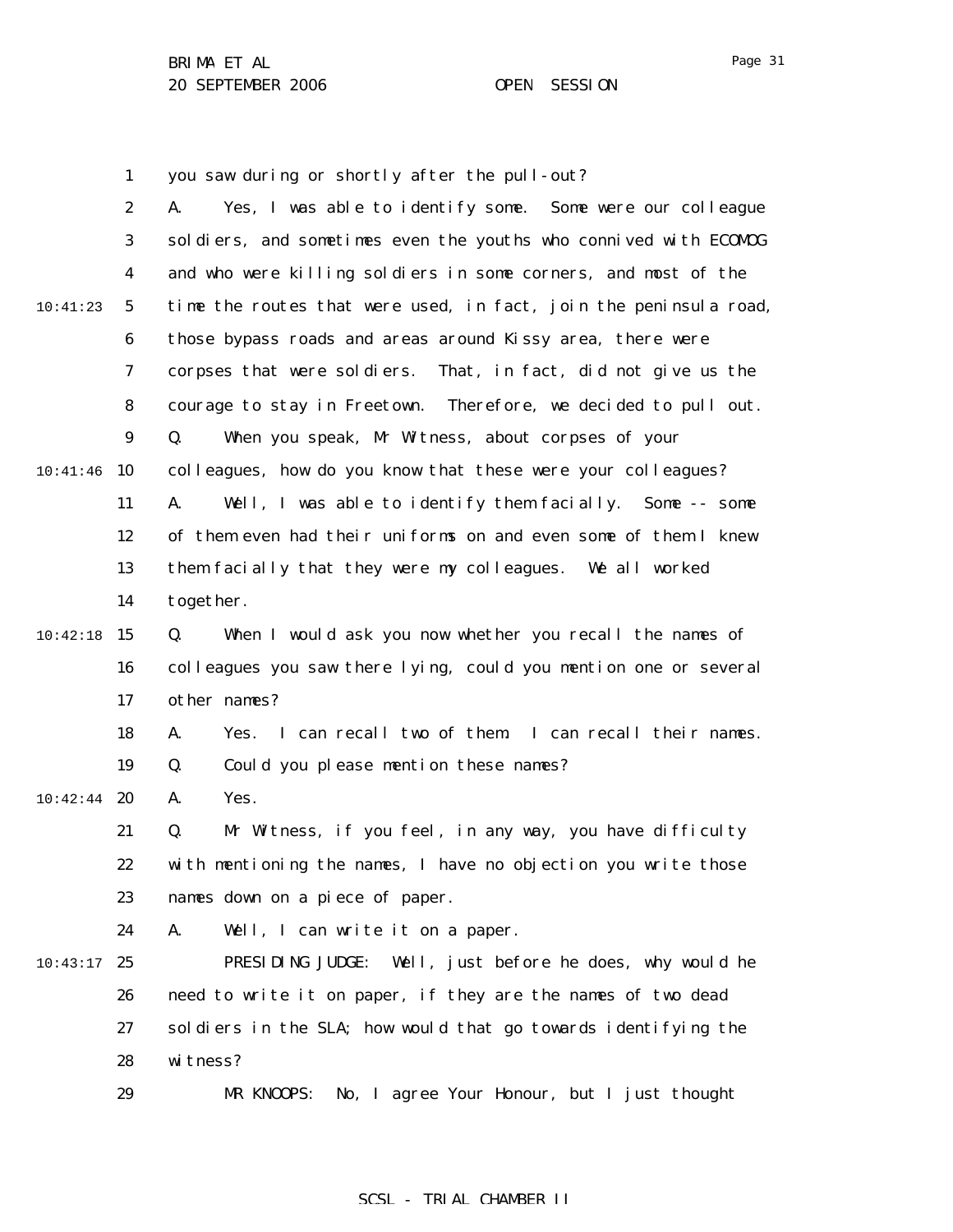you saw during or shortly after the pull-out?

A. Yes, I was able to identify some. Some were our colleague soldiers, and sometimes even the youths who connived with ECOMOG and who were killing soldiers in some corners, and most of the time the routes that were used, in fact, join the peninsula road, those bypass roads and areas around Kissy area, there were corpses that were soldiers. That, in fact, did not give us the courage to stay in Freetown. Therefore, we decided to pull out.

Q. When you speak, Mr Witness, about corpses of your colleagues, how do you know that these were your colleagues?

A. Well, I was able to identify them facially. Some -- some of them even had their uniforms on and even some of them I knew them facially that they were my colleagues. We all worked together.

Q. When I would ask you now whether you recall the names of colleagues you saw there lying, could you mention one or several other names?

A. Yes. I can recall two of them. I can recall their names.

Q. Could you please mention these names?

A. Yes.

Q. Mr Witness, if you feel, in any way, you have difficulty with mentioning the names, I have no objection you write those names down on a piece of paper.

A. Well, I can write it on a paper.

PRESIDING JUDGE: Well, just before he does, why would he need to write it on paper, if they are the names of two dead soldiers in the SLA; how would that go towards identifying the witness?

MR KNOOPS: No, I agree Your Honour, but I just thought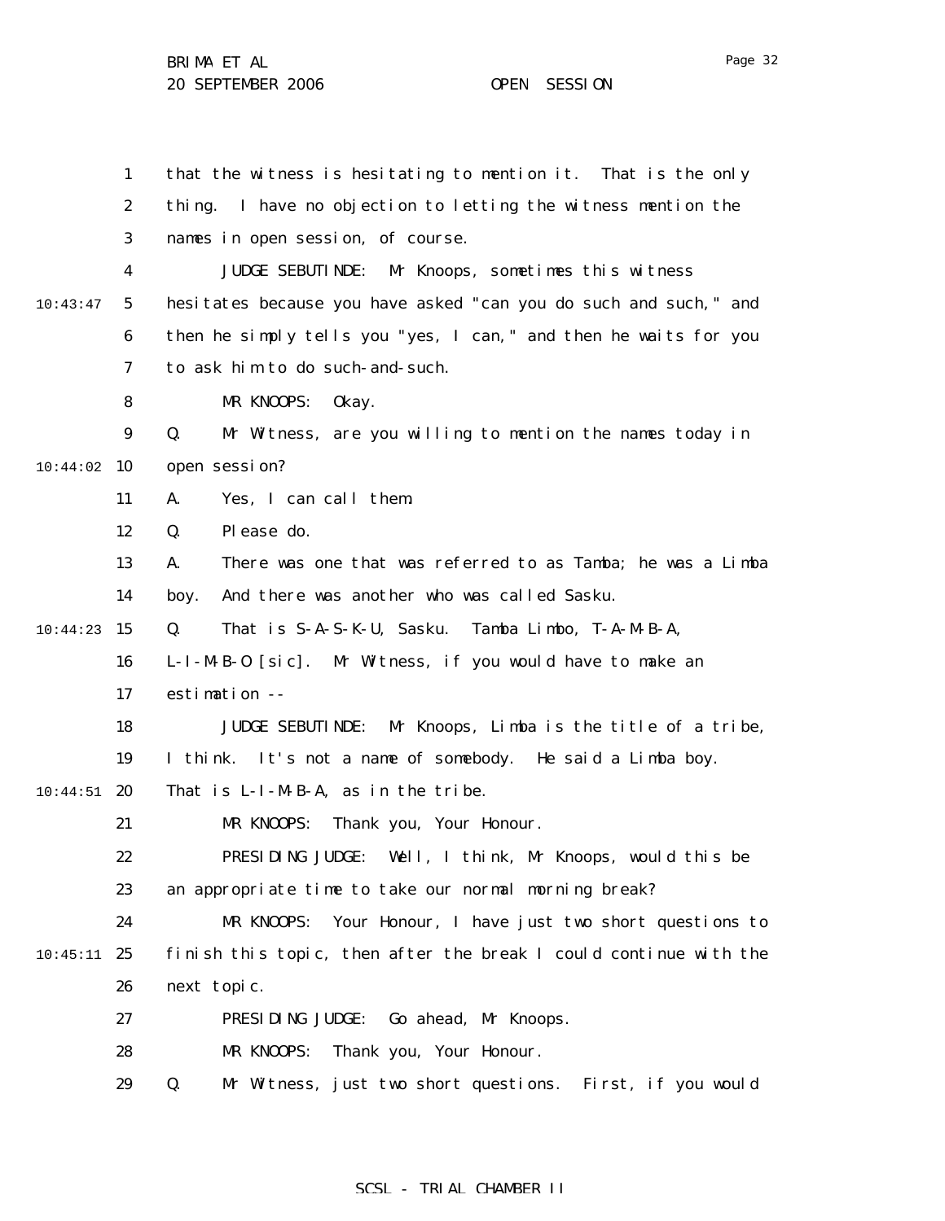that the witness is hesitating to mention it. That is the only thing. I have no objection to letting the witness mention the names in open session, of course.

JUDGE SEBUTINDE: Mr Knoops, sometimes this witness hesitates because you have asked "can you do such and such," and then he simply tells you "yes, I can," and then he waits for you to ask him to do such-and-such.

MR KNOOPS: Okay.

Q. Mr Witness, are you willing to mention the names today in open session?

A. Yes, I can call them.

Q. Please do.

A. There was one that was referred to as Tamba; he was a Limba boy. And there was another who was called Sasku.

Q. That is S-A-S-K-U, Sasku. Tamba Limbo, T-A-M-B-A, L-I-M-B-O [sic]. Mr Witness, if you would have to make an estimation --

JUDGE SEBUTINDE: Mr Knoops, Limba is the title of a tribe, I think. It's not a name of somebody. He said a Limba boy. That is L-I-M-B-A, as in the tribe.

MR KNOOPS: Thank you, Your Honour.

PRESIDING JUDGE: Well, I think, Mr Knoops, would this be an appropriate time to take our normal morning break?

MR KNOOPS: Your Honour, I have just two short questions to finish this topic, then after the break I could continue with the next topic.

PRESIDING JUDGE: Go ahead, Mr Knoops.

MR KNOOPS: Thank you, Your Honour.

Q. Mr Witness, just two short questions. First, if you would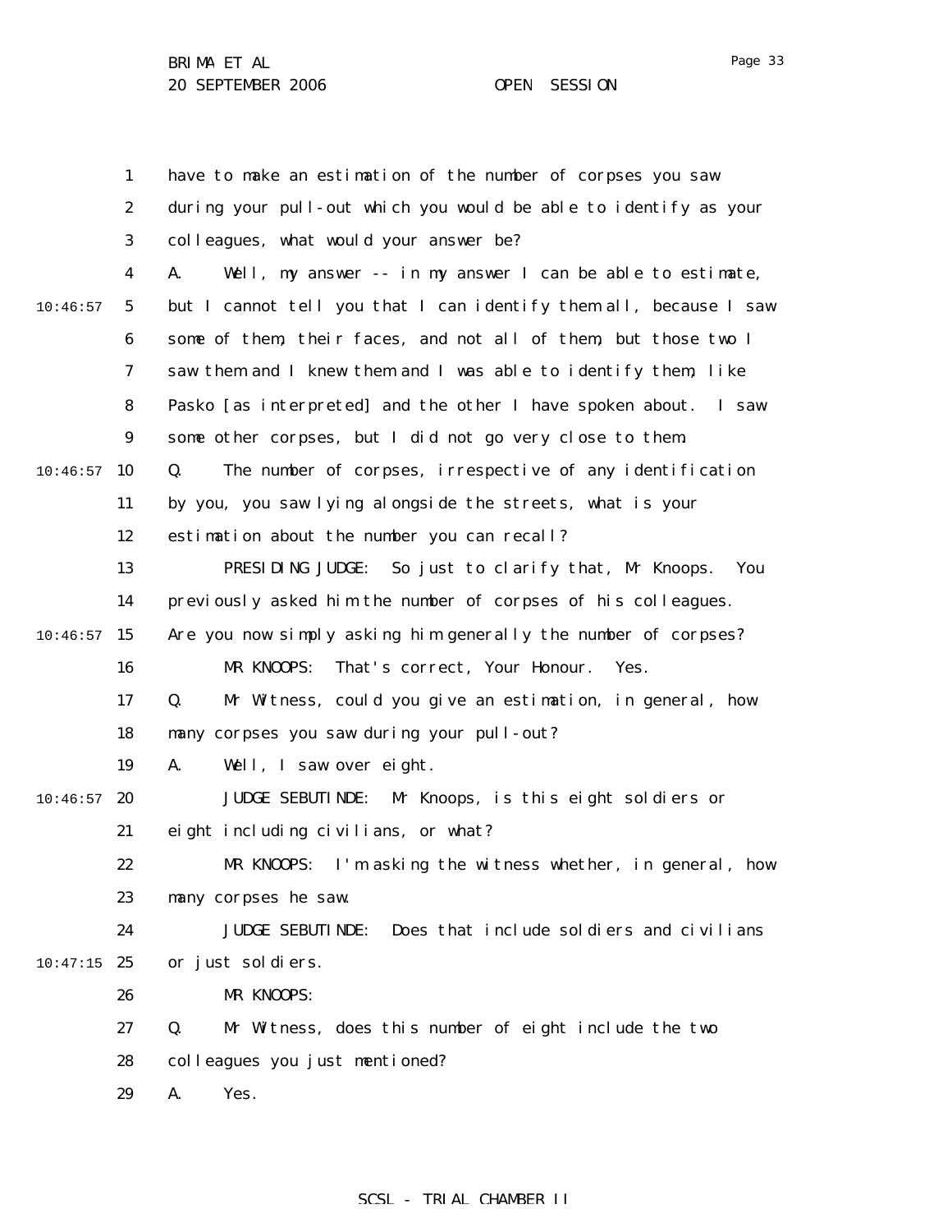have to make an estimation of the number of corpses you saw during your pull-out which you would be able to identify as your colleagues, what would your answer be?

A. Well, my answer -- in my answer I can be able to estimate, but I cannot tell you that I can identify them all, because I saw some of them, their faces, and not all of them, but those two I saw them and I knew them and I was able to identify them, like Pasko [as interpreted] and the other I have spoken about. I saw some other corpses, but I did not go very close to them.

Q. The number of corpses, irrespective of any identification by you, you saw lying alongside the streets, what is your estimation about the number you can recall?

PRESIDING JUDGE: So just to clarify that, Mr Knoops. You previously asked him the number of corpses of his colleagues. Are you now simply asking him generally the number of corpses?

MR KNOOPS: That's correct, Your Honour. Yes.

Q. Mr Witness, could you give an estimation, in general, how many corpses you saw during your pull-out?

A. Well, I saw over eight.

JUDGE SEBUTINDE: Mr Knoops, is this eight soldiers or eight including civilians, or what?

MR KNOOPS: I'm asking the witness whether, in general, how many corpses he saw.

JUDGE SEBUTINDE: Does that include soldiers and civilians or just soldiers.

MR KNOOPS:

Q. Mr Witness, does this number of eight include the two colleagues you just mentioned?

A. Yes.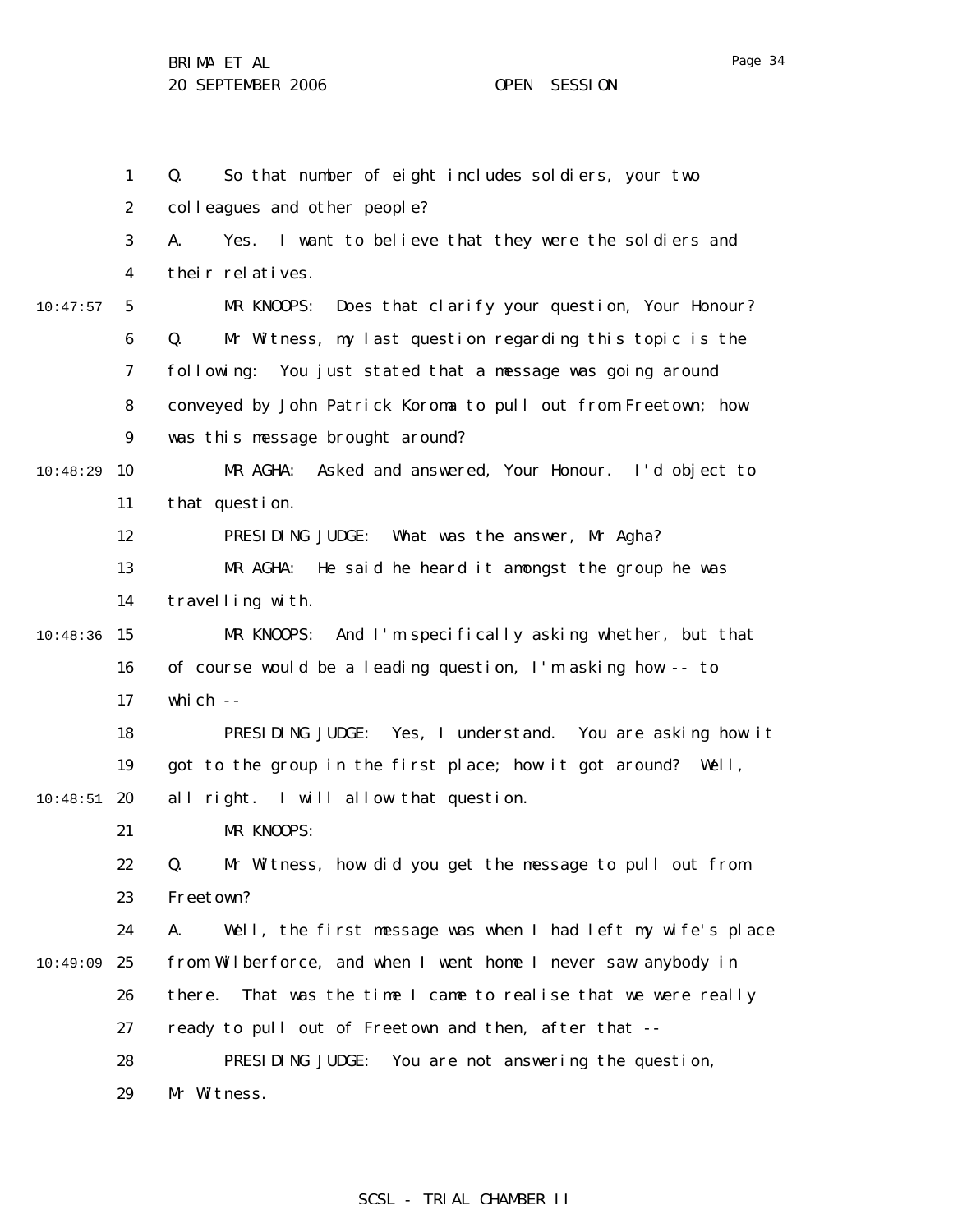Q. So that number of eight includes soldiers, your two colleagues and other people?

A. Yes. I want to believe that they were the soldiers and their relatives.

MR KNOOPS: Does that clarify your question, Your Honour?

Q. Mr Witness, my last question regarding this topic is the following: You just stated that a message was going around conveyed by John Patrick Koroma to pull out from Freetown; how was this message brought around?

MR AGHA: Asked and answered, Your Honour. I'd object to that question.

PRESIDING JUDGE: What was the answer, Mr Agha?

MR AGHA: He said he heard it amongst the group he was travelling with.

MR KNOOPS: And I'm specifically asking whether, but that of course would be a leading question, I'm asking how -- to which --

PRESIDING JUDGE: Yes, I understand. You are asking how it got to the group in the first place; how it got around? Well, all right. I will allow that question.

MR KNOOPS:

Q. Mr Witness, how did you get the message to pull out from Freetown?

A. Well, the first message was when I had left my wife's place from Wilberforce, and when I went home I never saw anybody in there. That was the time I came to realise that we were really ready to pull out of Freetown and then, after that --

PRESIDING JUDGE: You are not answering the question, Mr Witness.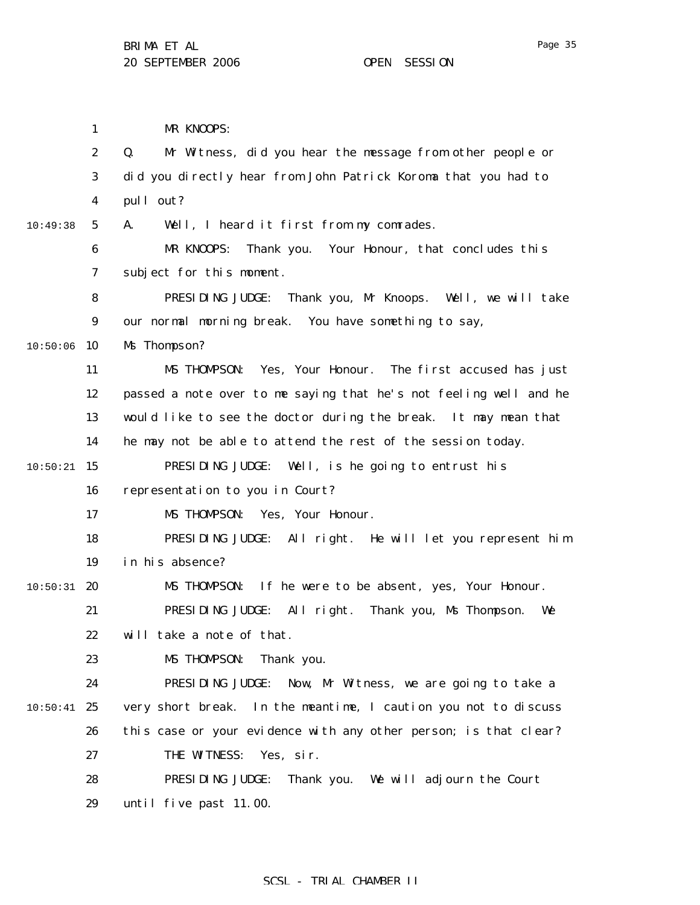MR KNOOPS:

Q. Mr Witness, did you hear the message from other people or did you directly hear from John Patrick Koroma that you had to pull out?

A. Well, I heard it first from my comrades.

MR KNOOPS: Thank you. Your Honour, that concludes this subject for this moment.

PRESIDING JUDGE: Thank you, Mr Knoops. Well, we will take our normal morning break. You have something to say, Ms Thompson?

MS THOMPSON: Yes, Your Honour. The first accused has just passed a note over to me saying that he's not feeling well and he would like to see the doctor during the break. It may mean that he may not be able to attend the rest of the session today.

PRESIDING JUDGE: Well, is he going to entrust his representation to you in Court?

MS THOMPSON: Yes, Your Honour.

PRESIDING JUDGE: All right. He will let you represent him in his absence?

MS THOMPSON: If he were to be absent, yes, Your Honour.

PRESIDING JUDGE: All right. Thank you, Ms Thompson. We will take a note of that.

MS THOMPSON: Thank you.

PRESIDING JUDGE: Now, Mr Witness, we are going to take a very short break. In the meantime, I caution you not to discuss this case or your evidence with any other person; is that clear?

THE WITNESS: Yes, sir.

PRESIDING JUDGE: Thank you. We will adjourn the Court until five past 11.00.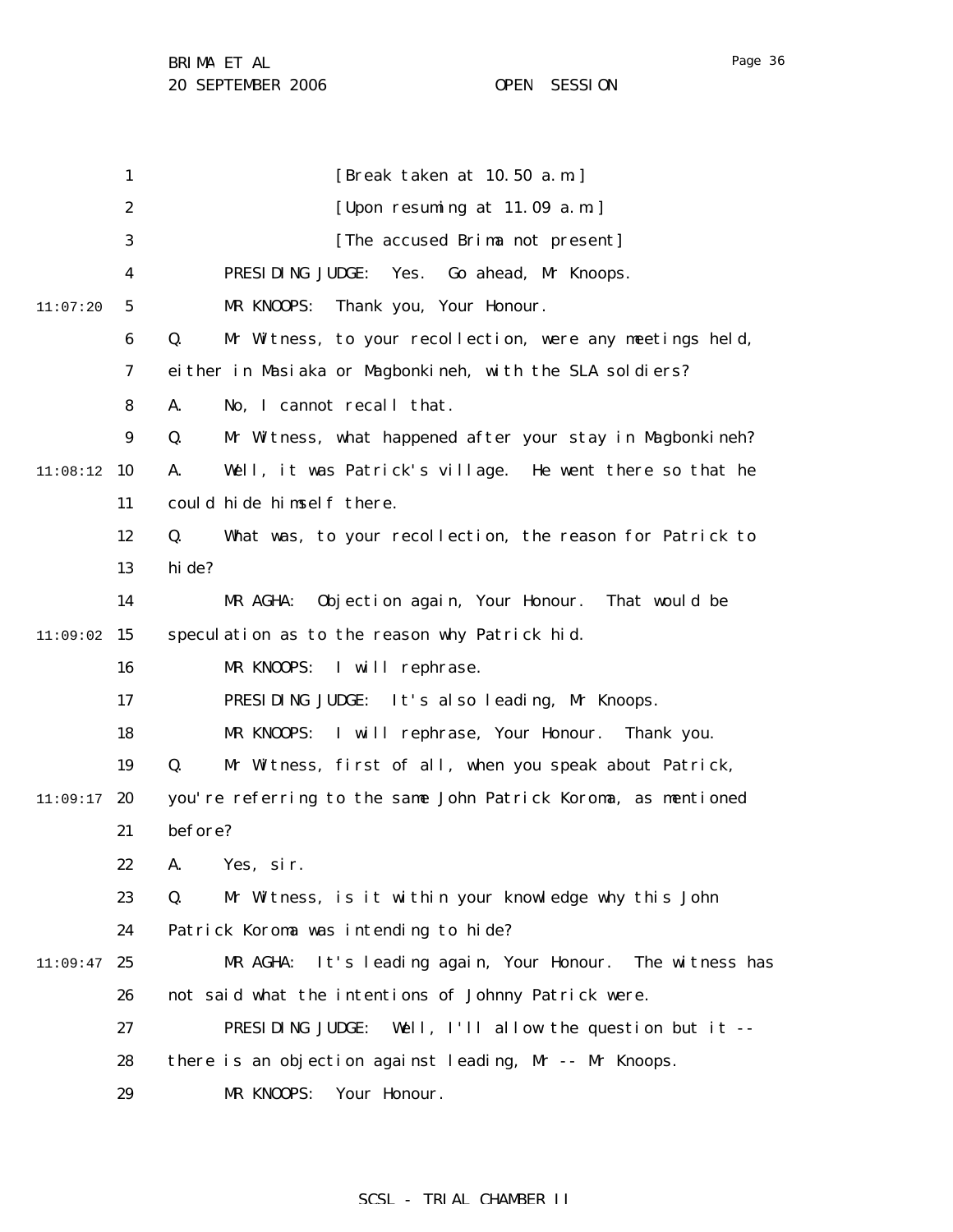[Break taken at 10.50 a.m.]

[Upon resuming at 11.09 a.m.]

[The accused Brima not present]

PRESIDING JUDGE: Yes. Go ahead, Mr Knoops.

MR KNOOPS: Thank you, Your Honour.

Q. Mr Witness, to your recollection, were any meetings held, either in Masiaka or Magbonkineh, with the SLA soldiers?

A. No, I cannot recall that.

Q. Mr Witness, what happened after your stay in Magbonkineh?

A. Well, it was Patrick's village. He went there so that he could hide himself there.

Q. What was, to your recollection, the reason for Patrick to hide?

MR AGHA: Objection again, Your Honour. That would be speculation as to the reason why Patrick hid.

MR KNOOPS: I will rephrase.

PRESIDING JUDGE: It's also leading, Mr Knoops.

MR KNOOPS: I will rephrase, Your Honour. Thank you.

Q. Mr Witness, first of all, when you speak about Patrick, you're referring to the same John Patrick Koroma, as mentioned before?

A. Yes, sir.

Q. Mr Witness, is it within your knowledge why this John Patrick Koroma was intending to hide?

MR AGHA: It's leading again, Your Honour. The witness has not said what the intentions of Johnny Patrick were.

PRESIDING JUDGE: Well, I'll allow the question but it -- there is an objection against leading, Mr -- Mr Knoops.

MR KNOOPS: Your Honour.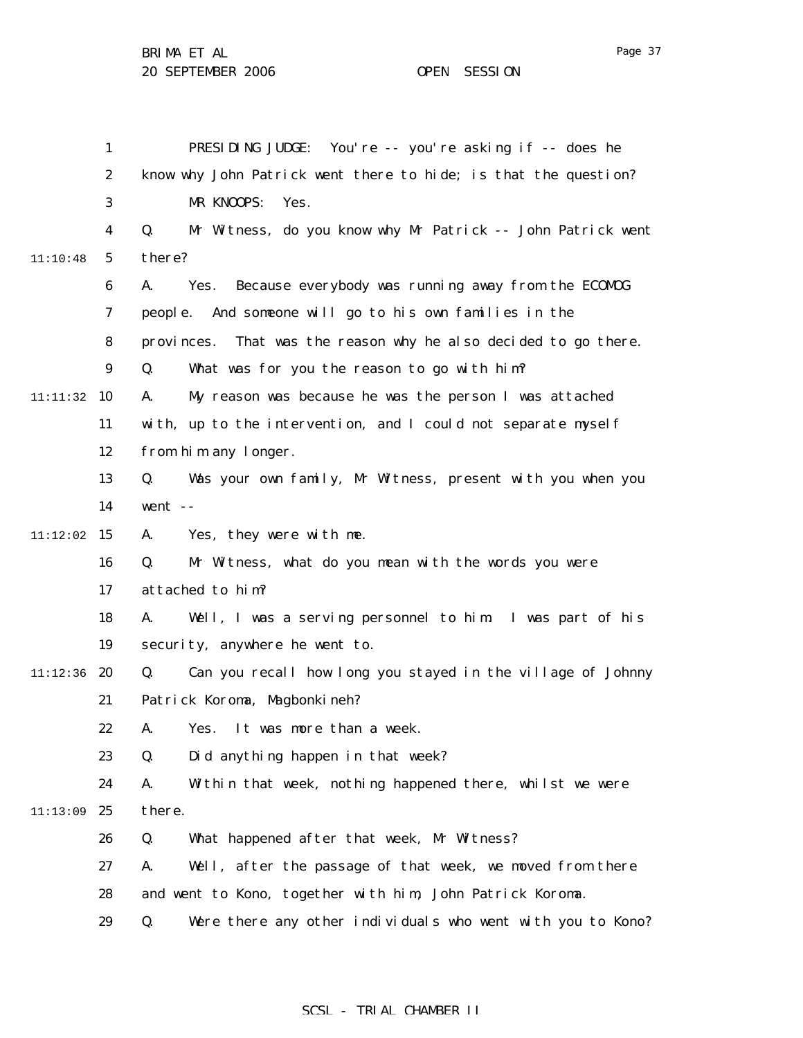PRESIDING JUDGE: You're -- you're asking if -- does he know why John Patrick went there to hide; is that the question?

MR KNOOPS: Yes.

Q. Mr Witness, do you know why Mr Patrick -- John Patrick went there?

A. Yes. Because everybody was running away from the ECOMOG people. And someone will go to his own families in the provinces. That was the reason why he also decided to go there.

Q. What was for you the reason to go with him?

A. My reason was because he was the person I was attached with, up to the intervention, and I could not separate myself from him any longer.

Q. Was your own family, Mr Witness, present with you when you went --

A. Yes, they were with me.

Q. Mr Witness, what do you mean with the words you were attached to him?

A. Well, I was a serving personnel to him. I was part of his security, anywhere he went to.

Q. Can you recall how long you stayed in the village of Johnny Patrick Koroma, Magbonkineh?

A. Yes. It was more than a week.

Q. Did anything happen in that week?

A. Within that week, nothing happened there, whilst we were there.

Q. What happened after that week, Mr Witness?

A. Well, after the passage of that week, we moved from there and went to Kono, together with him, John Patrick Koroma.

Q. Were there any other individuals who went with you to Kono?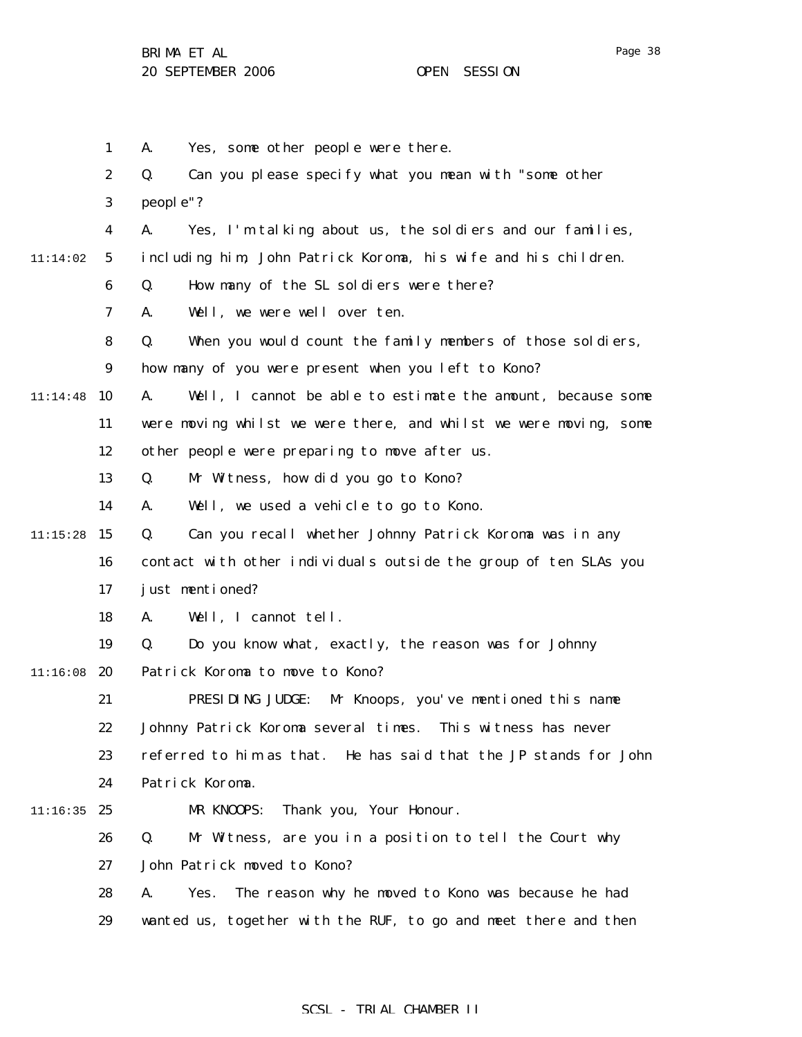A. Yes, some other people were there.

Q. Can you please specify what you mean with "some other people"?

A. Yes, I'm talking about us, the soldiers and our families, including him, John Patrick Koroma, his wife and his children.

Q. How many of the SL soldiers were there?

A. Well, we were well over ten.

Q. When you would count the family members of those soldiers, how many of you were present when you left to Kono?

A. Well, I cannot be able to estimate the amount, because some were moving whilst we were there, and whilst we were moving, some other people were preparing to move after us.

Q. Mr Witness, how did you go to Kono?

A. Well, we used a vehicle to go to Kono.

Q. Can you recall whether Johnny Patrick Koroma was in any contact with other individuals outside the group of ten SLAs you just mentioned?

A. Well, I cannot tell.

Q. Do you know what, exactly, the reason was for Johnny Patrick Koroma to move to Kono?

PRESIDING JUDGE: Mr Knoops, you've mentioned this name Johnny Patrick Koroma several times. This witness has never referred to him as that. He has said that the JP stands for John Patrick Koroma.

MR KNOOPS: Thank you, Your Honour.

Q. Mr Witness, are you in a position to tell the Court why John Patrick moved to Kono?

A. Yes. The reason why he moved to Kono was because he had wanted us, together with the RUF, to go and meet there and then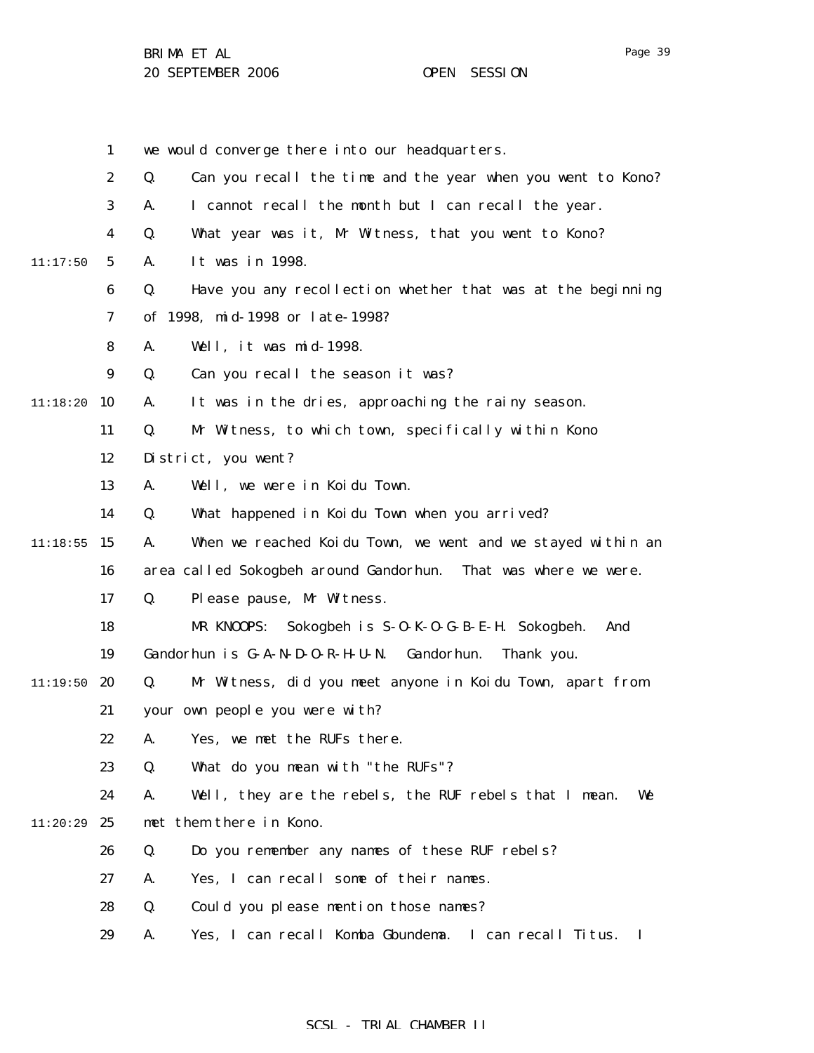we would converge there into our headquarters.

Q. Can you recall the time and the year when you went to Kono?

A. I cannot recall the month but I can recall the year.

Q. What year was it, Mr Witness, that you went to Kono?

A. It was in 1998.

Q. Have you any recollection whether that was at the beginning of 1998, mid-1998 or late-1998?

A. Well, it was mid-1998.

Q. Can you recall the season it was?

A. It was in the dries, approaching the rainy season.

Q. Mr Witness, to which town, specifically within Kono District, you went?

A. Well, we were in Koidu Town.

Q. What happened in Koidu Town when you arrived?

A. When we reached Koidu Town, we went and we stayed within an area called Sokogbeh around Gandorhun. That was where we were.

Q. Please pause, Mr Witness.

MR KNOOPS: Sokogbeh is S-O-K-O-G-B-E-H. Sokogbeh. And Gandorhun is G-A-N-D-O-R-H-U-N. Gandorhun. Thank you.

Q. Mr Witness, did you meet anyone in Koidu Town, apart from your own people you were with?

A. Yes, we met the RUFs there.

Q. What do you mean with "the RUFs"?

A. Well, they are the rebels, the RUF rebels that I mean. We met them there in Kono.

Q. Do you remember any names of these RUF rebels?

A. Yes, I can recall some of their names.

Q. Could you please mention those names?

A. Yes, I can recall Komba Gbundema. I can recall Titus. I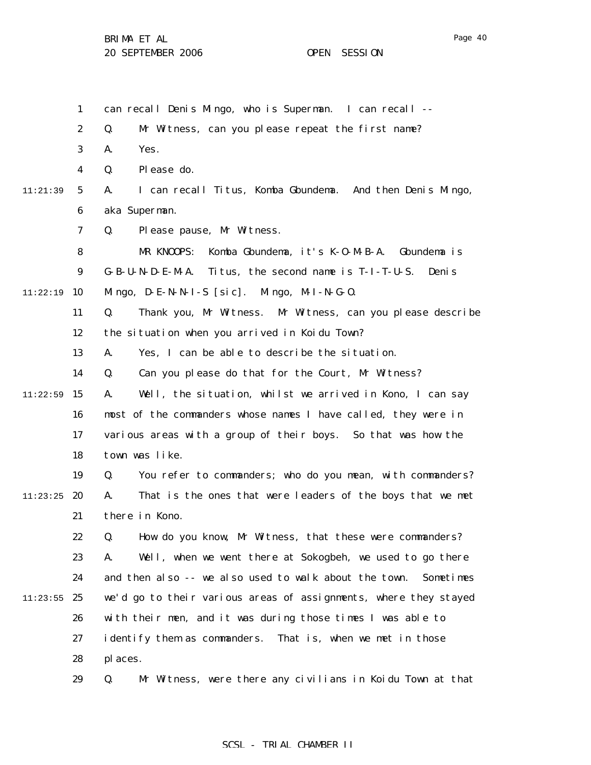can recall Denis Mingo, who is Superman. I can recall --

Q. Mr Witness, can you please repeat the first name?

A. Yes.

Q. Please do.

A. I can recall Titus, Komba Gbundema. And then Denis Mingo, aka Superman.

Q. Please pause, Mr Witness.

MR KNOOPS: Komba Gbundema, it's K-O-M-B-A. Gbundema is G-B-U-N-D-E-M-A. Titus, the second name is T-I-T-U-S. Denis Mingo, D-E-N-N-I-S [sic]. Mingo, M-I-N-G-O.

Q. Thank you, Mr Witness. Mr Witness, can you please describe the situation when you arrived in Koidu Town?

A. Yes, I can be able to describe the situation.

Q. Can you please do that for the Court, Mr Witness?

A. Well, the situation, whilst we arrived in Kono, I can say most of the commanders whose names I have called, they were in various areas with a group of their boys. So that was how the town was like.

Q. You refer to commanders; who do you mean, with commanders?

A. That is the ones that were leaders of the boys that we met there in Kono.

Q. How do you know, Mr Witness, that these were commanders?

A. Well, when we went there at Sokogbeh, we used to go there and then also -- we also used to walk about the town. Sometimes we'd go to their various areas of assignments, where they stayed with their men, and it was during those times I was able to identify them as commanders. That is, when we met in those places.

Q. Mr Witness, were there any civilians in Koidu Town at that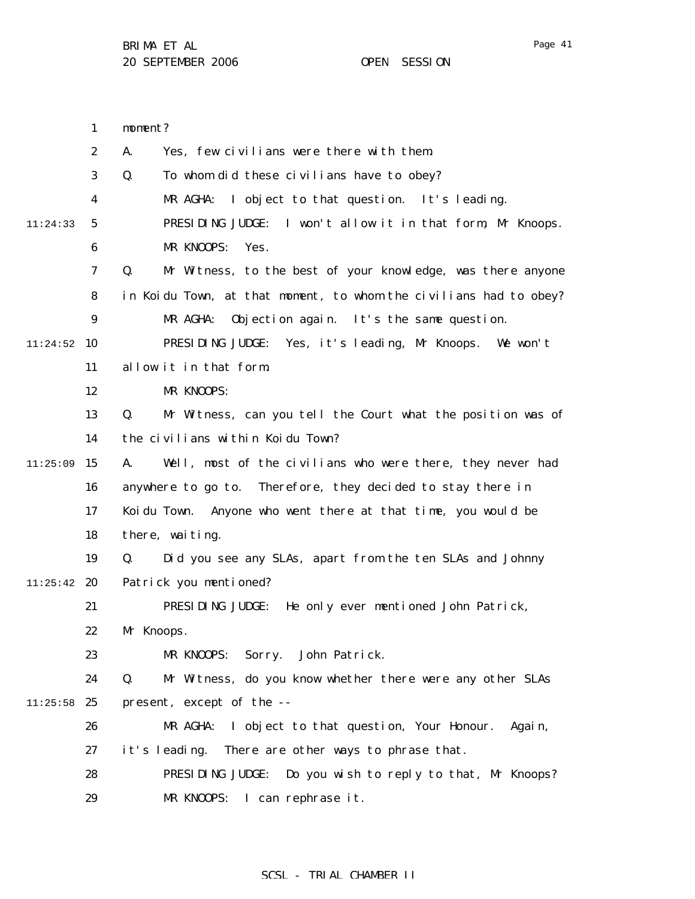moment?

A. Yes, few civilians were there with them.

Q. To whom did these civilians have to obey?

MR AGHA: I object to that question. It's leading.

PRESIDING JUDGE: I won't allow it in that form, Mr Knoops.

MR KNOOPS: Yes.

Q. Mr Witness, to the best of your knowledge, was there anyone in Koidu Town, at that moment, to whom the civilians had to obey?

MR AGHA: Objection again. It's the same question.

PRESIDING JUDGE: Yes, it's leading, Mr Knoops. We won't allow it in that form.

MR KNOOPS:

Q. Mr Witness, can you tell the Court what the position was of the civilians within Koidu Town?

A. Well, most of the civilians who were there, they never had anywhere to go to. Therefore, they decided to stay there in Koidu Town. Anyone who went there at that time, you would be there, waiting.

Q. Did you see any SLAs, apart from the ten SLAs and Johnny Patrick you mentioned?

PRESIDING JUDGE: He only ever mentioned John Patrick, Mr Knoops.

MR KNOOPS: Sorry. John Patrick.

Q. Mr Witness, do you know whether there were any other SLAs present, except of the --

MR AGHA: I object to that question, Your Honour. Again, it's leading. There are other ways to phrase that.

PRESIDING JUDGE: Do you wish to reply to that, Mr Knoops?

MR KNOOPS: I can rephrase it.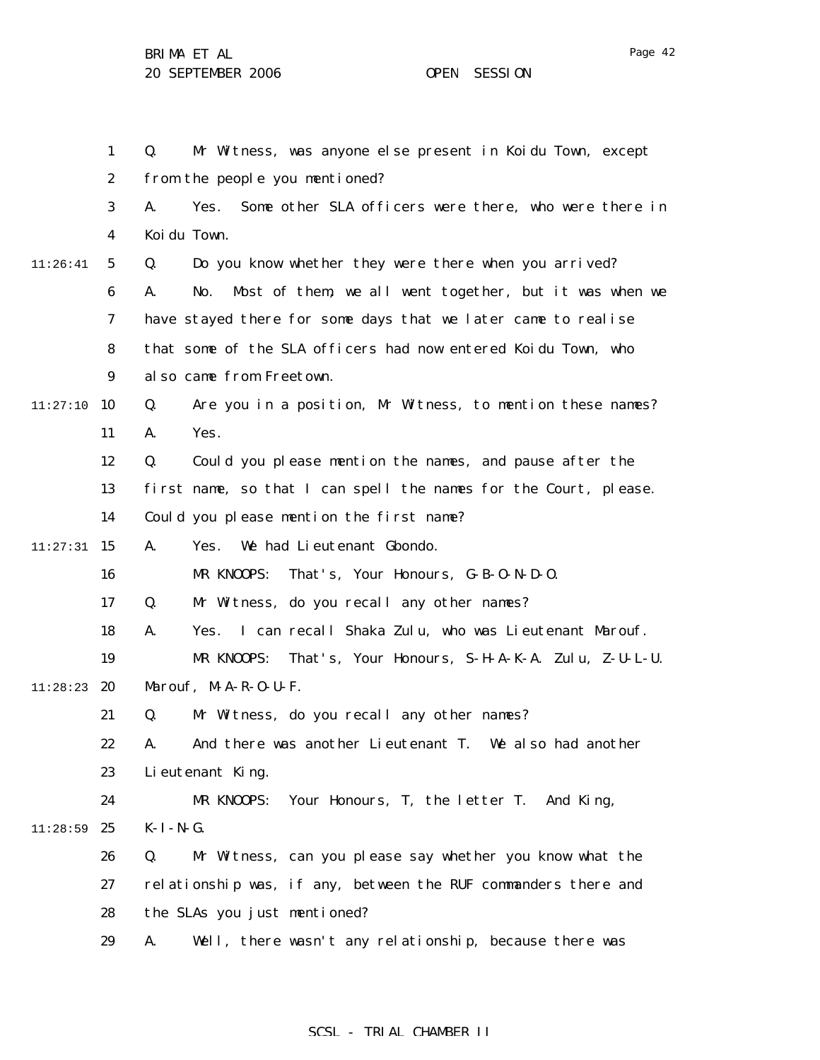Q. Mr Witness, was anyone else present in Koidu Town, except from the people you mentioned?

A. Yes. Some other SLA officers were there, who were there in Koidu Town.

Q. Do you know whether they were there when you arrived?

A. No. Most of them, we all went together, but it was when we have stayed there for some days that we later came to realise that some of the SLA officers had now entered Koidu Town, who also came from Freetown.

Q. Are you in a position, Mr Witness, to mention these names?

A. Yes.

Q. Could you please mention the names, and pause after the first name, so that I can spell the names for the Court, please. Could you please mention the first name?

A. Yes. We had Lieutenant Gbondo.

MR KNOOPS: That's, Your Honours, G-B-O-N-D-O.

Q. Mr Witness, do you recall any other names?

A. Yes. I can recall Shaka Zulu, who was Lieutenant Marouf.

MR KNOOPS: That's, Your Honours, S-H-A-K-A. Zulu, Z-U-L-U. Marouf, M-A-R-O-U-F.

Q. Mr Witness, do you recall any other names?

A. And there was another Lieutenant T. We also had another Lieutenant King.

MR KNOOPS: Your Honours, T, the letter T. And King, K-I-N-G.

Q. Mr Witness, can you please say whether you know what the relationship was, if any, between the RUF commanders there and the SLAs you just mentioned?

A. Well, there wasn't any relationship, because there was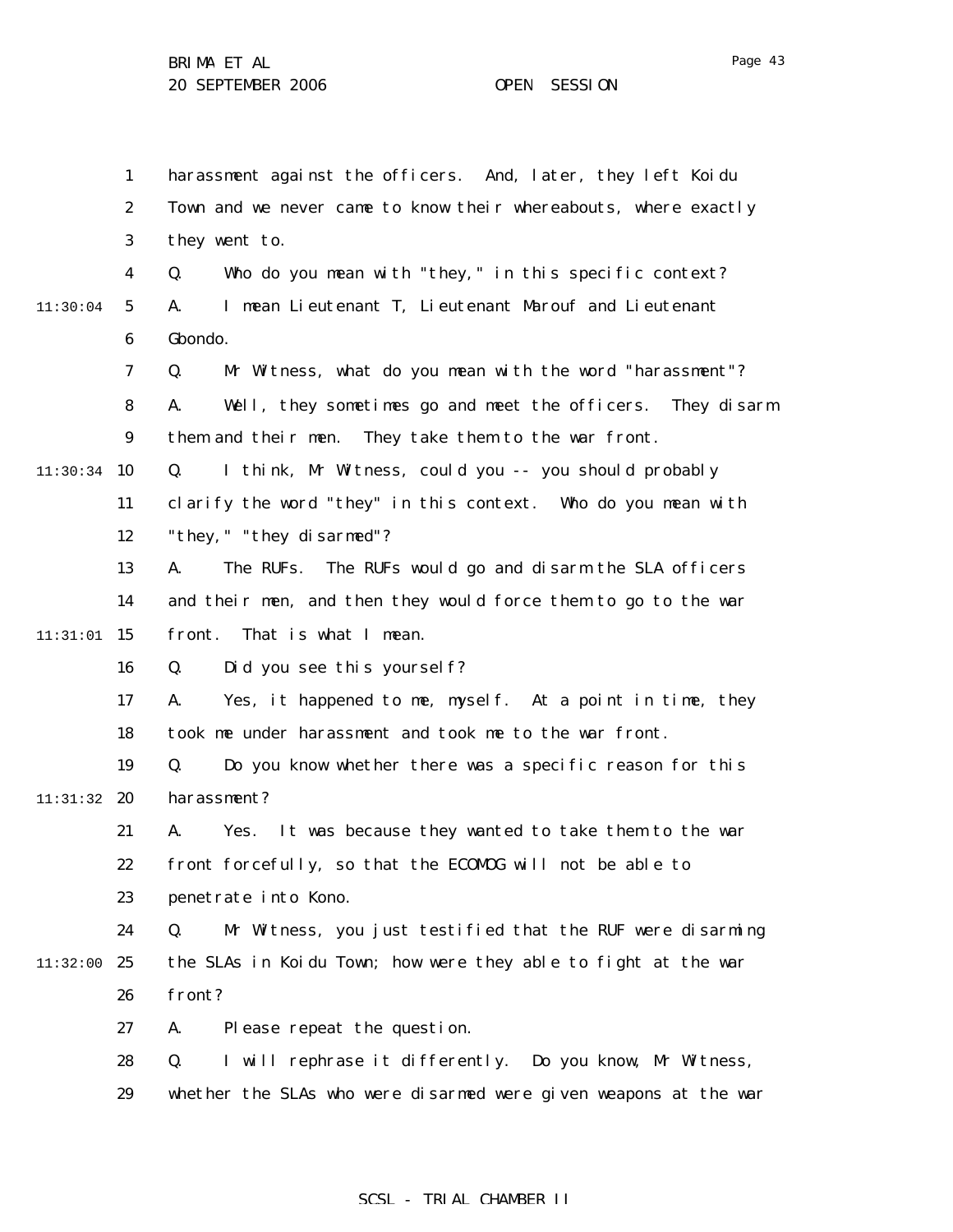harassment against the officers. And, later, they left Koidu Town and we never came to know their whereabouts, where exactly they went to.

Q. Who do you mean with "they," in this specific context?

A. I mean Lieutenant T, Lieutenant Marouf and Lieutenant Gbondo.

Q. Mr Witness, what do you mean with the word "harassment"?

A. Well, they sometimes go and meet the officers. They disarm them and their men. They take them to the war front.

Q. I think, Mr Witness, could you -- you should probably clarify the word "they" in this context. Who do you mean with "they," "they disarmed"?

A. The RUFs. The RUFs would go and disarm the SLA officers and their men, and then they would force them to go to the war front. That is what I mean.

Q. Did you see this yourself?

A. Yes, it happened to me, myself. At a point in time, they took me under harassment and took me to the war front.

Q. Do you know whether there was a specific reason for this harassment?

A. Yes. It was because they wanted to take them to the war front forcefully, so that the ECOMOG will not be able to penetrate into Kono.

Q. Mr Witness, you just testified that the RUF were disarming the SLAs in Koidu Town; how were they able to fight at the war front?

A. Please repeat the question.

Q. I will rephrase it differently. Do you know, Mr Witness, whether the SLAs who were disarmed were given weapons at the war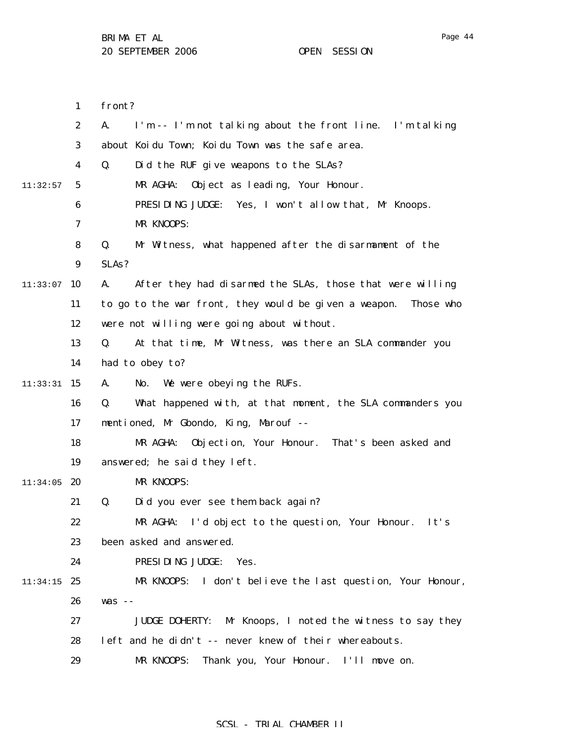front?

A. I'm -- I'm not talking about the front line. I'm talking about Koidu Town; Koidu Town was the safe area.

Q. Did the RUF give weapons to the SLAs?

MR AGHA: Object as leading, Your Honour.

PRESIDING JUDGE: Yes, I won't allow that, Mr Knoops.

MR KNOOPS:

Q. Mr Witness, what happened after the disarmament of the SLAs?

A. After they had disarmed the SLAs, those that were willing to go to the war front, they would be given a weapon. Those who were not willing were going about without.

Q. At that time, Mr Witness, was there an SLA commander you had to obey to?

A. No. We were obeying the RUFs.

Q. What happened with, at that moment, the SLA commanders you mentioned, Mr Gbondo, King, Marouf --

MR AGHA: Objection, Your Honour. That's been asked and answered; he said they left.

MR KNOOPS:

Q. Did you ever see them back again?

MR AGHA: I'd object to the question, Your Honour. It's been asked and answered.

PRESIDING JUDGE: Yes.

MR KNOOPS: I don't believe the last question, Your Honour, was --

JUDGE DOHERTY: Mr Knoops, I noted the witness to say they left and he didn't -- never knew of their whereabouts.

MR KNOOPS: Thank you, Your Honour. I'll move on.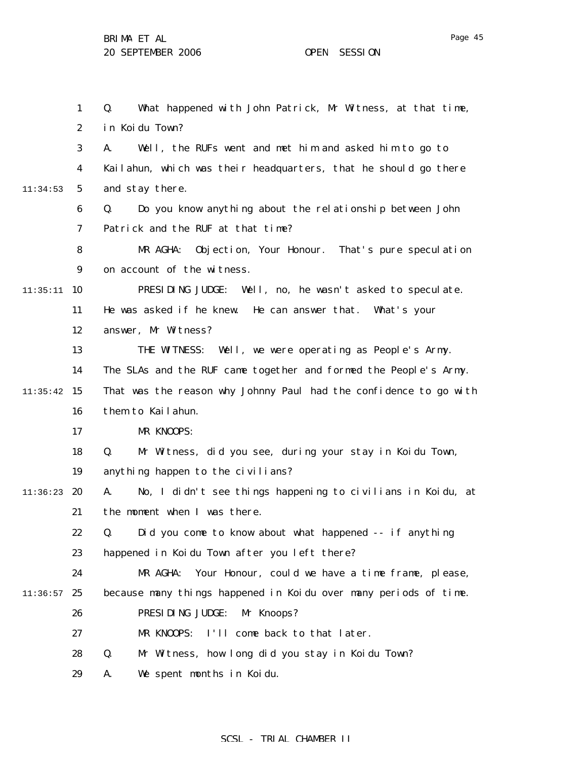Q. What happened with John Patrick, Mr Witness, at that time, in Koidu Town?

A. Well, the RUFs went and met him and asked him to go to Kailahun, which was their headquarters, that he should go there and stay there.

Q. Do you know anything about the relationship between John Patrick and the RUF at that time?

MR AGHA: Objection, Your Honour. That's pure speculation on account of the witness.

PRESIDING JUDGE: Well, no, he wasn't asked to speculate. He was asked if he knew. He can answer that. What's your answer, Mr Witness?

THE WITNESS: Well, we were operating as People's Army. The SLAs and the RUF came together and formed the People's Army. That was the reason why Johnny Paul had the confidence to go with them to Kailahun.

MR KNOOPS:

Q. Mr Witness, did you see, during your stay in Koidu Town, anything happen to the civilians?

A. No, I didn't see things happening to civilians in Koidu, at the moment when I was there.

Q. Did you come to know about what happened -- if anything happened in Koidu Town after you left there?

MR AGHA: Your Honour, could we have a time frame, please, because many things happened in Koidu over many periods of time.

PRESIDING JUDGE: Mr Knoops?

MR KNOOPS: I'll come back to that later.

Q. Mr Witness, how long did you stay in Koidu Town?

A. We spent months in Koidu.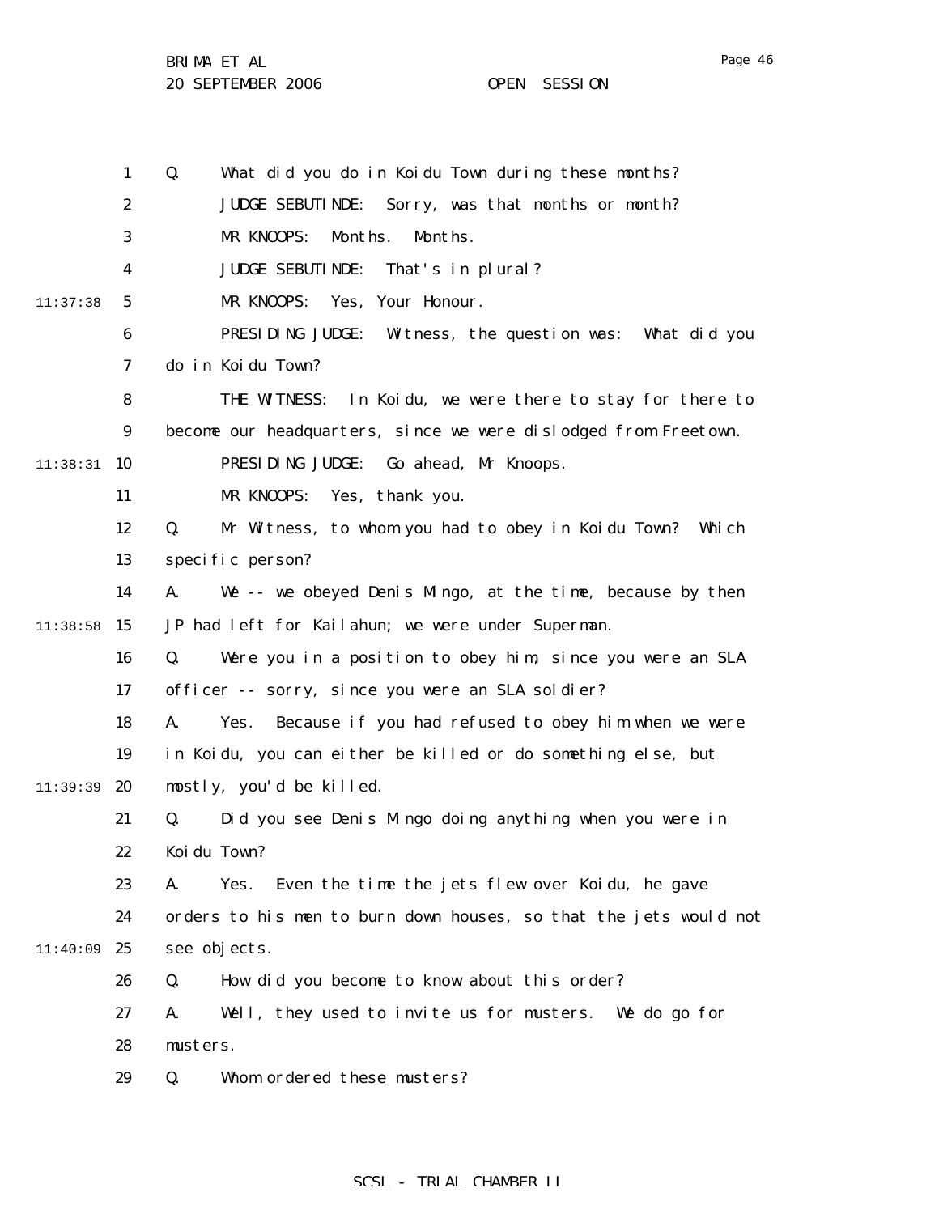Q. What did you do in Koidu Town during these months?

JUDGE SEBUTINDE: Sorry, was that months or month?

MR KNOOPS: Months. Months.

JUDGE SEBUTINDE: That's in plural?

MR KNOOPS: Yes, Your Honour.

PRESIDING JUDGE: Witness, the question was: What did you do in Koidu Town?

THE WITNESS: In Koidu, we were there to stay for there to become our headquarters, since we were dislodged from Freetown.

PRESIDING JUDGE: Go ahead, Mr Knoops.

MR KNOOPS: Yes, thank you.

Q. Mr Witness, to whom you had to obey in Koidu Town? Which specific person?

A. We -- we obeyed Denis Mingo, at the time, because by then JP had left for Kailahun; we were under Superman.

Q. Were you in a position to obey him, since you were an SLA officer -- sorry, since you were an SLA soldier?

A. Yes. Because if you had refused to obey him when we were in Koidu, you can either be killed or do something else, but mostly, you'd be killed.

Q. Did you see Denis Mingo doing anything when you were in Koidu Town?

A. Yes. Even the time the jets flew over Koidu, he gave orders to his men to burn down houses, so that the jets would not see objects.

Q. How did you become to know about this order?

A. Well, they used to invite us for musters. We do go for musters.

Q. Whom ordered these musters?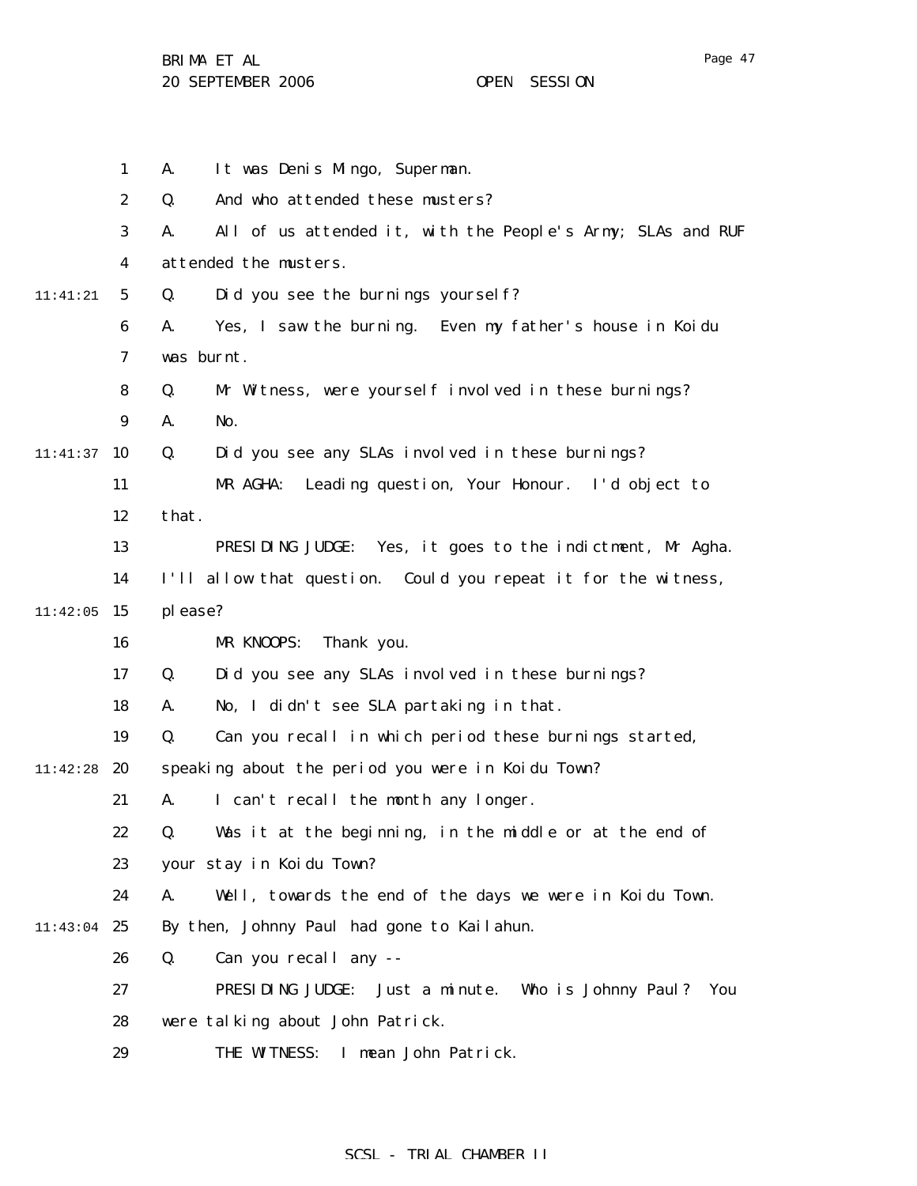A. It was Denis Mingo, Superman.

Q. And who attended these musters?

A. All of us attended it, with the People's Army; SLAs and RUF attended the musters.

Q. Did you see the burnings yourself?

A. Yes, I saw the burning. Even my father's house in Koidu was burnt.

Q. Mr Witness, were yourself involved in these burnings?

A. No.

Q. Did you see any SLAs involved in these burnings?

MR AGHA: Leading question, Your Honour. I'd object to that.

PRESIDING JUDGE: Yes, it goes to the indictment, Mr Agha. I'll allow that question. Could you repeat it for the witness, please?

MR KNOOPS: Thank you.

Q. Did you see any SLAs involved in these burnings?

A. No, I didn't see SLA partaking in that.

Q. Can you recall in which period these burnings started, speaking about the period you were in Koidu Town?

A. I can't recall the month any longer.

Q. Was it at the beginning, in the middle or at the end of your stay in Koidu Town?

A. Well, towards the end of the days we were in Koidu Town. By then, Johnny Paul had gone to Kailahun.

Q. Can you recall any --

PRESIDING JUDGE: Just a minute. Who is Johnny Paul? You were talking about John Patrick.

THE WITNESS: I mean John Patrick.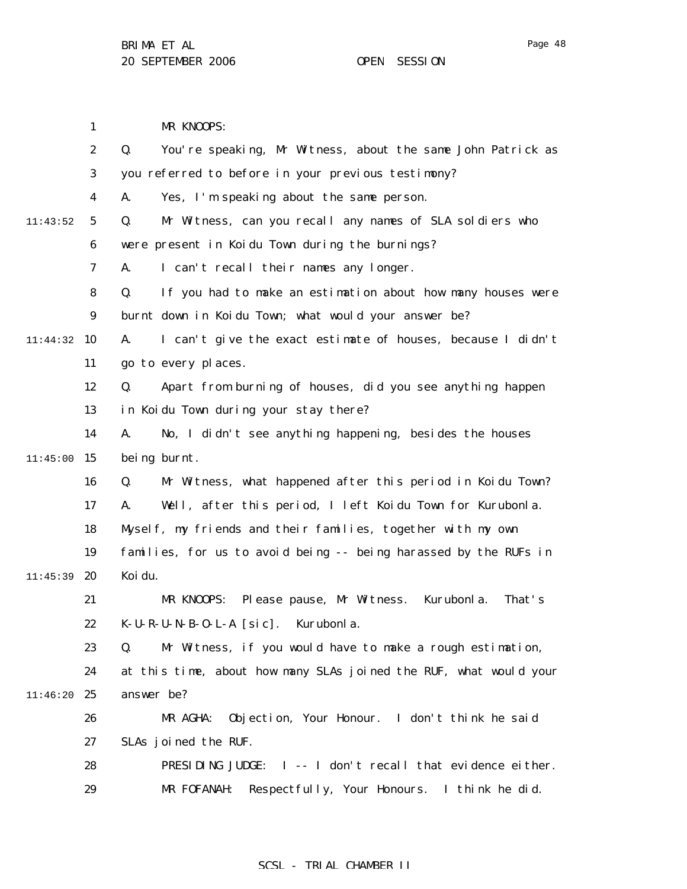MR KNOOPS:

Q. You're speaking, Mr Witness, about the same John Patrick as you referred to before in your previous testimony?

A. Yes, I'm speaking about the same person.

Q. Mr Witness, can you recall any names of SLA soldiers who were present in Koidu Town during the burnings?

A. I can't recall their names any longer.

Q. If you had to make an estimation about how many houses were burnt down in Koidu Town; what would your answer be?

A. I can't give the exact estimate of houses, because I didn't go to every places.

Q. Apart from burning of houses, did you see anything happen in Koidu Town during your stay there?

A. No, I didn't see anything happening, besides the houses being burnt.

Q. Mr Witness, what happened after this period in Koidu Town?

A. Well, after this period, I left Koidu Town for Kurubonla. Myself, my friends and their families, together with my own families, for us to avoid being -- being harassed by the RUFs in Koidu.

MR KNOOPS: Please pause, Mr Witness. Kurubonla. That's K-U-R-U-N-B-O-L-A [sic]. Kurubonla.

Q. Mr Witness, if you would have to make a rough estimation, at this time, about how many SLAs joined the RUF, what would your answer be?

MR AGHA: Objection, Your Honour. I don't think he said SLAs joined the RUF.

PRESIDING JUDGE: I -- I don't recall that evidence either.

MR FOFANAH: Respectfully, Your Honours. I think he did.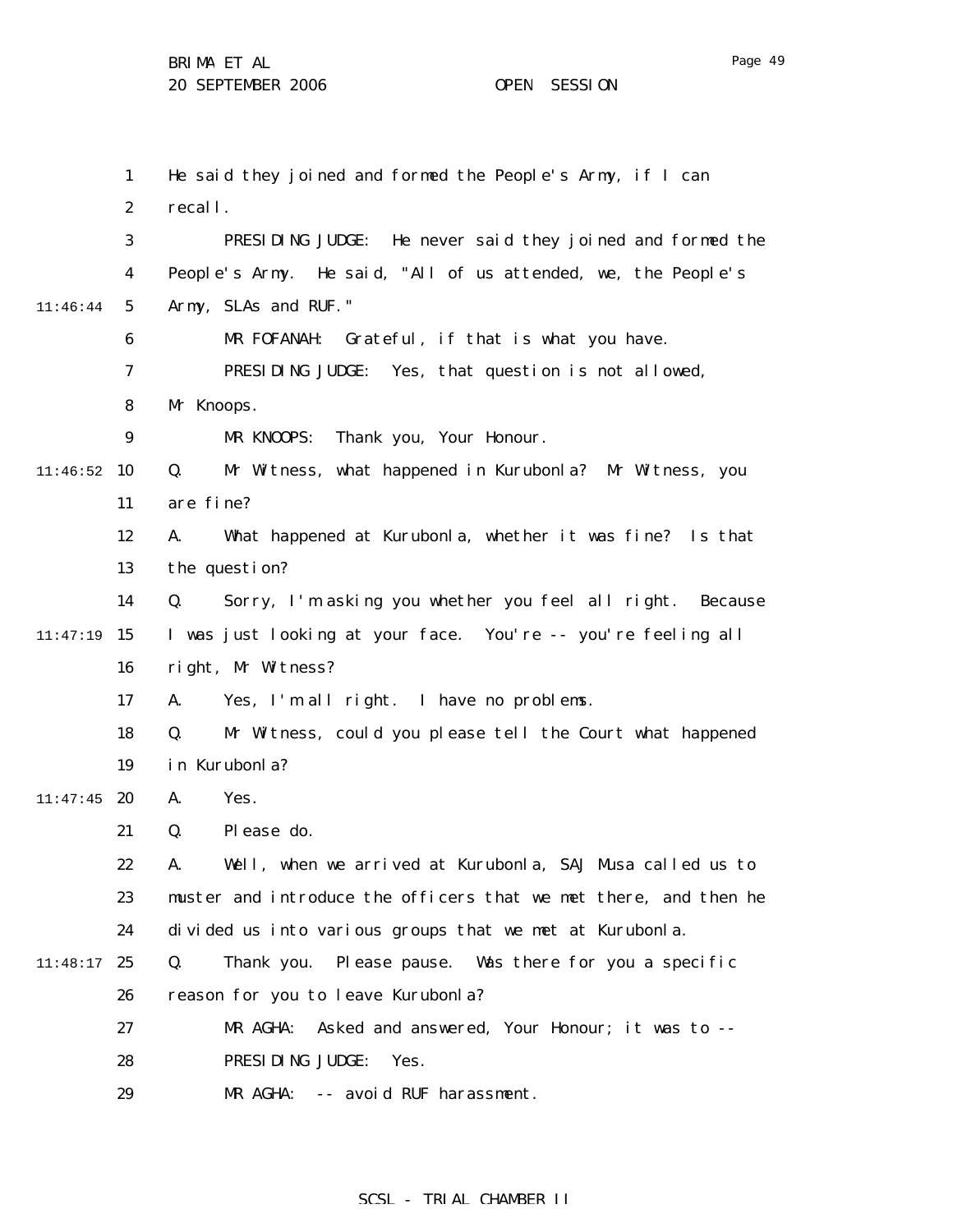He said they joined and formed the People's Army, if I can recall.

PRESIDING JUDGE: He never said they joined and formed the People's Army. He said, "All of us attended, we, the People's Army, SLAs and RUF."

MR FOFANAH: Grateful, if that is what you have.

PRESIDING JUDGE: Yes, that question is not allowed, Mr Knoops.

MR KNOOPS: Thank you, Your Honour.

Q. Mr Witness, what happened in Kurubonla? Mr Witness, you are fine?

A. What happened at Kurubonla, whether it was fine? Is that the question?

Q. Sorry, I'm asking you whether you feel all right. Because I was just looking at your face. You're -- you're feeling all right, Mr Witness?

A. Yes, I'm all right. I have no problems.

Q. Mr Witness, could you please tell the Court what happened in Kurubonla?

A. Yes.

Q. Please do.

A. Well, when we arrived at Kurubonla, SAJ Musa called us to muster and introduce the officers that we met there, and then he divided us into various groups that we met at Kurubonla.

Q. Thank you. Please pause. Was there for you a specific reason for you to leave Kurubonla?

MR AGHA: Asked and answered, Your Honour; it was to --

PRESIDING JUDGE: Yes.

MR AGHA: -- avoid RUF harassment.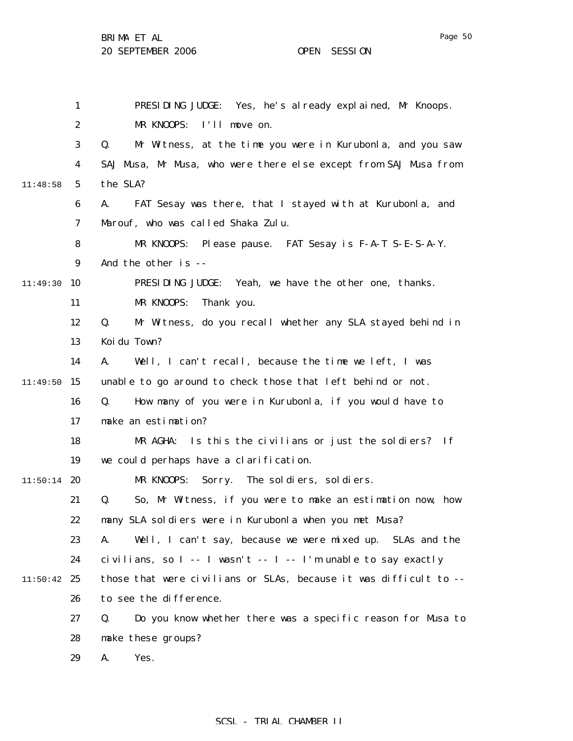PRESIDING JUDGE: Yes, he's already explained, Mr Knoops.

MR KNOOPS: I'll move on.

Q. Mr Witness, at the time you were in Kurubonla, and you saw SAJ Musa, Mr Musa, who were there else except from SAJ Musa from the SLA?

A. FAT Sesay was there, that I stayed with at Kurubonla, and Marouf, who was called Shaka Zulu.

MR KNOOPS: Please pause. FAT Sesay is F-A-T S-E-S-A-Y. And the other is --

PRESIDING JUDGE: Yeah, we have the other one, thanks.

MR KNOOPS: Thank you.

Q. Mr Witness, do you recall whether any SLA stayed behind in Koidu Town?

A. Well, I can't recall, because the time we left, I was unable to go around to check those that left behind or not.

Q. How many of you were in Kurubonla, if you would have to make an estimation?

MR AGHA: Is this the civilians or just the soldiers? If we could perhaps have a clarification.

MR KNOOPS: Sorry. The soldiers, soldiers.

Q. So, Mr Witness, if you were to make an estimation now, how many SLA soldiers were in Kurubonla when you met Musa?

A. Well, I can't say, because we were mixed up. SLAs and the civilians, so I -- I wasn't -- I -- I'm unable to say exactly those that were civilians or SLAs, because it was difficult to -- to see the difference.

Q. Do you know whether there was a specific reason for Musa to make these groups?

A. Yes.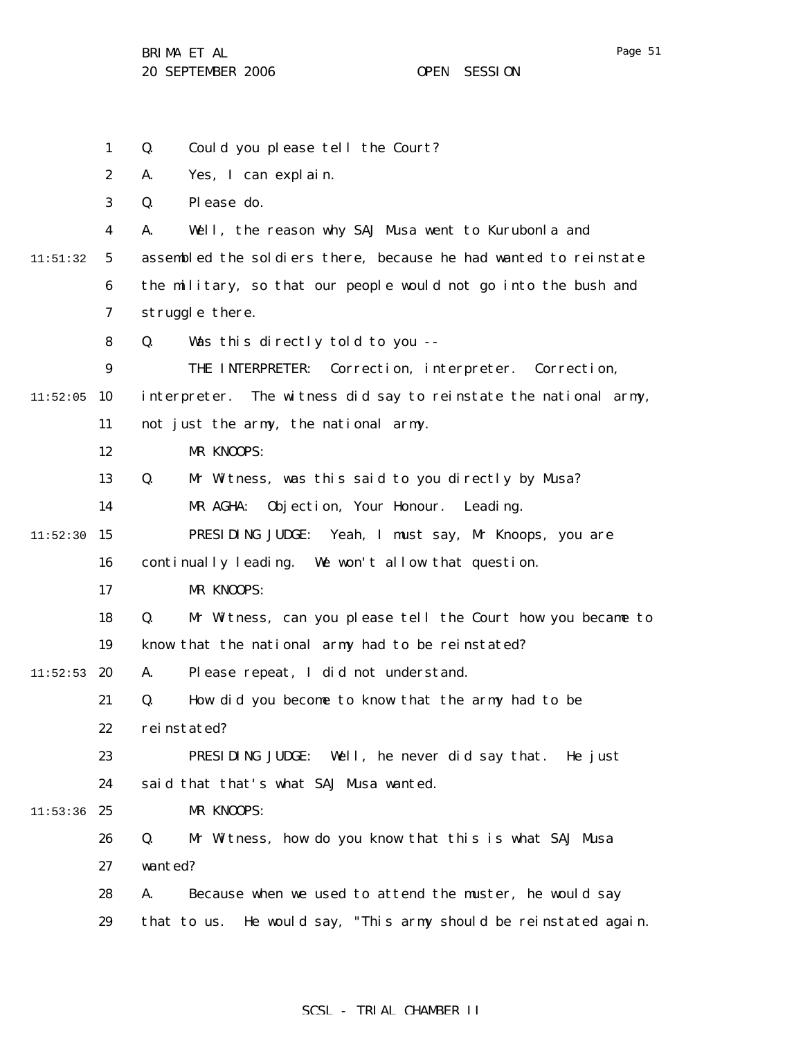Q. Could you please tell the Court?

A. Yes, I can explain.

Q. Please do.

A. Well, the reason why SAJ Musa went to Kurubonla and assembled the soldiers there, because he had wanted to reinstate the military, so that our people would not go into the bush and struggle there.

Q. Was this directly told to you --

THE INTERPRETER: Correction, interpreter. Correction, interpreter. The witness did say to reinstate the national army, not just the army, the national army.

MR KNOOPS:

Q. Mr Witness, was this said to you directly by Musa?

MR AGHA: Objection, Your Honour. Leading.

PRESIDING JUDGE: Yeah, I must say, Mr Knoops, you are continually leading. We won't allow that question.

MR KNOOPS:

Q. Mr Witness, can you please tell the Court how you became to know that the national army had to be reinstated?

A. Please repeat, I did not understand.

Q. How did you become to know that the army had to be reinstated?

PRESIDING JUDGE: Well, he never did say that. He just said that that's what SAJ Musa wanted.

MR KNOOPS:

Q. Mr Witness, how do you know that this is what SAJ Musa wanted?

A. Because when we used to attend the muster, he would say that to us. He would say, "This army should be reinstated again.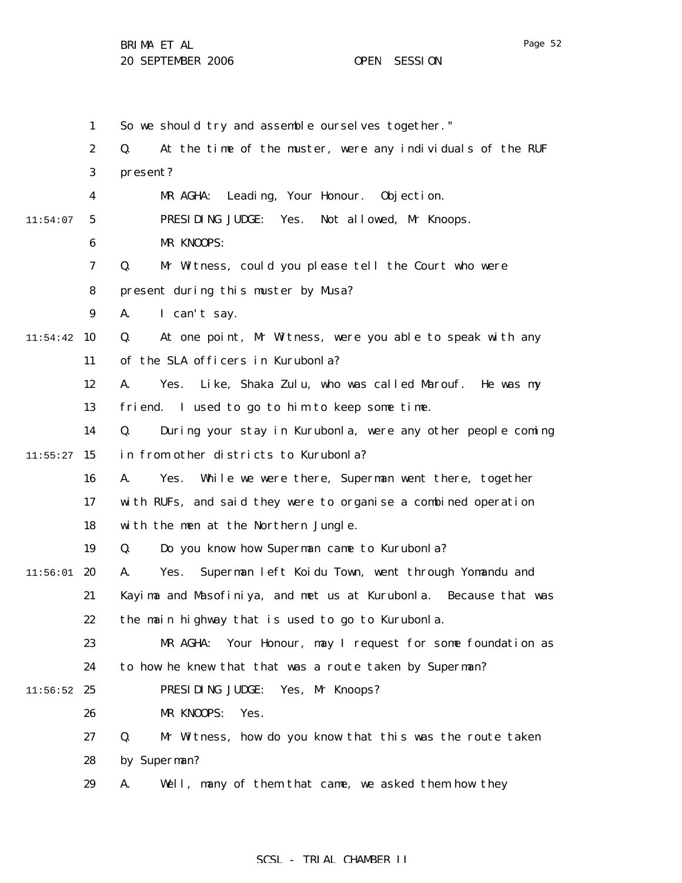So we should try and assemble ourselves together."

Q. At the time of the muster, were any individuals of the RUF present?

MR AGHA: Leading, Your Honour. Objection.

PRESIDING JUDGE: Yes. Not allowed, Mr Knoops.

MR KNOOPS:

Q. Mr Witness, could you please tell the Court who were present during this muster by Musa?

A. I can't say.

Q. At one point, Mr Witness, were you able to speak with any of the SLA officers in Kurubonla?

A. Yes. Like, Shaka Zulu, who was called Marouf. He was my friend. I used to go to him to keep some time.

Q. During your stay in Kurubonla, were any other people coming in from other districts to Kurubonla?

A. Yes. While we were there, Superman went there, together with RUFs, and said they were to organise a combined operation with the men at the Northern Jungle.

Q. Do you know how Superman came to Kurubonla?

A. Yes. Superman left Koidu Town, went through Yomandu and Kayima and Masofiniya, and met us at Kurubonla. Because that was the main highway that is used to go to Kurubonla.

MR AGHA: Your Honour, may I request for some foundation as to how he knew that that was a route taken by Superman?

PRESIDING JUDGE: Yes, Mr Knoops?

MR KNOOPS: Yes.

Q. Mr Witness, how do you know that this was the route taken by Superman?

A. Well, many of them that came, we asked them how they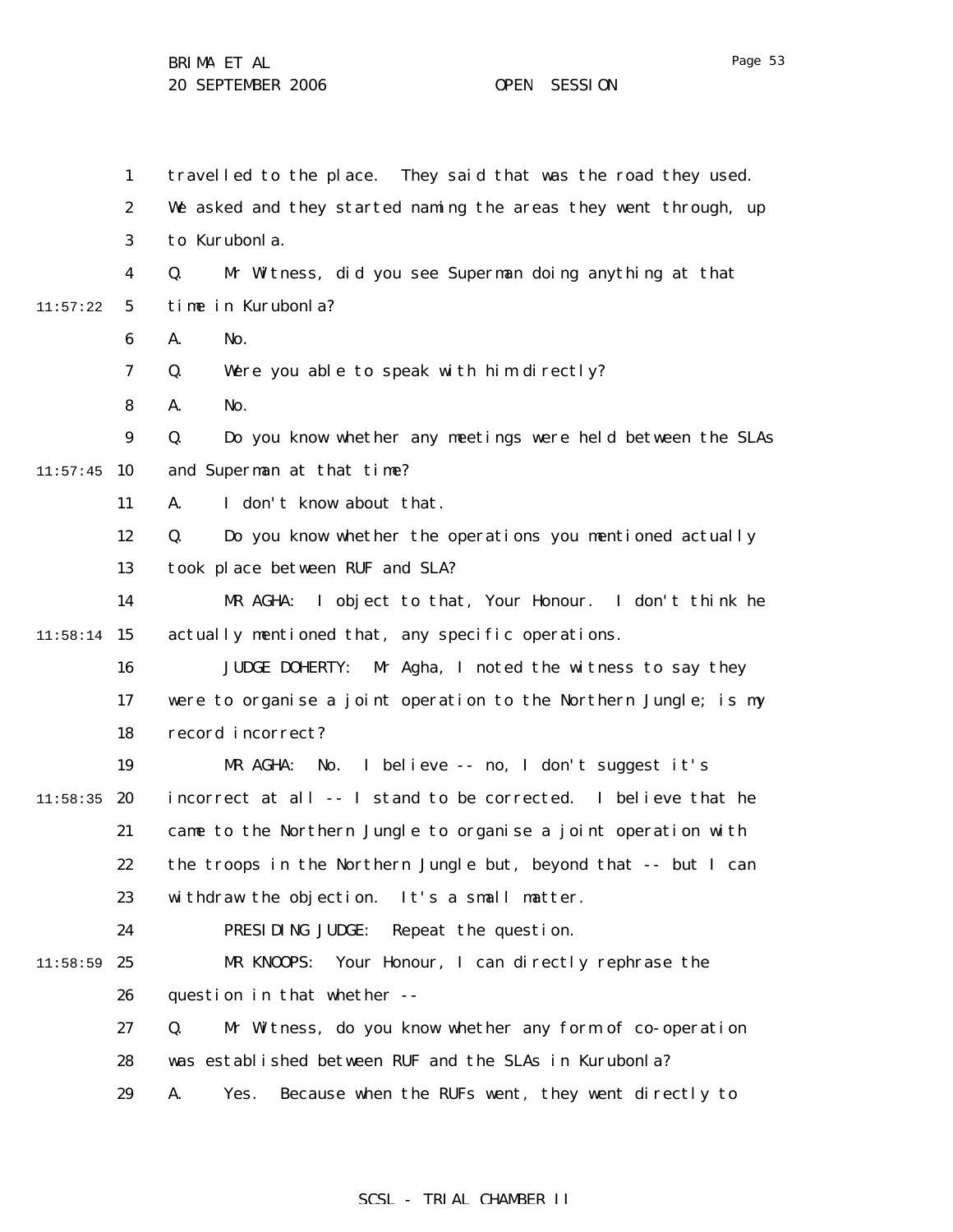travelled to the place. They said that was the road they used. We asked and they started naming the areas they went through, up to Kurubonla.

Q. Mr Witness, did you see Superman doing anything at that time in Kurubonla?

A. No.

Q. Were you able to speak with him directly?

A. No.

Q. Do you know whether any meetings were held between the SLAs and Superman at that time?

A. I don't know about that.

Q. Do you know whether the operations you mentioned actually took place between RUF and SLA?

MR AGHA: I object to that, Your Honour. I don't think he actually mentioned that, any specific operations.

JUDGE DOHERTY: Mr Agha, I noted the witness to say they were to organise a joint operation to the Northern Jungle; is my record incorrect?

MR AGHA: No. I believe -- no, I don't suggest it's incorrect at all -- I stand to be corrected. I believe that he came to the Northern Jungle to organise a joint operation with the troops in the Northern Jungle but, beyond that -- but I can withdraw the objection. It's a small matter.

PRESIDING JUDGE: Repeat the question.

MR KNOOPS: Your Honour, I can directly rephrase the question in that whether --

Q. Mr Witness, do you know whether any form of co-operation was established between RUF and the SLAs in Kurubonla?

A. Yes. Because when the RUFs went, they went directly to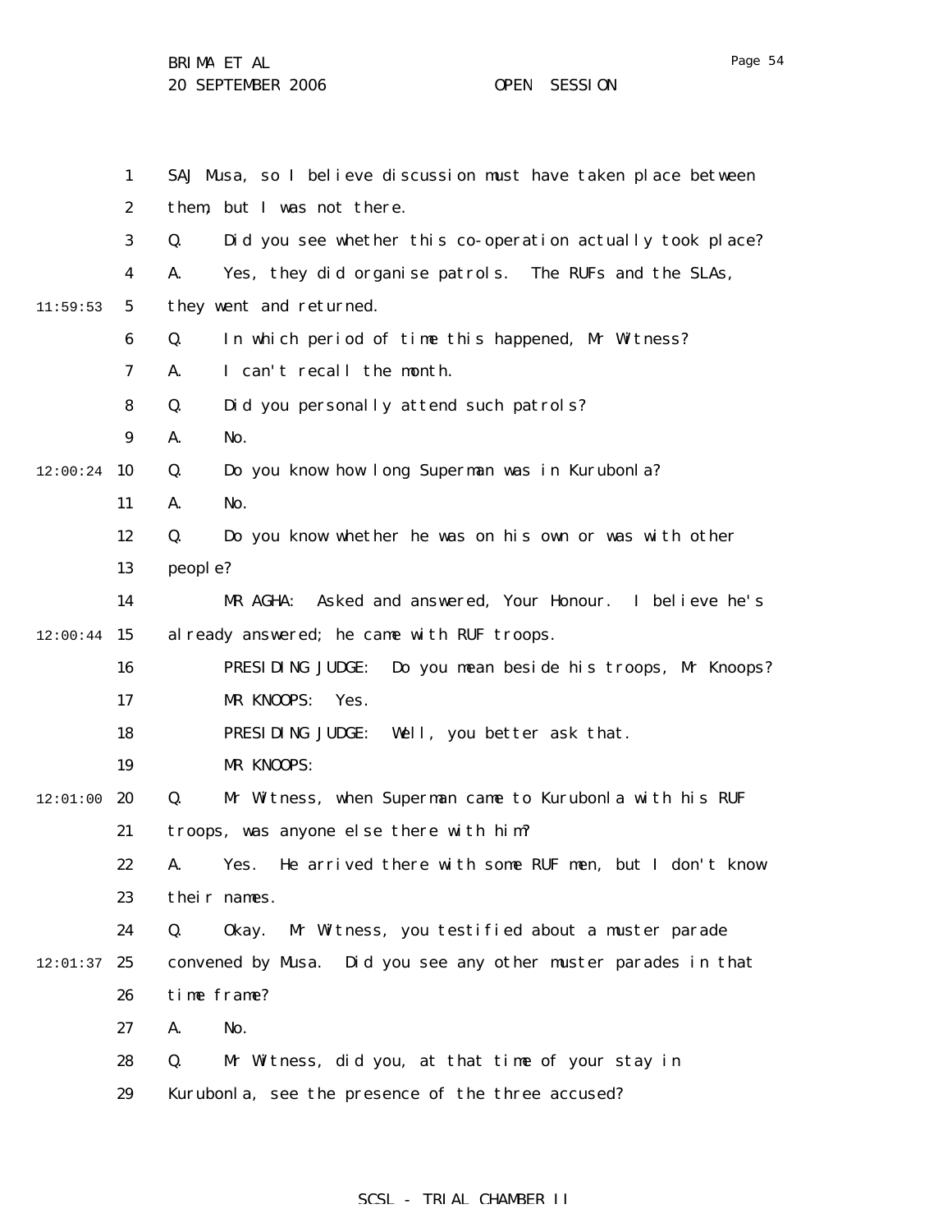SAJ Musa, so I believe discussion must have taken place between them, but I was not there.

Q. Did you see whether this co-operation actually took place?

A. Yes, they did organise patrols. The RUFs and the SLAs, they went and returned.

Q. In which period of time this happened, Mr Witness?

A. I can't recall the month.

Q. Did you personally attend such patrols?

A. No.

Q. Do you know how long Superman was in Kurubonla?

A. No.

Q. Do you know whether he was on his own or was with other people?

MR AGHA: Asked and answered, Your Honour. I believe he's already answered; he came with RUF troops.

PRESIDING JUDGE: Do you mean beside his troops, Mr Knoops?

MR KNOOPS: Yes.

PRESIDING JUDGE: Well, you better ask that.

MR KNOOPS:

Q. Mr Witness, when Superman came to Kurubonla with his RUF troops, was anyone else there with him?

A. Yes. He arrived there with some RUF men, but I don't know their names.

Q. Okay. Mr Witness, you testified about a muster parade convened by Musa. Did you see any other muster parades in that time frame?

A. No.

Q. Mr Witness, did you, at that time of your stay in Kurubonla, see the presence of the three accused?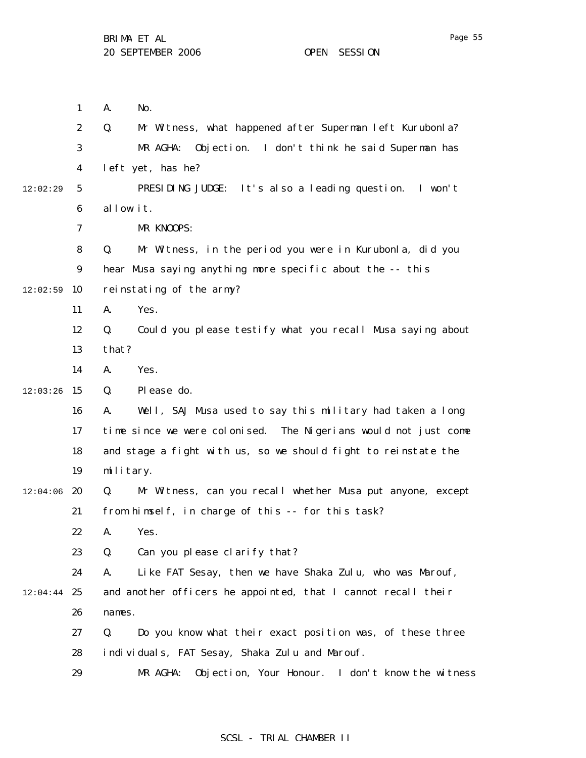A. No.

Q. Mr Witness, what happened after Superman left Kurubonla?

MR AGHA: Objection. I don't think he said Superman has left yet, has he?

PRESIDING JUDGE: It's also a leading question. I won't allow it.

MR KNOOPS:

Q. Mr Witness, in the period you were in Kurubonla, did you hear Musa saying anything more specific about the -- this reinstating of the army?

A. Yes.

Q. Could you please testify what you recall Musa saying about that?

A. Yes.

Q. Please do.

A. Well, SAJ Musa used to say this military had taken a long time since we were colonised. The Nigerians would not just come and stage a fight with us, so we should fight to reinstate the military.

Q. Mr Witness, can you recall whether Musa put anyone, except from himself, in charge of this -- for this task?

A. Yes.

Q. Can you please clarify that?

A. Like FAT Sesay, then we have Shaka Zulu, who was Marouf, and another officers he appointed, that I cannot recall their names.

Q. Do you know what their exact position was, of these three individuals, FAT Sesay, Shaka Zulu and Marouf.

MR AGHA: Objection, Your Honour. I don't know the witness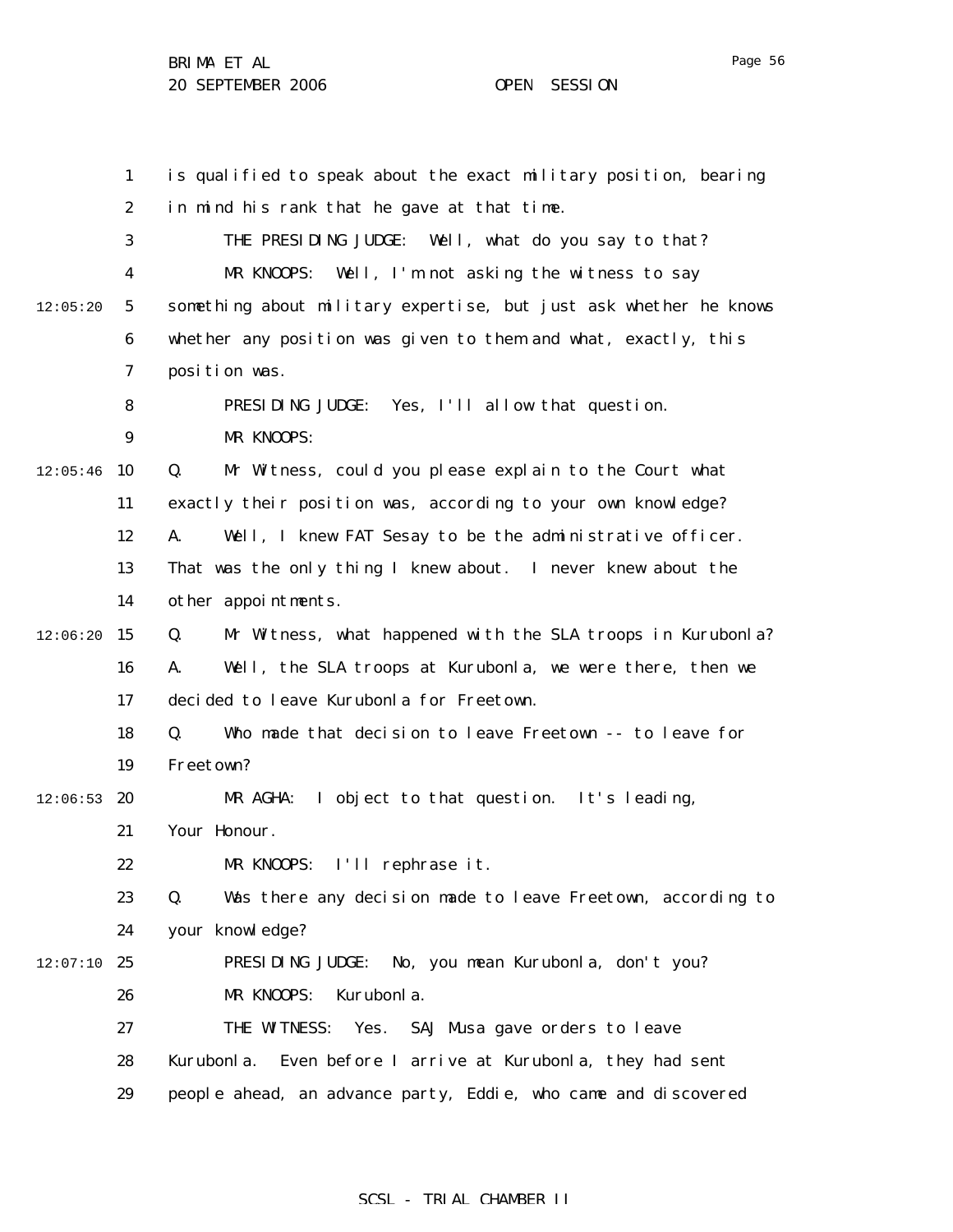1 is qualified to speak about the exact military position, bearing
2 in mind his rank that he gave at that time.
3 THE PRESIDING JUDGE: Well, what do you say to that?
4 MR KNOOPS: Well, I'm not asking the witness to say
12:05:20 5 something about military expertise, but just ask whether he knows
6 whether any position was given to them and what, exactly, this
7 position was.
8 PRESIDING JUDGE: Yes, I'll allow that question.
9 MR KNOOPS:
12:05:46 10 Q. Mr Witness, could you please explain to the Court what
11 exactly their position was, according to your own knowledge?
12 A. Well, I knew FAT Sesay to be the administrative officer.
13 That was the only thing I knew about. I never knew about the
14 other appointments.
12:06:20 15 Q. Mr Witness, what happened with the SLA troops in Kurubonla?
16 A. Well, the SLA troops at Kurubonla, we were there, then we
17 decided to leave Kurubonla for Freetown.
18 Q. Who made that decision to leave Freetown -- to leave for
19 Freetown?
12:06:53 20 MR AGHA: I object to that question. It's leading,
21 Your Honour.
22 MR KNOOPS: I'll rephrase it.
23 Q. Was there any decision made to leave Freetown, according to
24 your knowledge?
12:07:10 25 PRESIDING JUDGE: No, you mean Kurubonla, don't you?
26 MR KNOOPS: Kurubonla.
27 THE WITNESS: Yes. SAJ Musa gave orders to leave
28 Kurubonla. Even before I arrive at Kurubonla, they had sent
29 people ahead, an advance party, Eddie, who came and discovered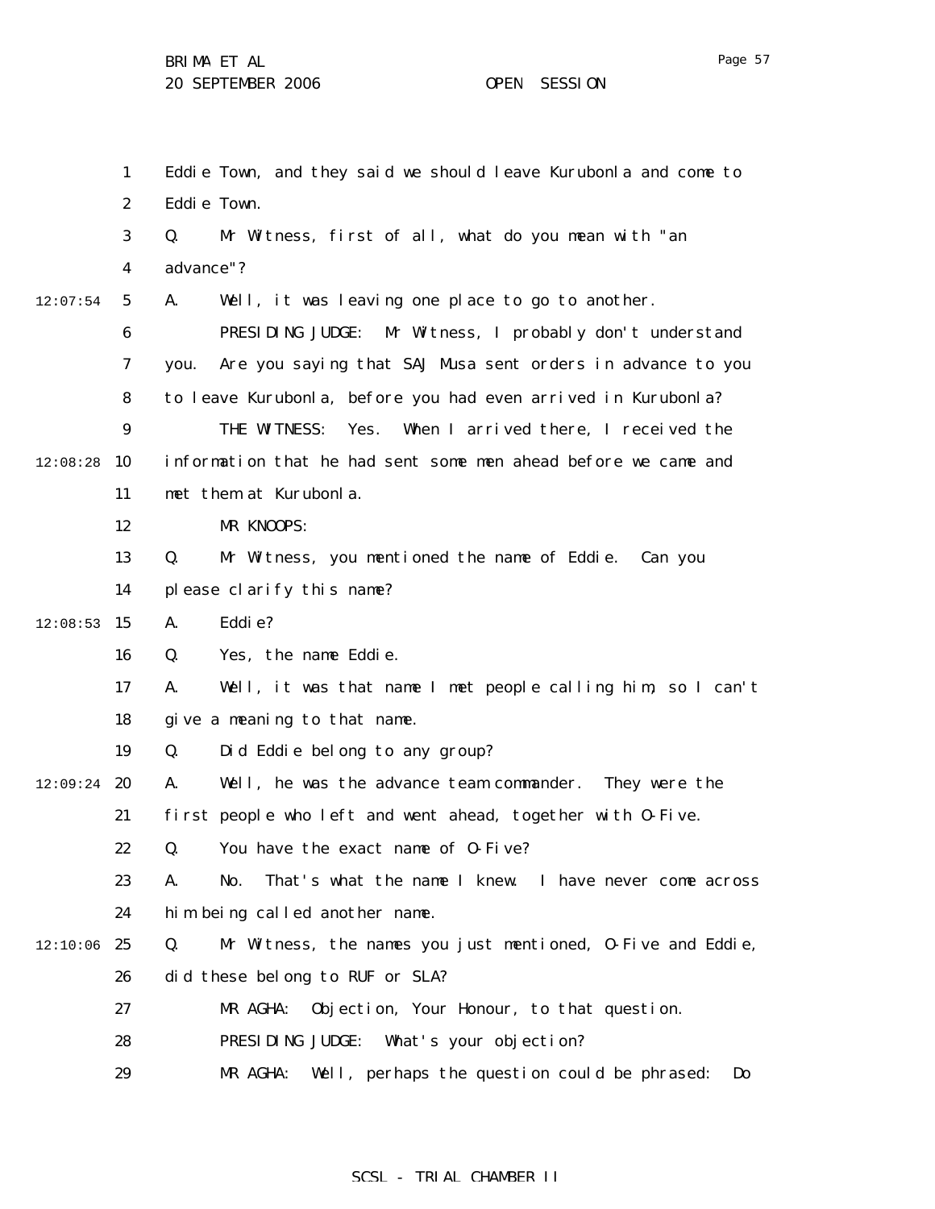Eddie Town, and they said we should leave Kurubonla and come to Eddie Town.

Q. Mr Witness, first of all, what do you mean with "an advance"?

A. Well, it was leaving one place to go to another.

PRESIDING JUDGE: Mr Witness, I probably don't understand you. Are you saying that SAJ Musa sent orders in advance to you to leave Kurubonla, before you had even arrived in Kurubonla?

THE WITNESS: Yes. When I arrived there, I received the information that he had sent some men ahead before we came and met them at Kurubonla.

MR KNOOPS:

Q. Mr Witness, you mentioned the name of Eddie. Can you please clarify this name?

A. Eddie?

Q. Yes, the name Eddie.

A. Well, it was that name I met people calling him, so I can't give a meaning to that name.

Q. Did Eddie belong to any group?

A. Well, he was the advance team commander. They were the first people who left and went ahead, together with O-Five.

Q. You have the exact name of O-Five?

A. No. That's what the name I knew. I have never come across him being called another name.

Q. Mr Witness, the names you just mentioned, O-Five and Eddie, did these belong to RUF or SLA?

MR AGHA: Objection, Your Honour, to that question.

PRESIDING JUDGE: What's your objection?

MR AGHA: Well, perhaps the question could be phrased: Do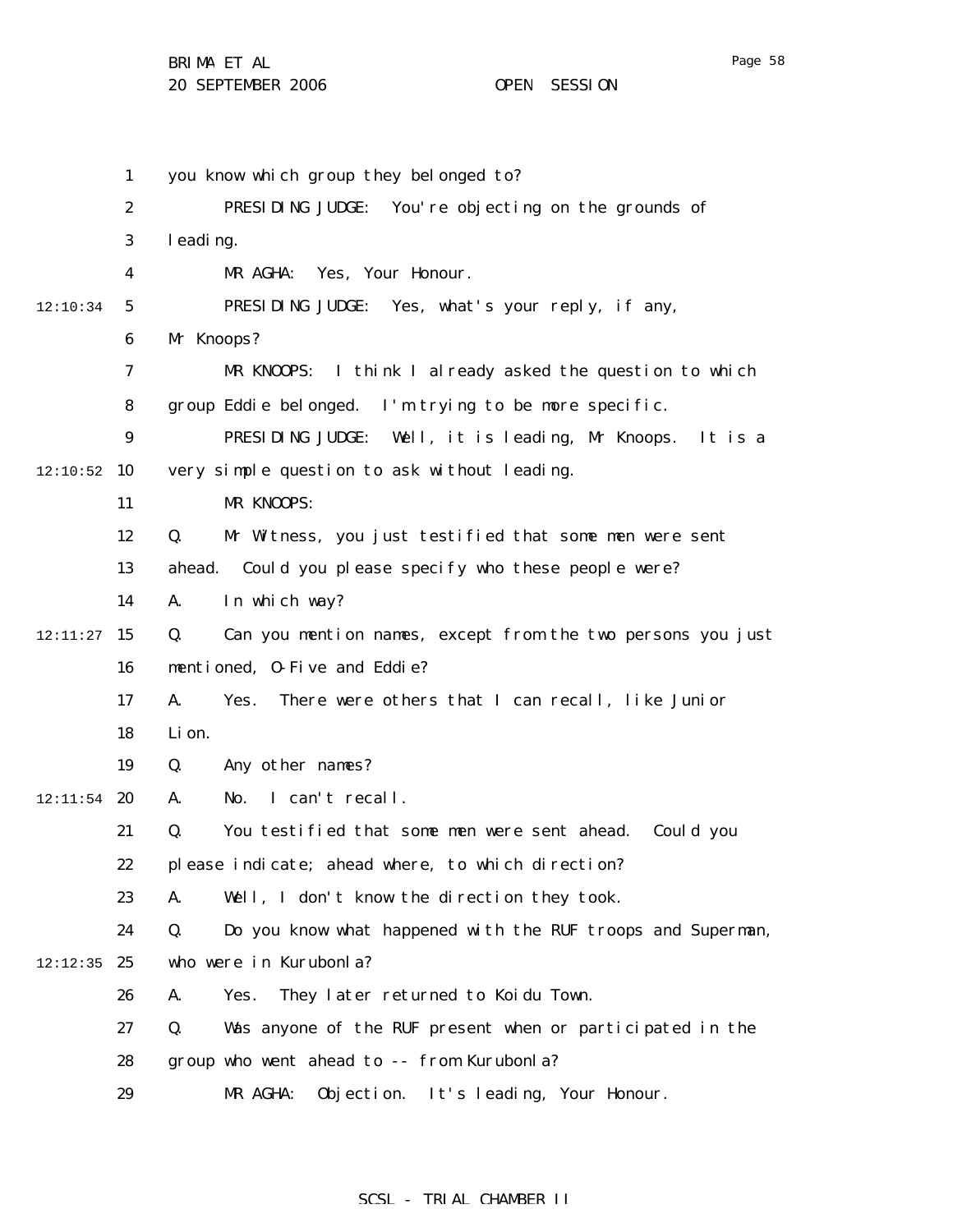you know which group they belonged to?

PRESIDING JUDGE: You're objecting on the grounds of leading.

MR AGHA: Yes, Your Honour.

PRESIDING JUDGE: Yes, what's your reply, if any, Mr Knoops?

MR KNOOPS: I think I already asked the question to which group Eddie belonged. I'm trying to be more specific.

PRESIDING JUDGE: Well, it is leading, Mr Knoops. It is a very simple question to ask without leading.

MR KNOOPS:

Q. Mr Witness, you just testified that some men were sent ahead. Could you please specify who these people were?

A. In which way?

Q. Can you mention names, except from the two persons you just mentioned, O-Five and Eddie?

A. Yes. There were others that I can recall, like Junior Lion.

Q. Any other names?

A. No. I can't recall.

Q. You testified that some men were sent ahead. Could you please indicate; ahead where, to which direction?

A. Well, I don't know the direction they took.

Q. Do you know what happened with the RUF troops and Superman, who were in Kurubonla?

A. Yes. They later returned to Koidu Town.

Q. Was anyone of the RUF present when or participated in the group who went ahead to -- from Kurubonla?

MR AGHA: Objection. It's leading, Your Honour.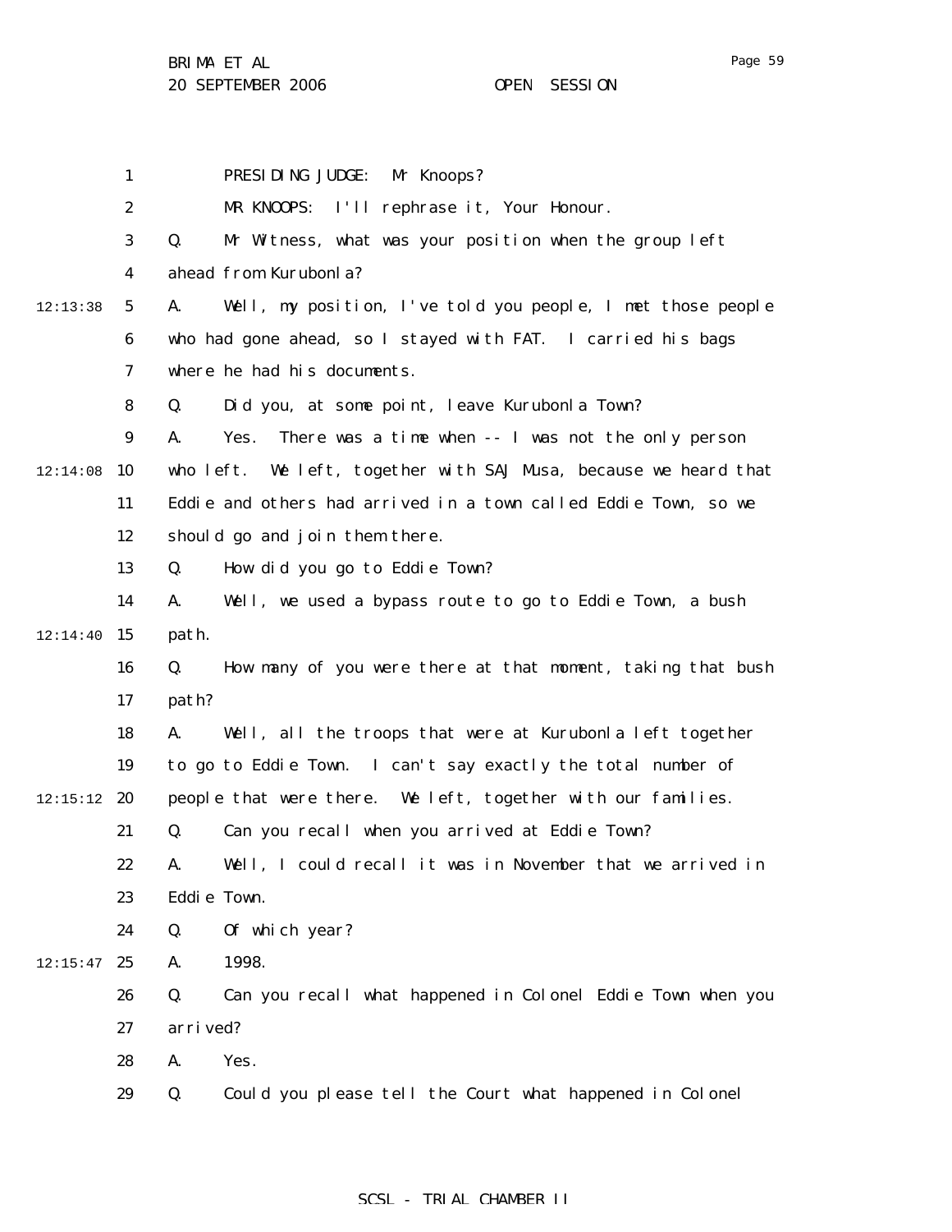PRESIDING JUDGE: Mr Knoops?

MR KNOOPS: I'll rephrase it, Your Honour.

Q. Mr Witness, what was your position when the group left ahead from Kurubonla?

A. Well, my position, I've told you people, I met those people who had gone ahead, so I stayed with FAT. I carried his bags where he had his documents.

Q. Did you, at some point, leave Kurubonla Town?

A. Yes. There was a time when -- I was not the only person who left. We left, together with SAJ Musa, because we heard that Eddie and others had arrived in a town called Eddie Town, so we should go and join them there.

Q. How did you go to Eddie Town?

A. Well, we used a bypass route to go to Eddie Town, a bush path.

Q. How many of you were there at that moment, taking that bush path?

A. Well, all the troops that were at Kurubonla left together to go to Eddie Town. I can't say exactly the total number of people that were there. We left, together with our families.

Q. Can you recall when you arrived at Eddie Town?

A. Well, I could recall it was in November that we arrived in Eddie Town.

Q. Of which year?

A. 1998.

Q. Can you recall what happened in Colonel Eddie Town when you arrived?

A. Yes.

Q. Could you please tell the Court what happened in Colonel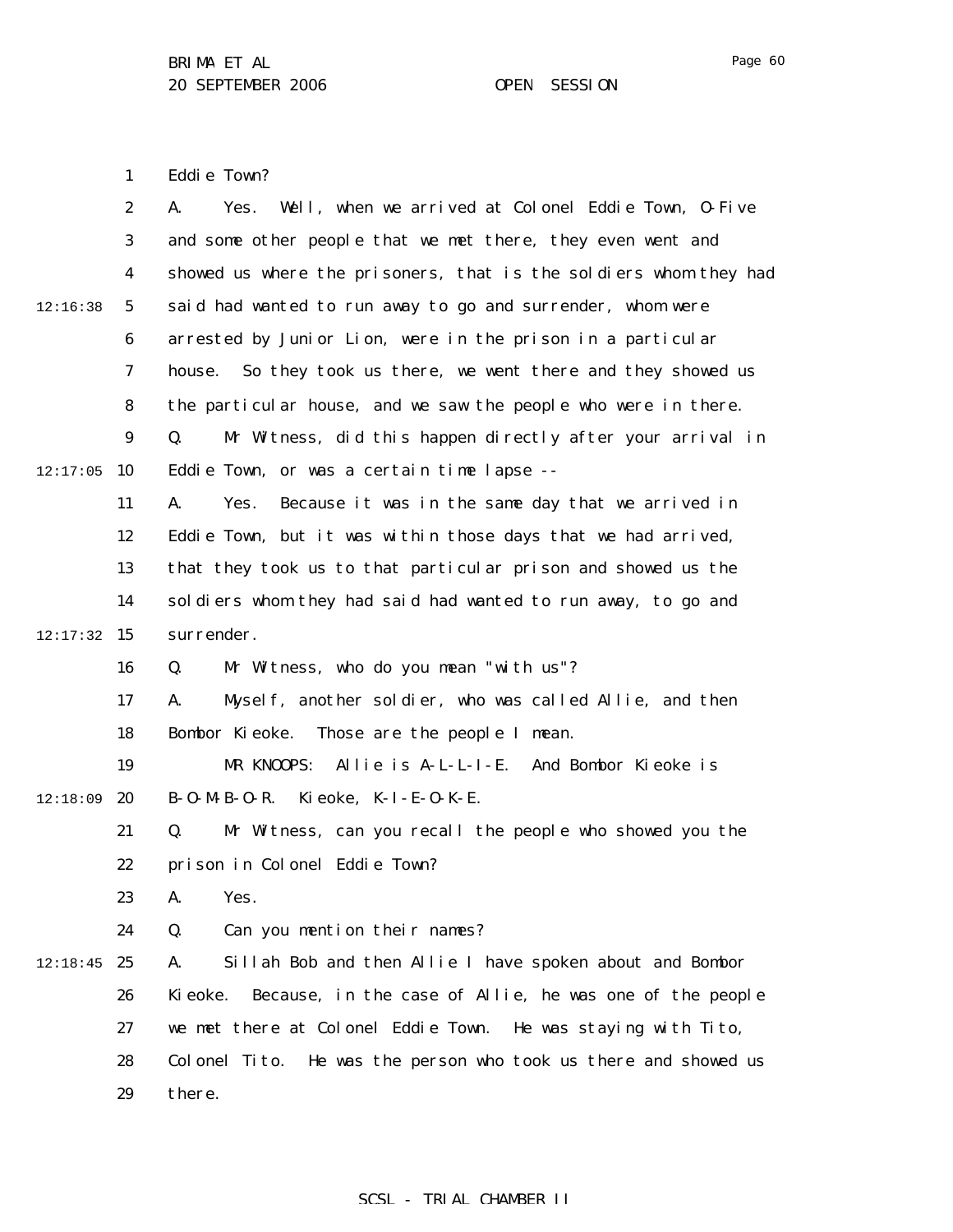Eddie Town?

A. Yes. Well, when we arrived at Colonel Eddie Town, O-Five and some other people that we met there, they even went and showed us where the prisoners, that is the soldiers whom they had said had wanted to run away to go and surrender, whom were arrested by Junior Lion, were in the prison in a particular house. So they took us there, we went there and they showed us the particular house, and we saw the people who were in there.

Q. Mr Witness, did this happen directly after your arrival in Eddie Town, or was a certain time lapse --

A. Yes. Because it was in the same day that we arrived in Eddie Town, but it was within those days that we had arrived, that they took us to that particular prison and showed us the soldiers whom they had said had wanted to run away, to go and surrender.

Q. Mr Witness, who do you mean "with us"?

A. Myself, another soldier, who was called Allie, and then Bombor Kieoke. Those are the people I mean.

MR KNOOPS: Allie is A-L-L-I-E. And Bombor Kieoke is B-O-M-B-O-R. Kieoke, K-I-E-O-K-E.

Q. Mr Witness, can you recall the people who showed you the prison in Colonel Eddie Town?

A. Yes.

Q. Can you mention their names?

A. Sillah Bob and then Allie I have spoken about and Bombor Kieoke. Because, in the case of Allie, he was one of the people we met there at Colonel Eddie Town. He was staying with Tito, Colonel Tito. He was the person who took us there and showed us there.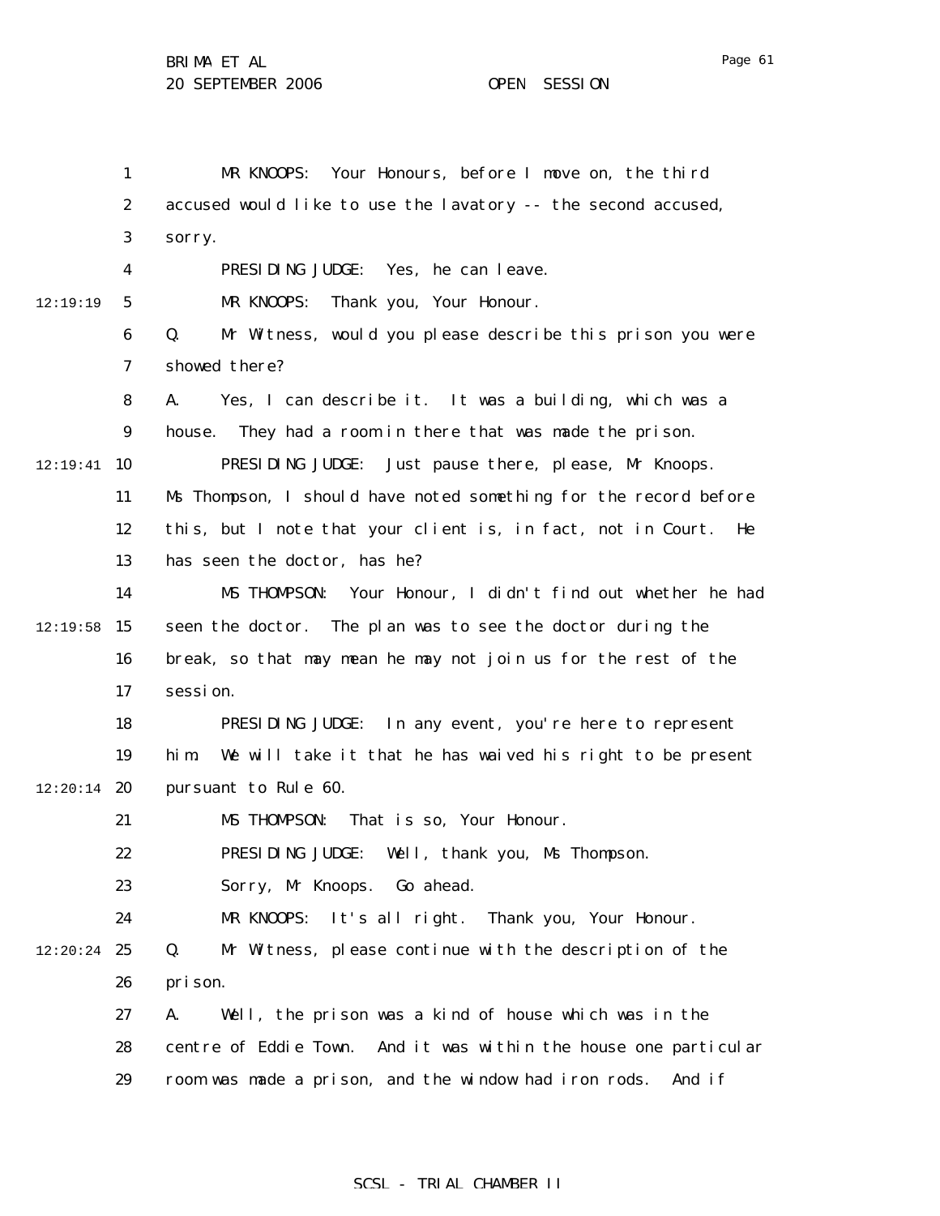MR KNOOPS: Your Honours, before I move on, the third accused would like to use the lavatory -- the second accused, sorry.

PRESIDING JUDGE: Yes, he can leave.

MR KNOOPS: Thank you, Your Honour.

Q. Mr Witness, would you please describe this prison you were showed there?

A. Yes, I can describe it. It was a building, which was a house. They had a room in there that was made the prison.

PRESIDING JUDGE: Just pause there, please, Mr Knoops. Ms Thompson, I should have noted something for the record before this, but I note that your client is, in fact, not in Court. He has seen the doctor, has he?

MS THOMPSON: Your Honour, I didn't find out whether he had seen the doctor. The plan was to see the doctor during the break, so that may mean he may not join us for the rest of the session.

PRESIDING JUDGE: In any event, you're here to represent him. We will take it that he has waived his right to be present pursuant to Rule 60.

MS THOMPSON: That is so, Your Honour.

PRESIDING JUDGE: Well, thank you, Ms Thompson.

Sorry, Mr Knoops. Go ahead.

MR KNOOPS: It's all right. Thank you, Your Honour.

Q. Mr Witness, please continue with the description of the prison.

A. Well, the prison was a kind of house which was in the centre of Eddie Town. And it was within the house one particular room was made a prison, and the window had iron rods. And if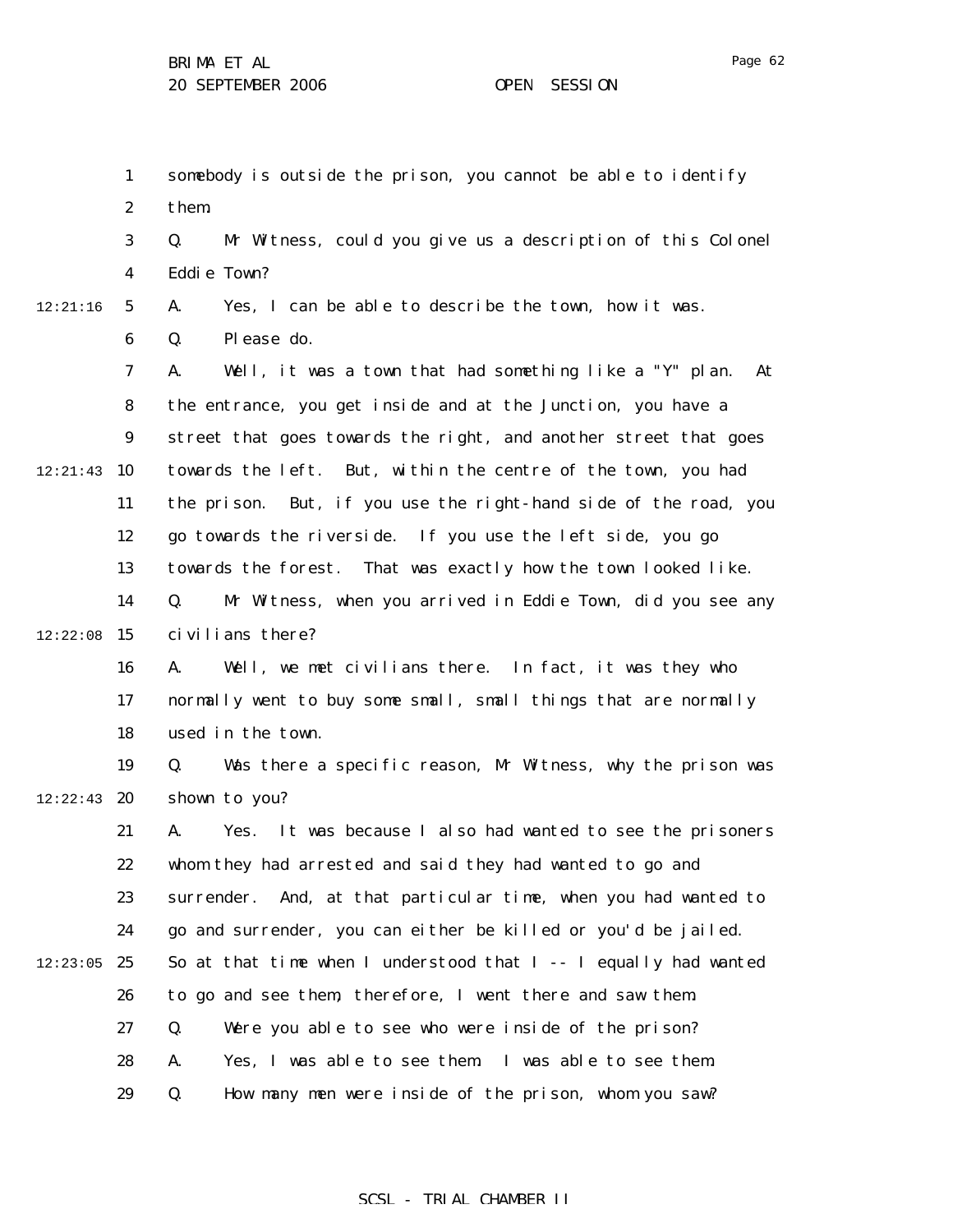somebody is outside the prison, you cannot be able to identify them.

Q. Mr Witness, could you give us a description of this Colonel Eddie Town?

A. Yes, I can be able to describe the town, how it was.

Q. Please do.

A. Well, it was a town that had something like a "Y" plan. At the entrance, you get inside and at the Junction, you have a street that goes towards the right, and another street that goes towards the left. But, within the centre of the town, you had the prison. But, if you use the right-hand side of the road, you go towards the riverside. If you use the left side, you go towards the forest. That was exactly how the town looked like.

Q. Mr Witness, when you arrived in Eddie Town, did you see any civilians there?

A. Well, we met civilians there. In fact, it was they who normally went to buy some small, small things that are normally used in the town.

Q. Was there a specific reason, Mr Witness, why the prison was shown to you?

A. Yes. It was because I also had wanted to see the prisoners whom they had arrested and said they had wanted to go and surrender. And, at that particular time, when you had wanted to go and surrender, you can either be killed or you'd be jailed. So at that time when I understood that I -- I equally had wanted to go and see them, therefore, I went there and saw them.

Q. Were you able to see who were inside of the prison?

A. Yes, I was able to see them. I was able to see them.

Q. How many men were inside of the prison, whom you saw?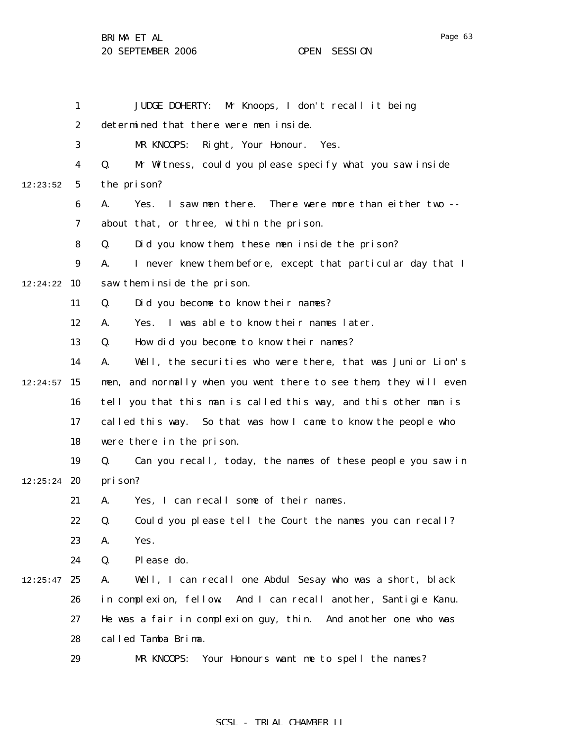JUDGE DOHERTY: Mr Knoops, I don't recall it being determined that there were men inside.

MR KNOOPS: Right, Your Honour. Yes.

Q. Mr Witness, could you please specify what you saw inside the prison?

A. Yes. I saw men there. There were more than either two -- about that, or three, within the prison.

Q. Did you know them, these men inside the prison?

A. I never knew them before, except that particular day that I saw them inside the prison.

Q. Did you become to know their names?

A. Yes. I was able to know their names later.

Q. How did you become to know their names?

A. Well, the securities who were there, that was Junior Lion's men, and normally when you went there to see them, they will even tell you that this man is called this way, and this other man is called this way. So that was how I came to know the people who were there in the prison.

Q. Can you recall, today, the names of these people you saw in prison?

A. Yes, I can recall some of their names.

Q. Could you please tell the Court the names you can recall?

A. Yes.

Q. Please do.

A. Well, I can recall one Abdul Sesay who was a short, black in complexion, fellow. And I can recall another, Santigie Kanu. He was a fair in complexion guy, thin. And another one who was called Tamba Brima.

MR KNOOPS: Your Honours want me to spell the names?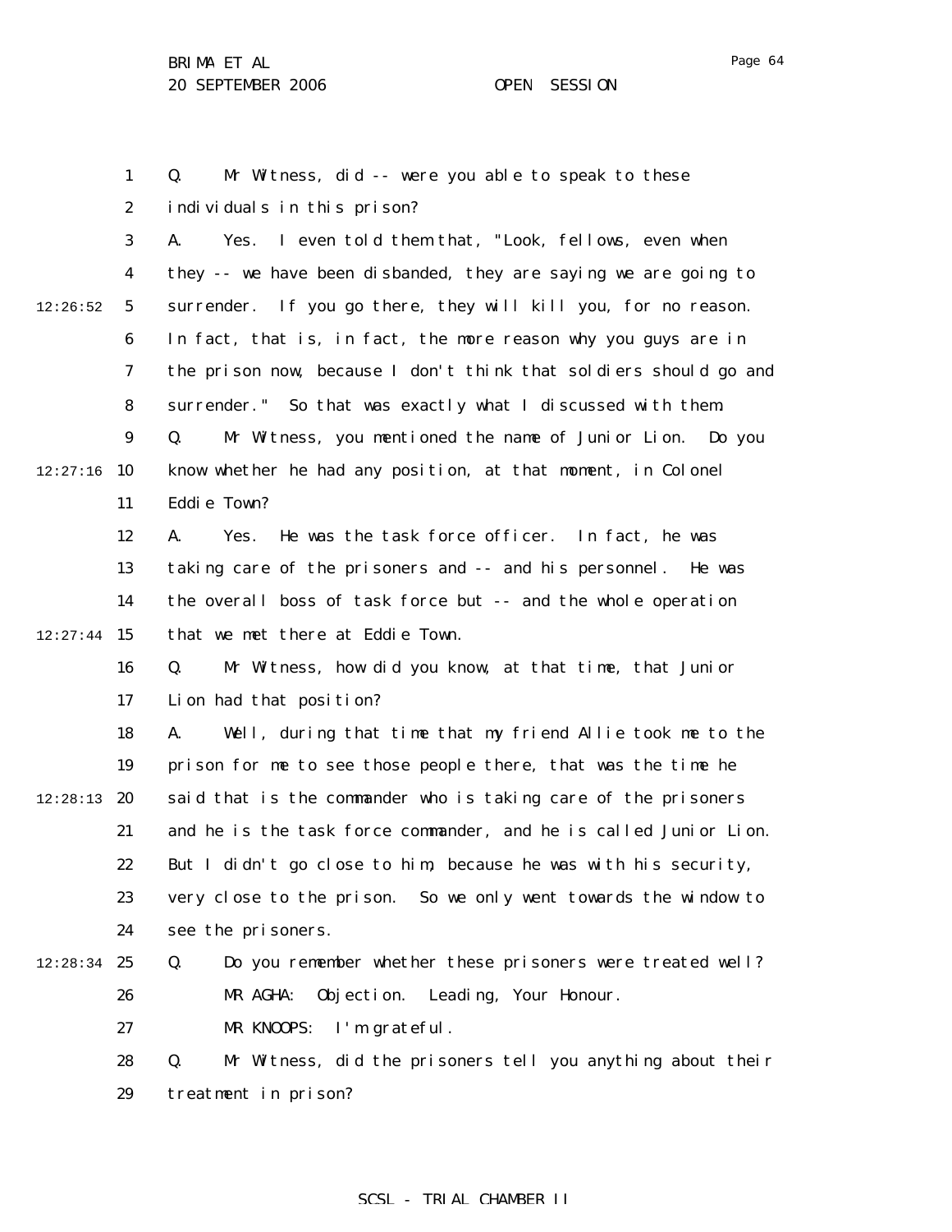Q. Mr Witness, did -- were you able to speak to these individuals in this prison?

A. Yes. I even told them that, "Look, fellows, even when they -- we have been disbanded, they are saying we are going to surrender. If you go there, they will kill you, for no reason. In fact, that is, in fact, the more reason why you guys are in the prison now, because I don't think that soldiers should go and surrender." So that was exactly what I discussed with them.

Q. Mr Witness, you mentioned the name of Junior Lion. Do you know whether he had any position, at that moment, in Colonel Eddie Town?

A. Yes. He was the task force officer. In fact, he was taking care of the prisoners and -- and his personnel. He was the overall boss of task force but -- and the whole operation that we met there at Eddie Town.

Q. Mr Witness, how did you know, at that time, that Junior Lion had that position?

A. Well, during that time that my friend Allie took me to the prison for me to see those people there, that was the time he said that is the commander who is taking care of the prisoners and he is the task force commander, and he is called Junior Lion. But I didn't go close to him, because he was with his security, very close to the prison. So we only went towards the window to see the prisoners.

Q. Do you remember whether these prisoners were treated well?

MR AGHA: Objection. Leading, Your Honour.

MR KNOOPS: I'm grateful.

Q. Mr Witness, did the prisoners tell you anything about their treatment in prison?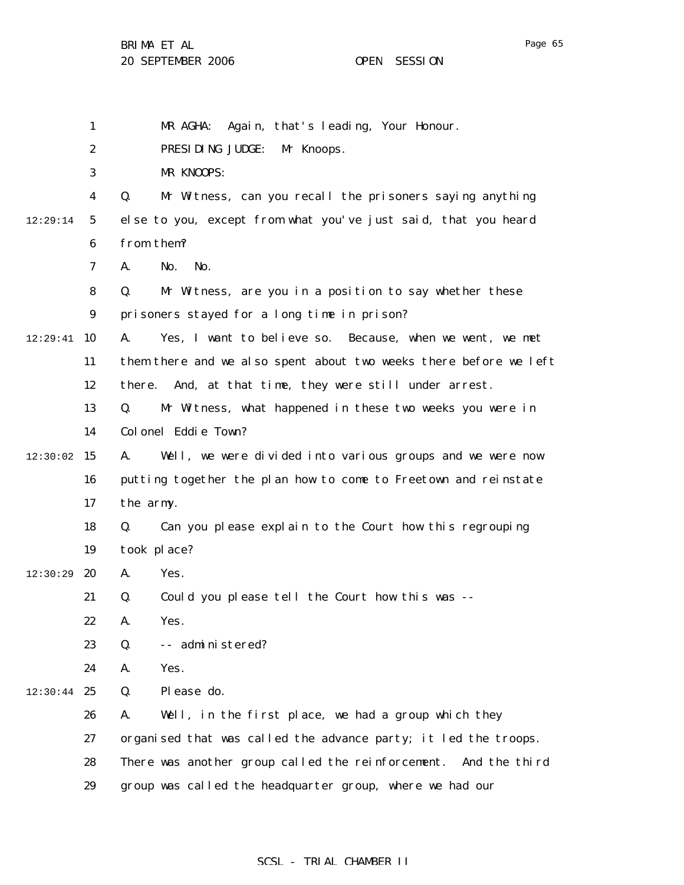MR AGHA: Again, that's leading, Your Honour.

PRESIDING JUDGE: Mr Knoops.

MR KNOOPS:

Q. Mr Witness, can you recall the prisoners saying anything else to you, except from what you've just said, that you heard from them?

A. No. No.

Q. Mr Witness, are you in a position to say whether these prisoners stayed for a long time in prison?

A. Yes, I want to believe so. Because, when we went, we met them there and we also spent about two weeks there before we left there. And, at that time, they were still under arrest.

Q. Mr Witness, what happened in these two weeks you were in Colonel Eddie Town?

A. Well, we were divided into various groups and we were now putting together the plan how to come to Freetown and reinstate the army.

Q. Can you please explain to the Court how this regrouping took place?

A. Yes.

Q. Could you please tell the Court how this was --

A. Yes.

Q. -- administered?

A. Yes.

Q. Please do.

A. Well, in the first place, we had a group which they organised that was called the advance party; it led the troops. There was another group called the reinforcement. And the third group was called the headquarter group, where we had our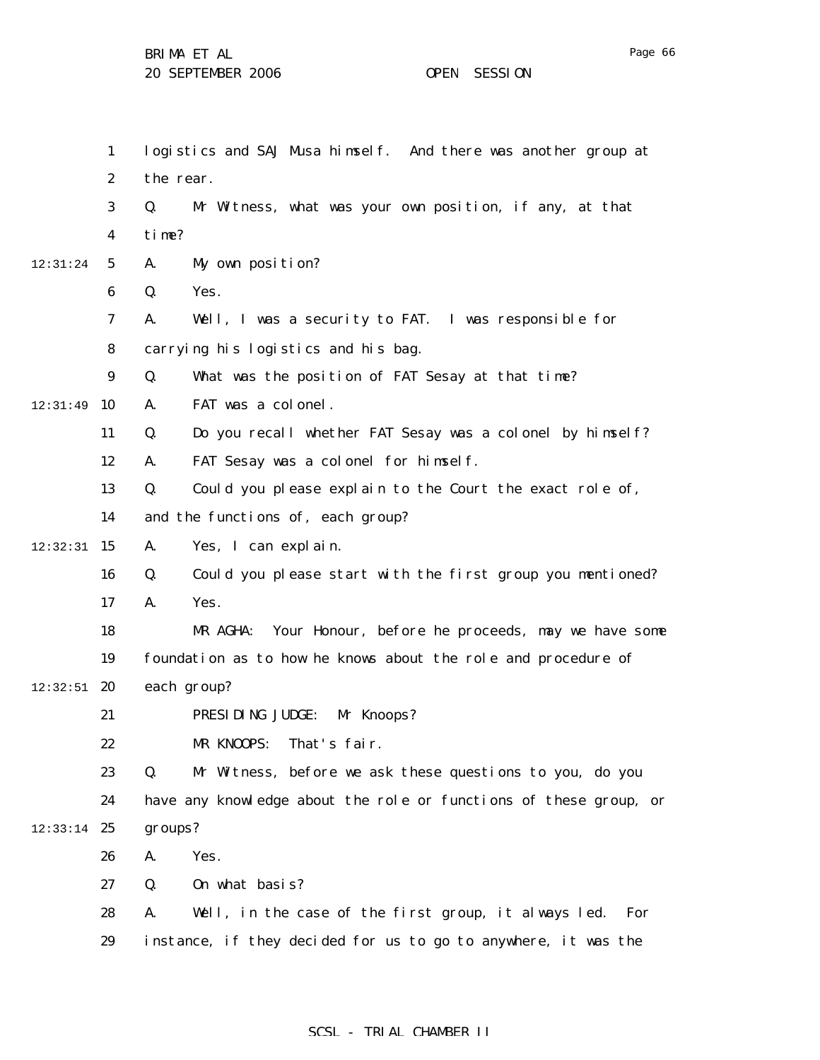logistics and SAJ Musa himself. And there was another group at the rear.

Q. Mr Witness, what was your own position, if any, at that time?

A. My own position?

Q. Yes.

A. Well, I was a security to FAT. I was responsible for carrying his logistics and his bag.

Q. What was the position of FAT Sesay at that time?

A. FAT was a colonel.

Q. Do you recall whether FAT Sesay was a colonel by himself?

A. FAT Sesay was a colonel for himself.

Q. Could you please explain to the Court the exact role of, and the functions of, each group?

A. Yes, I can explain.

Q. Could you please start with the first group you mentioned?

A. Yes.

MR AGHA: Your Honour, before he proceeds, may we have some foundation as to how he knows about the role and procedure of each group?

PRESIDING JUDGE: Mr Knoops?

MR KNOOPS: That's fair.

Q. Mr Witness, before we ask these questions to you, do you have any knowledge about the role or functions of these group, or groups?

A. Yes.

Q. On what basis?

A. Well, in the case of the first group, it always led. For instance, if they decided for us to go to anywhere, it was the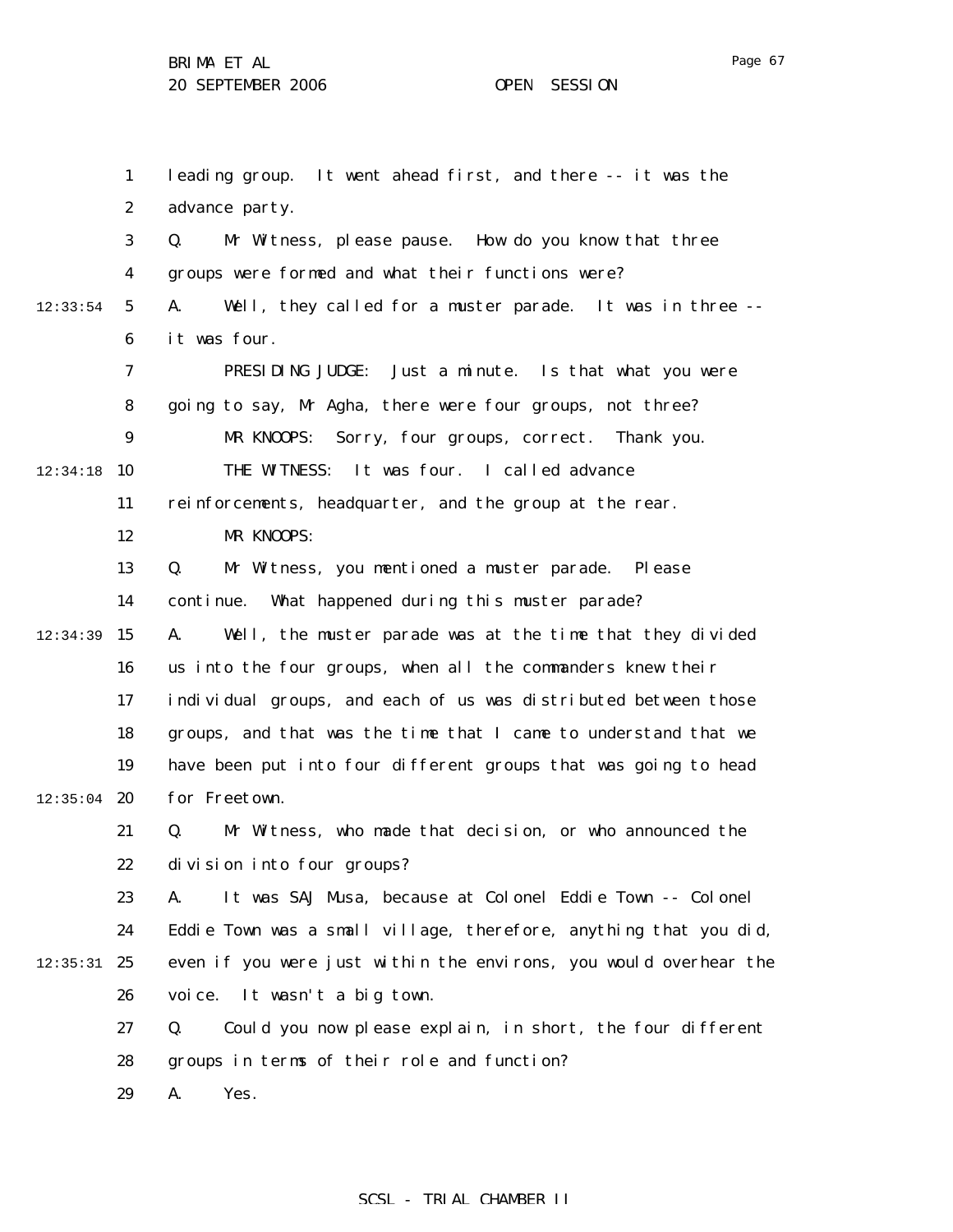leading group. It went ahead first, and there -- it was the advance party.

Q. Mr Witness, please pause. How do you know that three groups were formed and what their functions were?

A. Well, they called for a muster parade. It was in three -- it was four.

PRESIDING JUDGE: Just a minute. Is that what you were going to say, Mr Agha, there were four groups, not three?

MR KNOOPS: Sorry, four groups, correct. Thank you.

THE WITNESS: It was four. I called advance reinforcements, headquarter, and the group at the rear.

MR KNOOPS:

Q. Mr Witness, you mentioned a muster parade. Please continue. What happened during this muster parade?

A. Well, the muster parade was at the time that they divided us into the four groups, when all the commanders knew their individual groups, and each of us was distributed between those groups, and that was the time that I came to understand that we have been put into four different groups that was going to head for Freetown.

Q. Mr Witness, who made that decision, or who announced the division into four groups?

A. It was SAJ Musa, because at Colonel Eddie Town -- Colonel Eddie Town was a small village, therefore, anything that you did, even if you were just within the environs, you would overhear the voice. It wasn't a big town.

Q. Could you now please explain, in short, the four different groups in terms of their role and function?

A. Yes.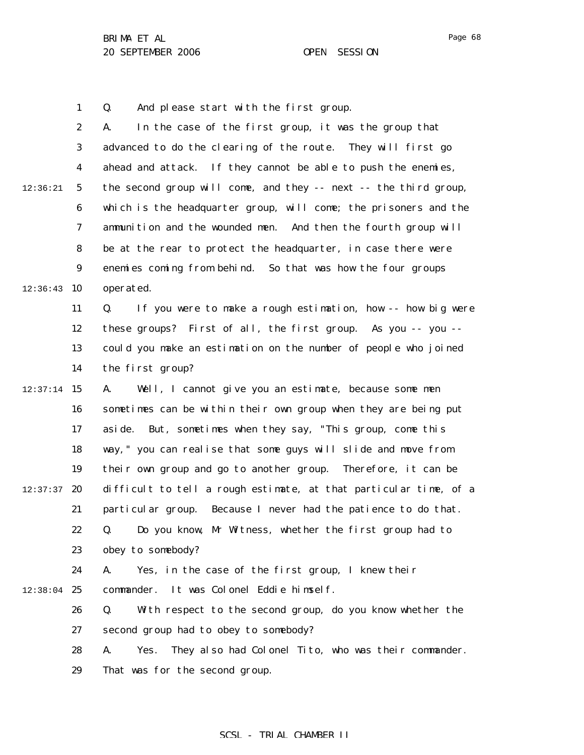Q. And please start with the first group.

A. In the case of the first group, it was the group that advanced to do the clearing of the route. They will first go ahead and attack. If they cannot be able to push the enemies, the second group will come, and they -- next -- the third group, which is the headquarter group, will come; the prisoners and the ammunition and the wounded men. And then the fourth group will be at the rear to protect the headquarter, in case there were enemies coming from behind. So that was how the four groups operated.

Q. If you were to make a rough estimation, how -- how big were these groups? First of all, the first group. As you -- you -- could you make an estimation on the number of people who joined the first group?

A. Well, I cannot give you an estimate, because some men sometimes can be within their own group when they are being put aside. But, sometimes when they say, "This group, come this way," you can realise that some guys will slide and move from their own group and go to another group. Therefore, it can be difficult to tell a rough estimate, at that particular time, of a particular group. Because I never had the patience to do that.

Q. Do you know, Mr Witness, whether the first group had to obey to somebody?

A. Yes, in the case of the first group, I knew their commander. It was Colonel Eddie himself.

Q. With respect to the second group, do you know whether the second group had to obey to somebody?

A. Yes. They also had Colonel Tito, who was their commander. That was for the second group.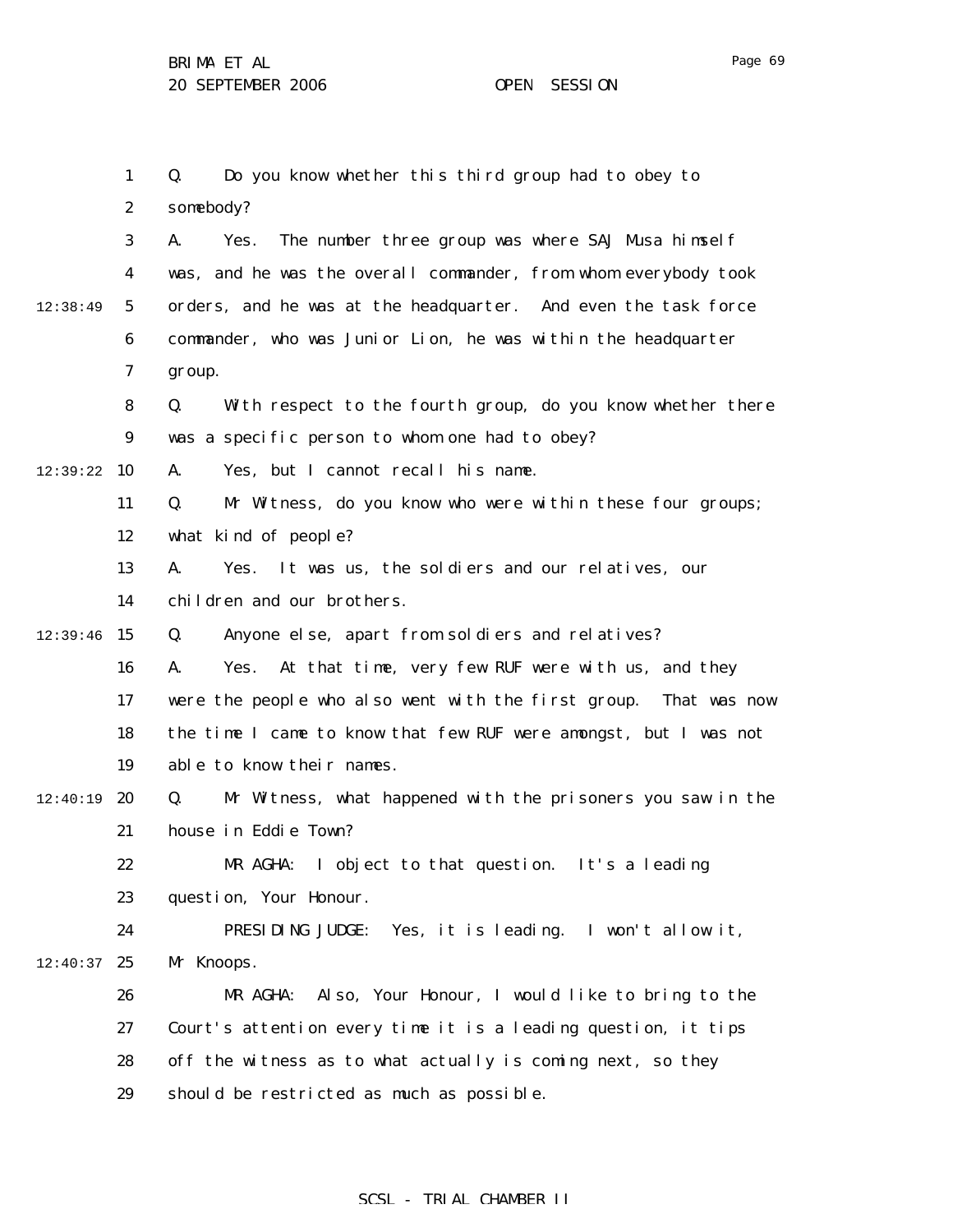Q. Do you know whether this third group had to obey to somebody?

A. Yes. The number three group was where SAJ Musa himself was, and he was the overall commander, from whom everybody took orders, and he was at the headquarter. And even the task force commander, who was Junior Lion, he was within the headquarter group.

Q. With respect to the fourth group, do you know whether there was a specific person to whom one had to obey?

A. Yes, but I cannot recall his name.

Q. Mr Witness, do you know who were within these four groups; what kind of people?

A. Yes. It was us, the soldiers and our relatives, our children and our brothers.

Q. Anyone else, apart from soldiers and relatives?

A. Yes. At that time, very few RUF were with us, and they were the people who also went with the first group. That was now the time I came to know that few RUF were amongst, but I was not able to know their names.

Q. Mr Witness, what happened with the prisoners you saw in the house in Eddie Town?

MR AGHA: I object to that question. It's a leading question, Your Honour.

PRESIDING JUDGE: Yes, it is leading. I won't allow it, Mr Knoops.

MR AGHA: Also, Your Honour, I would like to bring to the Court's attention every time it is a leading question, it tips off the witness as to what actually is coming next, so they should be restricted as much as possible.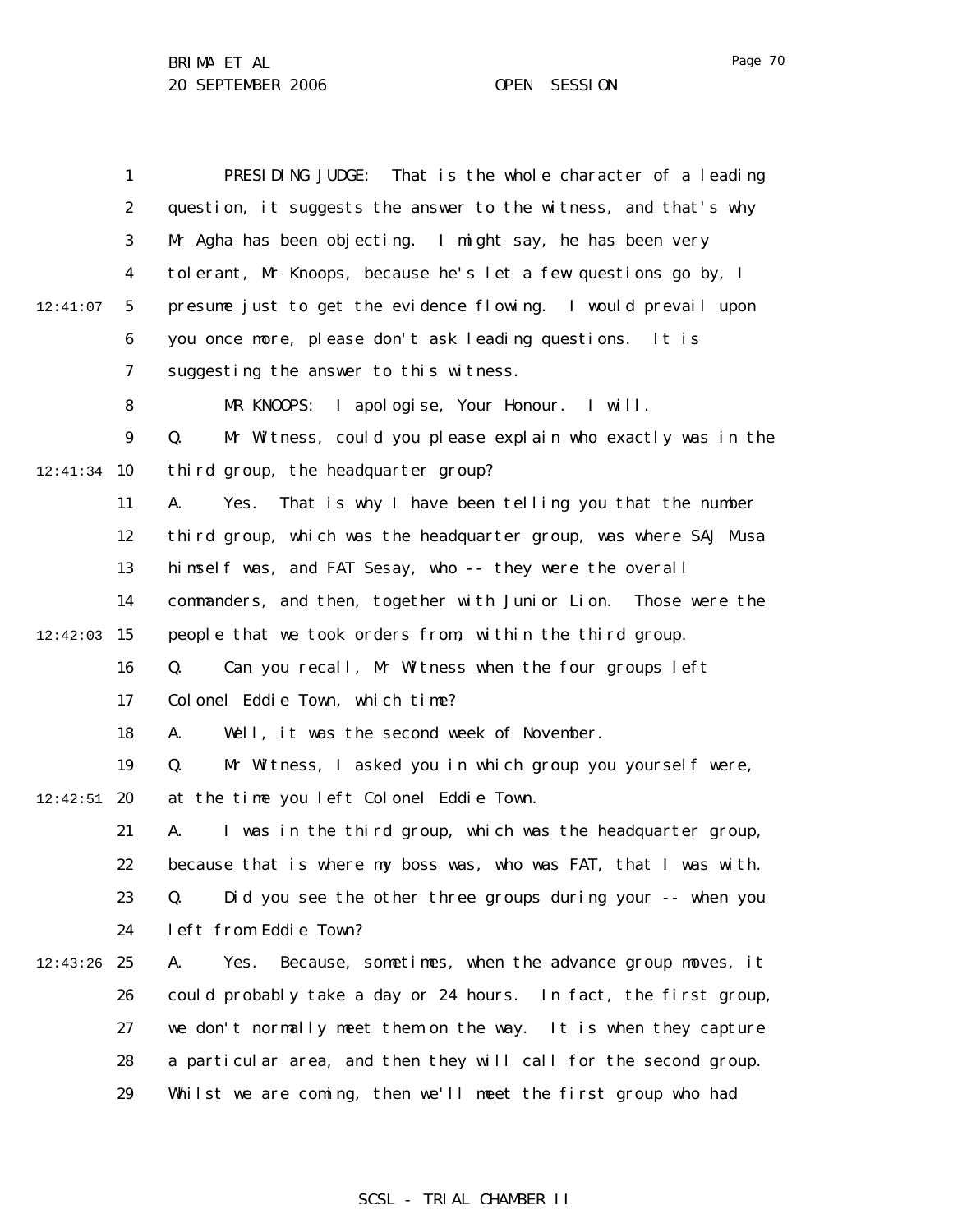PRESIDING JUDGE: That is the whole character of a leading question, it suggests the answer to the witness, and that's why Mr Agha has been objecting. I might say, he has been very tolerant, Mr Knoops, because he's let a few questions go by, I presume just to get the evidence flowing. I would prevail upon you once more, please don't ask leading questions. It is suggesting the answer to this witness.

MR KNOOPS: I apologise, Your Honour. I will.

Q. Mr Witness, could you please explain who exactly was in the third group, the headquarter group?

A. Yes. That is why I have been telling you that the number third group, which was the headquarter group, was where SAJ Musa himself was, and FAT Sesay, who -- they were the overall commanders, and then, together with Junior Lion. Those were the people that we took orders from, within the third group.

Q. Can you recall, Mr Witness when the four groups left Colonel Eddie Town, which time?

A. Well, it was the second week of November.

Q. Mr Witness, I asked you in which group you yourself were, at the time you left Colonel Eddie Town.

A. I was in the third group, which was the headquarter group, because that is where my boss was, who was FAT, that I was with.

Q. Did you see the other three groups during your -- when you left from Eddie Town?

A. Yes. Because, sometimes, when the advance group moves, it could probably take a day or 24 hours. In fact, the first group, we don't normally meet them on the way. It is when they capture a particular area, and then they will call for the second group. Whilst we are coming, then we'll meet the first group who had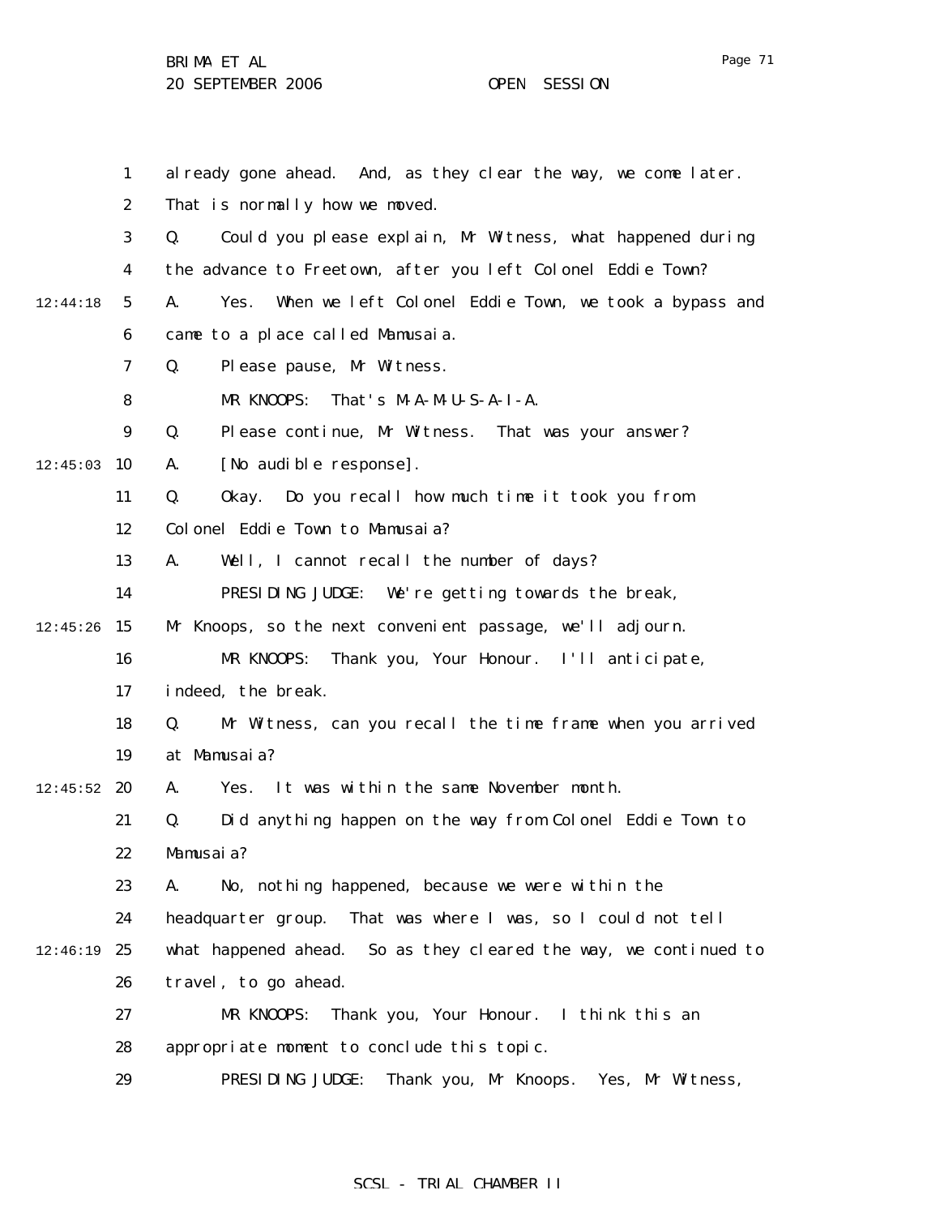already gone ahead. And, as they clear the way, we come later. That is normally how we moved.

Q. Could you please explain, Mr Witness, what happened during the advance to Freetown, after you left Colonel Eddie Town?

A. Yes. When we left Colonel Eddie Town, we took a bypass and came to a place called Mamusaia.

Q. Please pause, Mr Witness.

MR KNOOPS: That's M-A-M-U-S-A-I-A.

Q. Please continue, Mr Witness. That was your answer?

A. [No audible response].

Q. Okay. Do you recall how much time it took you from Colonel Eddie Town to Mamusaia?

A. Well, I cannot recall the number of days?

PRESIDING JUDGE: We're getting towards the break, Mr Knoops, so the next convenient passage, we'll adjourn.

MR KNOOPS: Thank you, Your Honour. I'll anticipate, indeed, the break.

Q. Mr Witness, can you recall the time frame when you arrived at Mamusaia?

A. Yes. It was within the same November month.

Q. Did anything happen on the way from Colonel Eddie Town to Mamusaia?

A. No, nothing happened, because we were within the headquarter group. That was where I was, so I could not tell what happened ahead. So as they cleared the way, we continued to travel, to go ahead.

MR KNOOPS: Thank you, Your Honour. I think this an appropriate moment to conclude this topic.

PRESIDING JUDGE: Thank you, Mr Knoops. Yes, Mr Witness,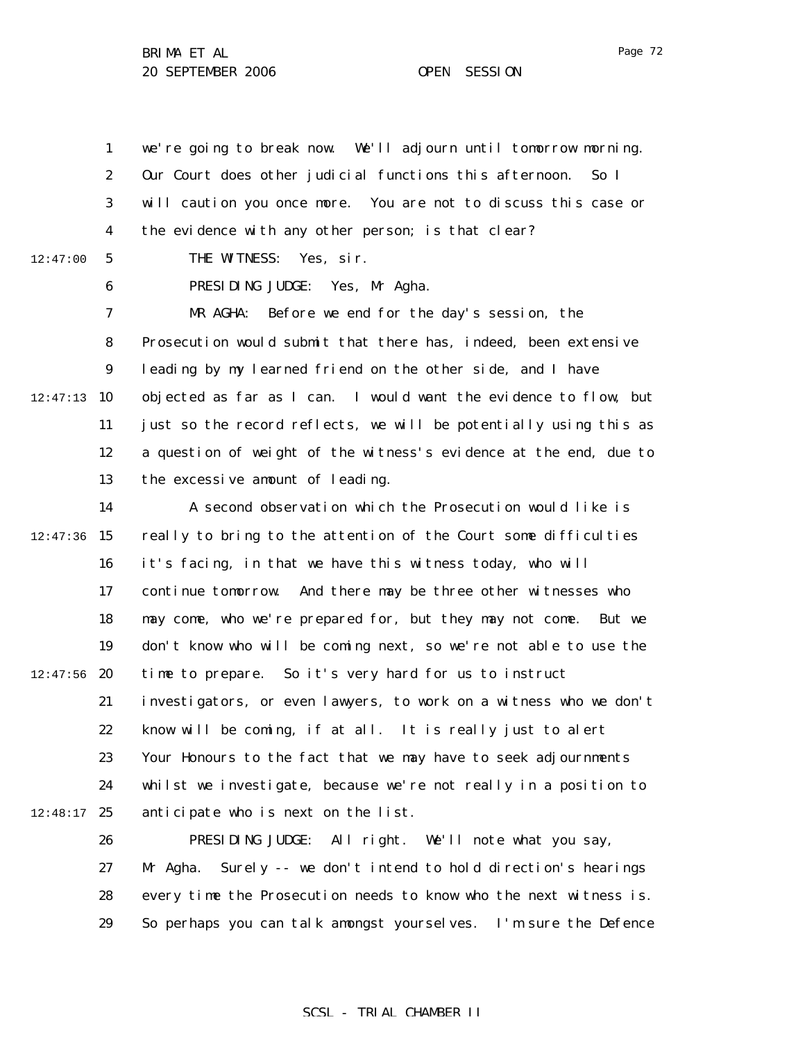we're going to break now. We'll adjourn until tomorrow morning. Our Court does other judicial functions this afternoon. So I will caution you once more. You are not to discuss this case or the evidence with any other person; is that clear?

THE WITNESS: Yes, sir.

PRESIDING JUDGE: Yes, Mr Agha.

MR AGHA: Before we end for the day's session, the Prosecution would submit that there has, indeed, been extensive leading by my learned friend on the other side, and I have objected as far as I can. I would want the evidence to flow, but just so the record reflects, we will be potentially using this as a question of weight of the witness's evidence at the end, due to the excessive amount of leading.

A second observation which the Prosecution would like is really to bring to the attention of the Court some difficulties it's facing, in that we have this witness today, who will continue tomorrow. And there may be three other witnesses who may come, who we're prepared for, but they may not come. But we don't know who will be coming next, so we're not able to use the time to prepare. So it's very hard for us to instruct investigators, or even lawyers, to work on a witness who we don't know will be coming, if at all. It is really just to alert Your Honours to the fact that we may have to seek adjournments whilst we investigate, because we're not really in a position to anticipate who is next on the list.

PRESIDING JUDGE: All right. We'll note what you say, Mr Agha. Surely -- we don't intend to hold direction's hearings every time the Prosecution needs to know who the next witness is. So perhaps you can talk amongst yourselves. I'm sure the Defence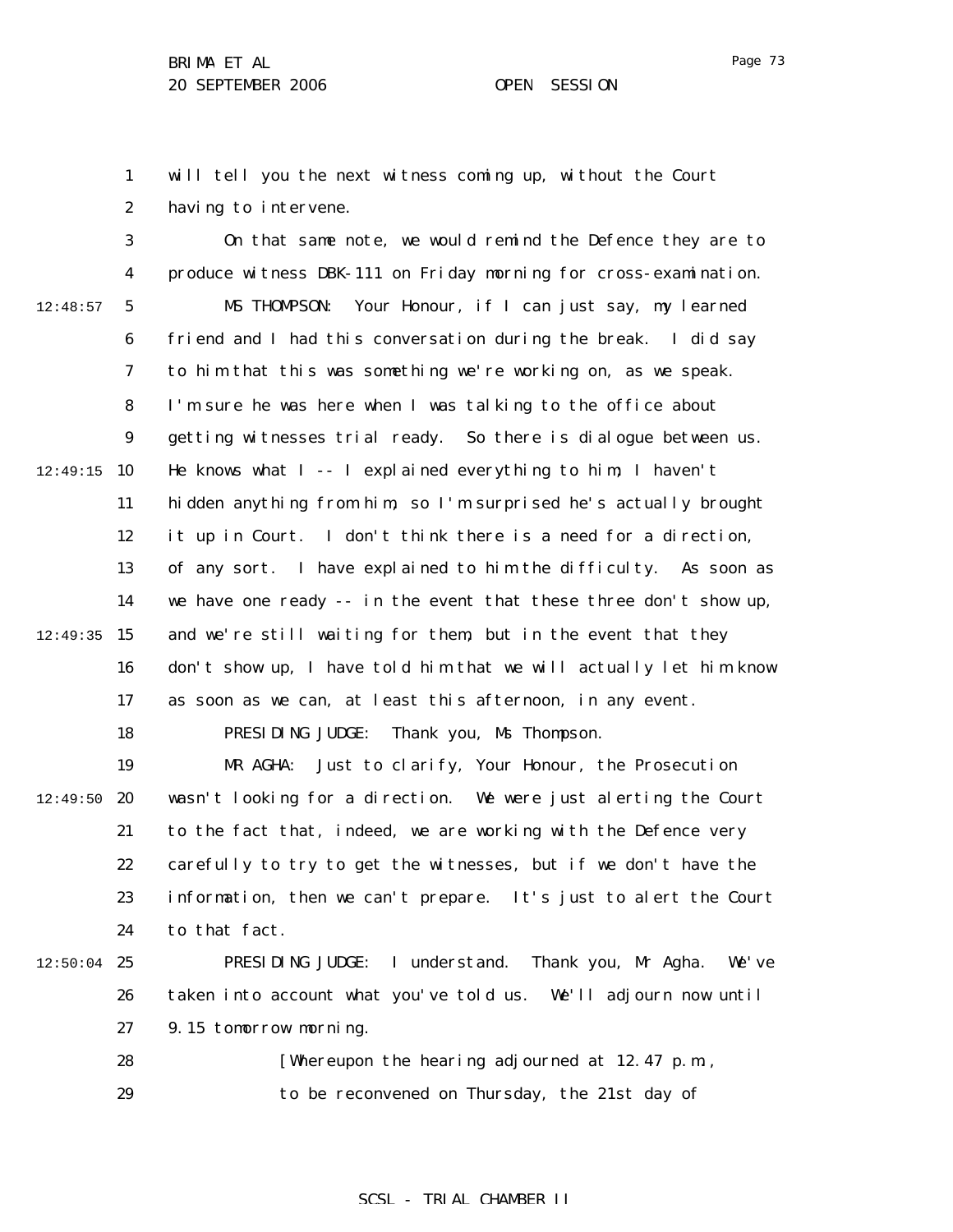will tell you the next witness coming up, without the Court having to intervene.

On that same note, we would remind the Defence they are to produce witness DBK-111 on Friday morning for cross-examination.

MS THOMPSON: Your Honour, if I can just say, my learned friend and I had this conversation during the break. I did say to him that this was something we're working on, as we speak. I'm sure he was here when I was talking to the office about getting witnesses trial ready. So there is dialogue between us. He knows what I -- I explained everything to him; I haven't hidden anything from him, so I'm surprised he's actually brought it up in Court. I don't think there is a need for a direction, of any sort. I have explained to him the difficulty. As soon as we have one ready -- in the event that these three don't show up, and we're still waiting for them, but in the event that they don't show up, I have told him that we will actually let him know as soon as we can, at least this afternoon, in any event.

PRESIDING JUDGE: Thank you, Ms Thompson.

MR AGHA: Just to clarify, Your Honour, the Prosecution wasn't looking for a direction. We were just alerting the Court to the fact that, indeed, we are working with the Defence very carefully to try to get the witnesses, but if we don't have the information, then we can't prepare. It's just to alert the Court to that fact.

PRESIDING JUDGE: I understand. Thank you, Mr Agha. We've taken into account what you've told us. We'll adjourn now until 9.15 tomorrow morning.

[Whereupon the hearing adjourned at 12.47 p.m., to be reconvened on Thursday, the 21st day of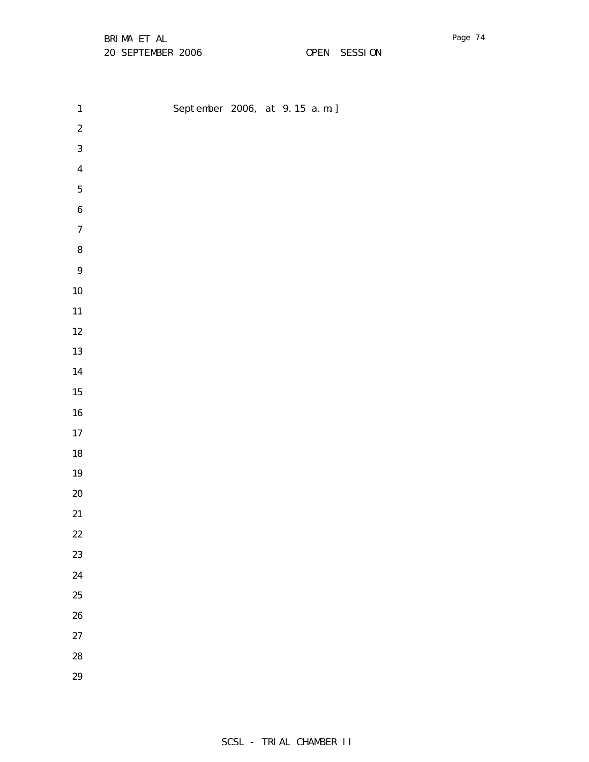September 2006, at 9.15 a.m.]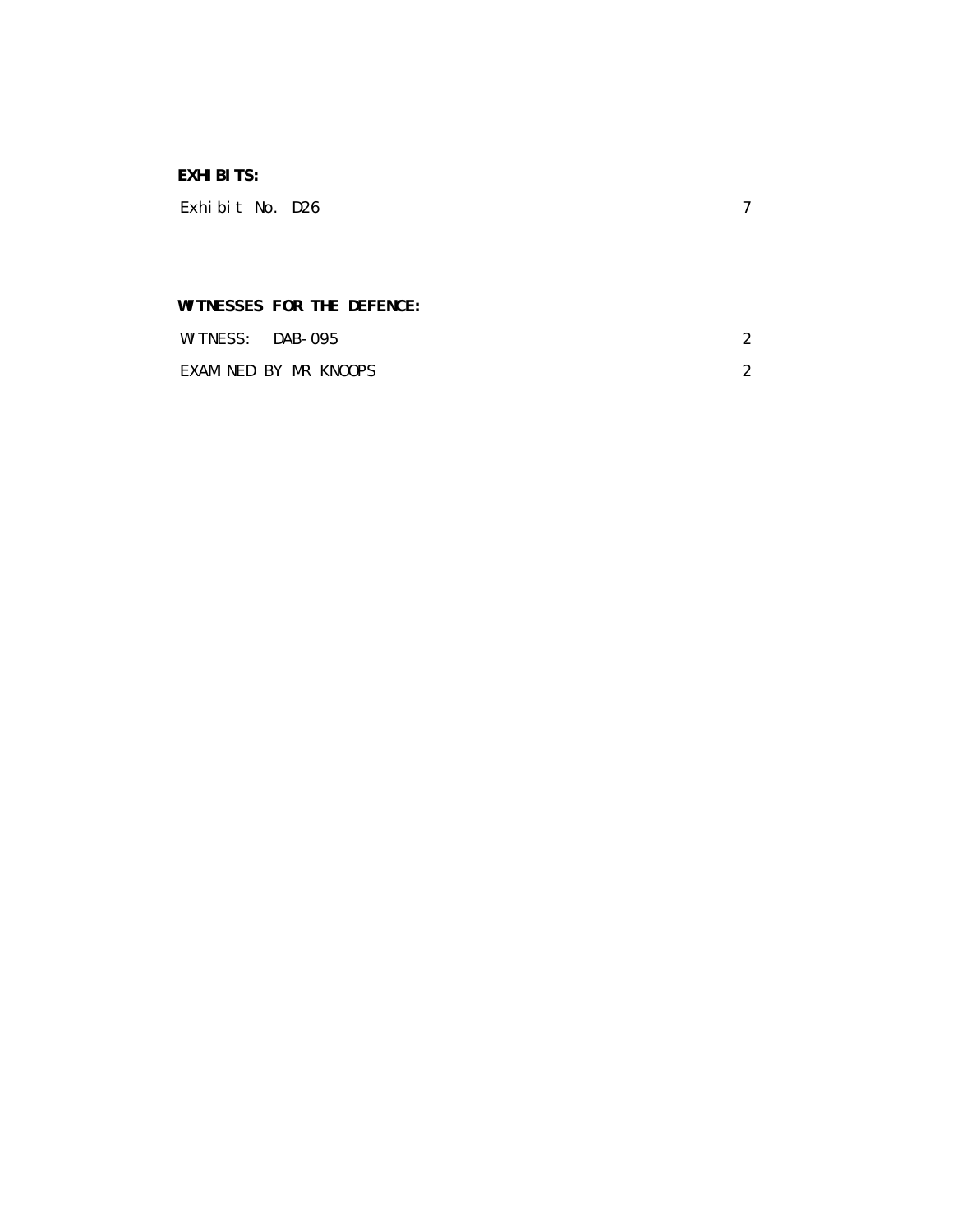**EXHIBITS:**

| | |
|---|---|
| Exhibit No. D26 | 7 |

**WITNESSES FOR THE DEFENCE:**

| | |
|---|---|
| WITNESS: DAB-095 | 2 |
| EXAMINED BY MR KNOOPS | 2 |